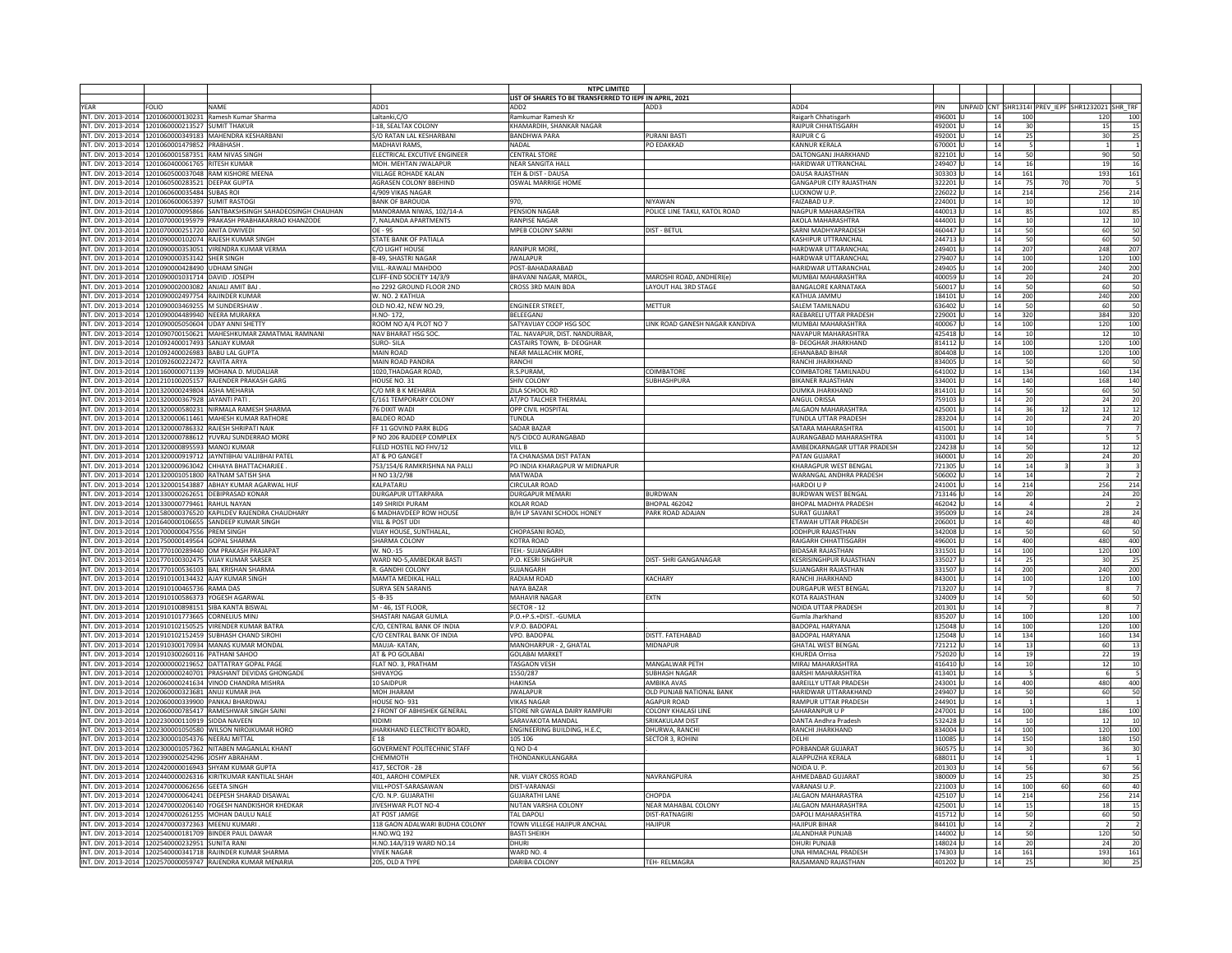**NTPC LIMITED**

**LIST OF SHARES TO BE TRANSFERRED TO IEPF IN APRIL, 2021**

| YEAR | FOLIO | NAME | ADD1 | ADD2 | ADD3 | ADD4 | PIN | UNPAID | CNT | SHR1314I | PREV_IEPF | SHR1232021 | SHR_TRF |
|---|---|---|---|---|---|---|---|---|---|---|---|---|---|
| INT. DIV. 2013-2014 | 1201060000130231 | Ramesh Kumar Sharma | Laltanki,C/O | Ramkumar Ramesh Kr | | Raigarh Chhatisgarh | 496001 | U | 14 | 100 | | 120 | 100 |
| INT. DIV. 2013-2014 | 1201060000213527 | SUMIT THAKUR | I-18, SEALTAX COLONY | KHAMARDIH, SHANKAR NAGAR | | RAIPUR CHHATISGARH | 492001 | U | 14 | 30 | | 15 | 15 |
| INT. DIV. 2013-2014 | 1201060000349183 | MAHENDRA KESHARBANI | S/O RATAN LAL KESHARBANI | BANDHWA PARA | PURANI BASTI | RAIPUR C G | 492001 | U | 14 | 25 | | 30 | 25 |
| INT. DIV. 2013-2014 | 1201060001479852 | PRABHASH . | MADHAVI RAMS, | NADAL | PO EDAKKAD | KANNUR KERALA | 670001 | U | 14 | 5 | | 1 | 1 |
| INT. DIV. 2013-2014 | 1201060001587351 | RAM NIVAS SINGH | ELECTRICAL EXCUTIVE ENGINEER | CENTRAL STORE | | DALTONGANJ JHARKHAND | 822101 | U | 14 | 50 | | 90 | 50 |
| INT. DIV. 2013-2014 | 1201060400061765 | RITESH KUMAR | MOH. MEHTAN JWALAPUR | NEAR SANGITA HALL | | HARIDWAR UTTRANCHAL | 249407 | U | 14 | 16 | | 19 | 16 |
| INT. DIV. 2013-2014 | 1201060500037048 | RAM KISHORE MEENA | VILLAGE ROHADE KALAN | TEH & DIST - DAUSA | | DAUSA RAJASTHAN | 303303 | U | 14 | 161 | | 193 | 161 |
| INT. DIV. 2013-2014 | 1201060500283521 | DEEPAK GUPTA | AGRASEN COLONY BBEHIND | OSWAL MARRIGE HOME | | GANGAPUR CITY RAJASTHAN | 322201 | U | 14 | 75 | 70 | 70 | 5 |
| INT. DIV. 2013-2014 | 1201060600035484 | SUBAS ROI | 4/909 VIKAS NAGAR | | | LUCKNOW U.P. | 226022 | U | 14 | 214 | | 256 | 214 |
| INT. DIV. 2013-2014 | 1201060600065397 | SUMIT RASTOGI | BANK OF BAROUDA | 970, | NIYAWAN | FAIZABAD U.P. | 224001 | U | 14 | 10 | | 12 | 10 |
| INT. DIV. 2013-2014 | 1201070000095866 | SANTBAKSHSINGH SAHADEOSINGH CHAUHAN | MANORAMA NIWAS, 102/14-A | PENSION NAGAR | POLICE LINE TAKLI, KATOL ROAD | NAGPUR MAHARASHTRA | 440013 | U | 14 | 85 | | 102 | 85 |
| INT. DIV. 2013-2014 | 1201070000195979 | PRAKASH PRABHAKARRAO KHANZODE | 7, NALANDA APARTMENTS | RANPISE NAGAR | | AKOLA MAHARASHTRA | 444001 | U | 14 | 10 | | 12 | 10 |
| INT. DIV. 2013-2014 | 1201070000251720 | ANITA DWIVEDI | OE - 95 | MPEB COLONY SARNI | DIST - BETUL | SARNI MADHYAPRADESH | 460447 | U | 14 | 50 | | 60 | 50 |
| INT. DIV. 2013-2014 | 1201090000102074 | RAJESH KUMAR SINGH | STATE BANK OF PATIALA | | | KASHIPUR UTTRANCHAL | 244713 | U | 14 | 50 | | 60 | 50 |
| INT. DIV. 2013-2014 | 1201090000353051 | VIRENDRA KUMAR VERMA | C/O LIGHT HOUSE | RANIPUR MORE, | | HARDWAR UTTARANCHAL | 249401 | U | 14 | 207 | | 248 | 207 |
| INT. DIV. 2013-2014 | 1201090000353142 | SHER SINGH | B-49, SHASTRI NAGAR | JWALAPUR | | HARDWAR UTTARANCHAL | 279407 | U | 14 | 100 | | 120 | 100 |
| INT. DIV. 2013-2014 | 1201090000428490 | UDHAM SINGH | VILL.-RAWALI MAHDOO | POST-BAHADARABAD | | HARIDWAR UTTARANCHAL | 249405 | U | 14 | 200 | | 240 | 200 |
| INT. DIV. 2013-2014 | 1201090001031714 | DAVID . JOSEPH | CLIFF-END SOCIETY 14/3/9 | BHAVANI NAGAR, MAROL, | MAROSHI ROAD, ANDHERI(e) | MUMBAI MAHARASHTRA | 400059 | U | 14 | 20 | | 24 | 20 |
| INT. DIV. 2013-2014 | 1201090002003082 | ANJALI AMIT BAJ . | no 2292 GROUND FLOOR 2ND | CROSS 3RD MAIN BDA | LAYOUT HAL 3RD STAGE | BANGALORE KARNATAKA | 560017 | U | 14 | 50 | | 60 | 50 |
| INT. DIV. 2013-2014 | 1201090002497754 | RAJINDER KUMAR | W. NO. 2 KATHUA | | | KATHUA JAMMU | 184101 | U | 14 | 200 | | 240 | 200 |
| INT. DIV. 2013-2014 | 1201090003469255 | M SUNDERSHAW . | OLD NO.42, NEW NO.29, | ENGINEER STREET, | METTUR | SALEM TAMILNADU | 636402 | U | 14 | 50 | | 60 | 50 |
| INT. DIV. 2013-2014 | 1201090004489940 | NEERA MURARKA | H.NO- 172, | BELEEGANJ | | RAEBARELI UTTAR PRADESH | 229001 | U | 14 | 320 | | 384 | 320 |
| INT. DIV. 2013-2014 | 1201090005050604 | UDAY ANNI SHETTY | ROOM NO A/4 PLOT NO 7 | SATYAVIJAY COOP HSG SOC | LINK ROAD GANESH NAGAR KANDIVA | MUMBAI MAHARASHTRA | 400067 | U | 14 | 100 | | 120 | 100 |
| INT. DIV. 2013-2014 | 1201090700150621 | MAHESHKUMAR ZAMATMAL RAMNANI | NAV BHARAT HSG SOC. | TAL. NAVAPUR, DIST. NANDURBAR, | | NAVAPUR MAHARASHTRA | 425418 | U | 14 | 10 | | 12 | 10 |
| INT. DIV. 2013-2014 | 1201092400017493 | SANJAY KUMAR | SURO- SILA | CASTAIRS TOWN, B- DEOGHAR | | B- DEOGHAR JHARKHAND | 814112 | U | 14 | 100 | | 120 | 100 |
| INT. DIV. 2013-2014 | 1201092400026983 | BABU LAL GUPTA | MAIN ROAD | NEAR MALLACHIK MORE, | | JEHANABAD BIHAR | 804408 | U | 14 | 100 | | 120 | 100 |
| INT. DIV. 2013-2014 | 1201092600222472 | KAVITA ARYA | MAIN ROAD PANDRA | RANCHI | | RANCHI JHARKHAND | 834005 | U | 14 | 50 | | 60 | 50 |
| INT. DIV. 2013-2014 | 1201160000071139 | MOHANA D. MUDALIAR | 1020,THADAGAR ROAD, | R.S.PURAM, | COIMBATORE | COIMBATORE TAMILNADU | 641002 | U | 14 | 134 | | 160 | 134 |
| INT. DIV. 2013-2014 | 1201210100205157 | RAJENDER PRAKASH GARG | HOUSE NO. 31 | SHIV COLONY | SUBHASHPURA | BIKANER RAJASTHAN | 334001 | U | 14 | 140 | | 168 | 140 |
| INT. DIV. 2013-2014 | 1201320000249804 | ASHA MEHARIA | C/O MR B K MEHARIA | ZILA SCHOOL RD | | DUMKA JHARKHAND | 814101 | U | 14 | 50 | | 60 | 50 |
| INT. DIV. 2013-2014 | 1201320000367928 | JAYANTI PATI . | E/161 TEMPORARY COLONY | AT/PO TALCHER THERMAL | | ANGUL ORISSA | 759103 | U | 14 | 20 | | 24 | 20 |
| INT. DIV. 2013-2014 | 1201320000580231 | NIRMALA RAMESH SHARMA | 76 DIXIT WADI | OPP CIVIL HOSPITAL | | JALGAON MAHARASHTRA | 425001 | U | 14 | 36 | 12 | 12 | 12 |
| INT. DIV. 2013-2014 | 1201320000611461 | MAHESH KUMAR RATHORE | BALDEO ROAD | TUNDLA | | TUNDLA UTTAR PRADESH | 283204 | U | 14 | 20 | | 24 | 20 |
| INT. DIV. 2013-2014 | 1201320000786332 | RAJESH SHRIPATI NAIK | FF 11 GOVIND PARK BLDG | SADAR BAZAR | | SATARA MAHARASHTRA | 415001 | U | 14 | 10 | | 7 | 7 |
| INT. DIV. 2013-2014 | 1201320000788612 | YUVRAJ SUNDERRAO MORE | P NO 206 RAJDEEP COMPLEX | N/5 CIDCO AURANGABAD | | AURANGABAD MAHARASHTRA | 431001 | U | 14 | 14 | | 5 | 5 |
| INT. DIV. 2013-2014 | 1201320000895593 | MANOJ KUMAR | FLELD HOSTEL NO FHV/12 | VILL B | | AMBEDKARNAGAR UTTAR PRADESH | 224238 | U | 14 | 50 | | 12 | 12 |
| INT. DIV. 2013-2014 | 1201320000919712 | JAYNTIBHAI VALJIBHAI PATEL | AT & PO GANGET | TA CHANASMA DIST PATAN | | PATAN GUJARAT | 360001 | U | 14 | 20 | | 24 | 20 |
| INT. DIV. 2013-2014 | 1201320000963042 | CHHAYA BHATTACHARJEE . | 753/154/6 RAMKRISHNA NA PALLI | PO INDIA KHARAGPUR W MIDNAPUR | | KHARAGPUR WEST BENGAL | 721305 | U | 14 | 14 | 3 | 3 | 3 |
| INT. DIV. 2013-2014 | 1201320001051800 | RATNAM SATISH SHA | H NO 13/2/98 | MATWADA | | WARANGAL ANDHRA PRADESH | 506002 | U | 14 | 14 | | 2 | 2 |
| INT. DIV. 2013-2014 | 1201320001543887 | ABHAY KUMAR AGARWAL HUF | KALPATARU | CIRCULAR ROAD | | HARDOI U P | 241001 | U | 14 | 214 | | 256 | 214 |
| INT. DIV. 2013-2014 | 1201330000262651 | DEBIPRASAD KONAR | DURGAPUR UTTARPARA | DURGAPUR MEMARI | BURDWAN | BURDWAN WEST BENGAL | 713146 | U | 14 | 20 | | 24 | 20 |
| INT. DIV. 2013-2014 | 1201330000779461 | RAHUL NAYAN | 149 SHRIDI PURAM | KOLAR ROAD | BHOPAL 462042 | BHOPAL MADHYA PRADESH | 462042 | U | 14 | 4 | | 2 | 2 |
| INT. DIV. 2013-2014 | 1201580000376520 | KAPILDEV RAJENDRA CHAUDHARY | 6 MADHAVDEEP ROW HOUSE | B/H LP SAVANI SCHOOL HONEY | PARK ROAD ADAJAN | SURAT GUJARAT | 395009 | U | 14 | 24 | | 28 | 24 |
| INT. DIV. 2013-2014 | 1201640000106655 | SANDEEP KUMAR SINGH | VILL & POST UDI | | | ETAWAH UTTAR PRADESH | 206001 | U | 14 | 40 | | 48 | 40 |
| INT. DIV. 2013-2014 | 1201700000047556 | PREM SINGH | VIJAY HOUSE, SUNTHALAL, | CHOPASANI ROAD, | | JODHPUR RAJASTHAN | 342008 | U | 14 | 50 | | 60 | 50 |
| INT. DIV. 2013-2014 | 1201750000149564 | GOPAL SHARMA | SHARMA COLONY | KOTRA ROAD | | RAIGARH CHHATTISGARH | 496001 | U | 14 | 400 | | 480 | 400 |
| INT. DIV. 2013-2014 | 1201770100289440 | OM PRAKASH PRAJAPAT | W. NO.-15 | TEH.- SUJANGARH | | BIDASAR RAJASTHAN | 331501 | U | 14 | 100 | | 120 | 100 |
| INT. DIV. 2013-2014 | 1201770100302475 | VIJAY KUMAR SARSER | WARD NO-5,AMBEDKAR BASTI | P.O. KESRI SINGHPUR | DIST- SHRI GANGANAGAR | KESRISINGHPUR RAJASTHAN | 335027 | U | 14 | 25 | | 30 | 25 |
| INT. DIV. 2013-2014 | 1201770100536103 | BAL KRISHAN SHARMA | R. GANDHI COLONY | SUJANGARH | | SUJANGARH RAJASTHAN | 331507 | U | 14 | 200 | | 240 | 200 |
| INT. DIV. 2013-2014 | 1201910100134432 | AJAY KUMAR SINGH | MAMTA MEDIKAL HALL | RADIAM ROAD | KACHARY | RANCHI JHARKHAND | 843001 | U | 14 | 100 | | 120 | 100 |
| INT. DIV. 2013-2014 | 1201910100465736 | RAMA DAS | SURYA SEN SARANIS | NAYA BAZAR | | DURGAPUR WEST BENGAL | 713207 | U | 14 | 7 | | 8 | 7 |
| INT. DIV. 2013-2014 | 1201910100586373 | YOGESH AGARWAL | 5 -B-35 | MAHAVIR NAGAR | EXTN | KOTA RAJASTHAN | 324009 | U | 14 | 50 | | 60 | 50 |
| INT. DIV. 2013-2014 | 1201910100898151 | SIBA KANTA BISWAL | M - 46, 1ST FLOOR, | SECTOR - 12 | | NOIDA UTTAR PRADESH | 201301 | U | 14 | 7 | | 8 | 7 |
| INT. DIV. 2013-2014 | 1201910101773665 | CORNELIUS MINJ | SHASTARI NAGAR GUMLA | P.O.+P.S.+DIST. -GUMLA | | Gumla Jharkhand | 835207 | U | 14 | 100 | | 120 | 100 |
| INT. DIV. 2013-2014 | 1201910102150525 | VIRENDER KUMAR BATRA | C/O, CENTRAL BANK OF INDIA | V.P.O. BADOPAL | | BADOPAL HARYANA | 125048 | U | 14 | 100 | | 120 | 100 |
| INT. DIV. 2013-2014 | 1201910102152459 | SUBHASH CHAND SIROHI | C/O CENTRAL BANK OF INDIA | VPO. BADOPAL | DISTT. FATEHABAD | BADOPAL HARYANA | 125048 | U | 14 | 134 | | 160 | 134 |
| INT. DIV. 2013-2014 | 1201910300170934 | MANAS KUMAR MONDAL | MAUJA- KATAN, | MANOHARPUR - 2, GHATAL | MIDNAPUR | GHATAL WEST BENGAL | 721212 | U | 14 | 13 | | 60 | 13 |
| INT. DIV. 2013-2014 | 1201910300260116 | PATHANI SAHOO | AT & PO GOLABAI | GOLABAI MARKET | | KHURDA Orrisa | 752020 | U | 14 | 19 | | 22 | 19 |
| INT. DIV. 2013-2014 | 1202000000219652 | DATTATRAY GOPAL PAGE | FLAT NO. 3, PRATHAM | TASGAON VESH | MANGALWAR PETH | MIRAJ MAHARASHTRA | 416410 | U | 14 | 10 | | 12 | 10 |
| INT. DIV. 2013-2014 | 1202000000240701 | PRASHANT DEVIDAS GHONGADE | SHIVAYOG | 1550/287 | SUBHASH NAGAR | BARSHI MAHARASHTRA | 413401 | U | 14 | 5 | | 6 | 5 |
| INT. DIV. 2013-2014 | 1202060000241634 | VINOD CHANDRA MISHRA | 10 SAIDPUR | HAKINSA | AMBIKA AVAS | BAREILLY UTTAR PRADESH | 243001 | U | 14 | 400 | | 480 | 400 |
| INT. DIV. 2013-2014 | 1202060000323681 | ANUJ KUMAR JHA | MOH JHARAM | JWALAPUR | OLD PUNJAB NATIONAL BANK | HARIDWAR UTTARAKHAND | 249407 | U | 14 | 50 | | 60 | 50 |
| INT. DIV. 2013-2014 | 1202060000339900 | PANKAJ BHARDWAJ | HOUSE NO- 931 | VIKAS NAGAR | AGAPUR ROAD | RAMPUR UTTAR PRADESH | 244901 | U | 14 | 1 | | 1 | 1 |
| INT. DIV. 2013-2014 | 1202060000785417 | RAMESHWAR SINGH SAINI | 2 FRONT OF ABHISHEK GENERAL | STORE NR GWALA DAIRY RAMPURI | COLONY KHALASI LINE | SAHARANPUR U P | 247001 | U | 14 | 100 | | 186 | 100 |
| INT. DIV. 2013-2014 | 1202230000110919 | SIDDA NAVEEN | KIDIMI | SARAVAKOTA MANDAL | SRIKAKULAM DIST | DANTA Andhra Pradesh | 532428 | U | 14 | 10 | | 12 | 10 |
| INT. DIV. 2013-2014 | 1202300001050580 | WILSON NIROJKUMAR HORO | JHARKHAND ELECTRICITY BOARD, | ENGINEERING BUILDING, H.E.C, | DHURWA, RANCHI | RANCHI JHARKHAND | 834004 | U | 14 | 100 | | 120 | 100 |
| INT. DIV. 2013-2014 | 1202300001054376 | NEERAJ MITTAL | E 18 | 105 106 | SECTOR 3, ROHINI | DELHI | 110085 | U | 14 | 150 | | 180 | 150 |
| INT. DIV. 2013-2014 | 1202300001057362 | NITABEN MAGANLAL KHANT | GOVERMENT POLITECHNIC STAFF | Q NO D-4 | . | PORBANDAR GUJARAT | 360575 | U | 14 | 30 | | 36 | 30 |
| INT. DIV. 2013-2014 | 1202390000254296 | JOSHY ABRAHAM . | CHEMMOTH | THONDANKULANGARA | | ALAPPUZHA KERALA | 688011 | U | 14 | 1 | | 1 | 1 |
| INT. DIV. 2013-2014 | 1202420000016943 | SHYAM KUMAR GUPTA | 417, SECTOR - 28 | | | NOIDA U. P. | 201303 | U | 14 | 56 | | 67 | 56 |
| INT. DIV. 2013-2014 | 1202440000026316 | KIRITKUMAR KANTILAL SHAH | 401, AAROHI COMPLEX | NR. VIJAY CROSS ROAD | NAVRANGPURA | AHMEDABAD GUJARAT | 380009 | U | 14 | 25 | | 30 | 25 |
| INT. DIV. 2013-2014 | 1202470000062656 | GEETA SINGH | VILL+POST-SARASAWAN | DIST-VARANASI | | VARANASI U.P. | 221003 | U | 14 | 100 | 60 | 60 | 40 |
| INT. DIV. 2013-2014 | 1202470000064241 | DEEPESH SHARAD DISAWAL | C/O. N.P. GUJARATHI | GUJARATHI LANE | CHOPDA | JALGAON MAHARASTRA | 425107 | U | 14 | 214 | | 256 | 214 |
| INT. DIV. 2013-2014 | 1202470000206140 | YOGESH NANDKISHOR KHEDKAR | JIVESHWAR PLOT NO-4 | NUTAN VARSHA COLONY | NEAR MAHABAL COLONY | JALGAON MAHARASHTRA | 425001 | U | 14 | 15 | | 18 | 15 |
| INT. DIV. 2013-2014 | 1202470000261255 | MOHAN DAULU NALE | AT POST JAMGE | TAL DAPOLI | DIST-RATNAGIRI | DAPOLI MAHARASHTRA | 415712 | U | 14 | 50 | | 60 | 50 |
| INT. DIV. 2013-2014 | 1202470000372363 | MEENU KUMARI . | 118 GAON ADALWARI BUDHA COLONY | TOWN VILLEGE HAJIPUR ANCHAL | HAJIPUR | HAJIPUR BIHAR | 844101 | U | 14 | 2 | | 2 | 2 |
| INT. DIV. 2013-2014 | 1202540000181709 | BINDER PAUL DAWAR | H.NO.WQ 192 | BASTI SHEIKH | | JALANDHAR PUNJAB | 144002 | U | 14 | 50 | | 120 | 50 |
| INT. DIV. 2013-2014 | 1202540000232951 | SUNITA RANI | H.NO.14A/319 WARD NO.14 | DHURI | | DHURI PUNJAB | 148024 | U | 14 | 20 | | 24 | 20 |
| INT. DIV. 2013-2014 | 1202540000341718 | RAJINDER KUMAR SHARMA | VIVEK NAGAR | WARD NO. 4 | | UNA HIMACHAL PRADESH | 174303 | U | 14 | 161 | | 193 | 161 |
| INT. DIV. 2013-2014 | 1202570000059747 | RAJENDRA KUMAR MENARIA | 205, OLD A TYPE | DARIBA COLONY | TEH- RELMAGRA | RAJSAMAND RAJASTHAN | 401202 | U | 14 | 25 | | 30 | 25 |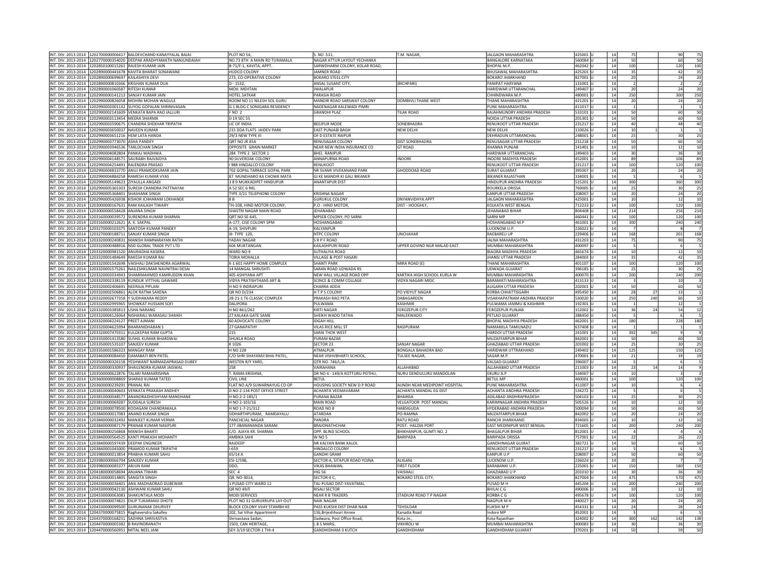| | | | | | | | | | | | | | | |
|---|---|---|---|---|---|---|---|---|---|---|---|---|---|---|
| INT. DIV. 2013-2014 | 1202700000006417 | BALDEVCHAND KANAYYALAL BAJAJ | PLOT NO 54, | S. NO .511, | T.M. NAGAR, | JALGAON MAHARASHTRA | 425001 | U | 14 | 75 | | | 90 | 75 |
| INT. DIV. 2013-2014 | 1202770000354020 | DEEPAK ARADHYAMATH NANJUNDAIAH | NO.73 8TH A MAIN RD TURAMALA | NAGAR ATTUR LAYOUT YECHANKA | | BANGALORE KARNATAKA | 560084 | U | 14 | 50 | | | 60 | 50 |
| INT. DIV. 2013-2014 | 1202850100015261 | RAJESH KUMAR JAIN | B-71/F-1, KAVITA, APPT. | SARWDHARM COLONY, KOLAR ROAD, | | BHOPAL M.P. | 462042 | U | 14 | 100 | | | 120 | 100 |
| INT. DIV. 2013-2014 | 1202890000441678 | KAVITA BHARAT SONAWANE | HUDCO COLONY | JAMNER ROAD | | BHUSAWAL MAHARASHTRA | 425201 | U | 14 | 35 | | | 42 | 35 |
| INT. DIV. 2013-2014 | 1202890000699697 | KAILASHIYA DEVI | 273, CO-OPERATIVE COLONY | BOKARO STEEL CITY | | BOKARO JHARKHAND | 827001 | U | 14 | 20 | | | 24 | 20 |
| INT. DIV. 2013-2014 | 1202890000810366 | KRISHAN KUMAR DUA | D - 1532, | ANSAL SUSANT CITY, | (BICHPARI) | PANIPAT HARYANA | 131001 | U | 14 | 2 | | | 2 | 2 |
| INT. DIV. 2013-2014 | 1202890001060587 | RITESH KUMAR | MOH. MEHTAN | JWALAPUR | | HARIDWAR UTTARANCHAL | 249407 | U | 14 | 20 | | | 24 | 20 |
| INT. DIV. 2013-2014 | 1202990000141213 | SANJAY KUMAR JAIN | HOTEL SATKAR | PARASIA ROAD | | CHHINDWARA M.P. | 480001 | U | 14 | 250 | | | 300 | 250 |
| INT. DIV. 2013-2014 | 1202990000826058 | MOHINI MOHAN WAGULE | ROOM NO 11 NILESH SOL GURU | MANDIR ROAD SARSWAT COLONY | DOMBIVLI THANE WEST | THANE MAHARASHTRA | 421201 | U | 14 | 20 | | | 24 | 20 |
| INT. DIV. 2013-2014 | 1202990002001142 | SUYOG GOPALAN SHRINIVASAN | G 1 BLDG C SONIGARA RESIDENCY | NADENAGAR KALEWADI PIMRI | | PUNE MAHARASHTRA | 411017 | U | 14 | 1 | | | 1 | 1 |
| INT. DIV. 2013-2014 | 1202990002141609 | VENKATA BAPA RAO JALLURI | F NO 2 | GRANDHI PLAZ | TILAK ROAD | RAJAHMUNDRY ANDHRA PRADESH | 533101 | U | 14 | 50 | | | 60 | 50 |
| INT. DIV. 2013-2014 | 1202990003113454 | MEERA SHARMA | D 19 SEC 55 | | | NOIDA UTTAR PRADESH | 201301 | U | 14 | 50 | | | 60 | 50 |
| INT. DIV. 2013-2014 | 1202990003590675 | CHANDRA SHEKHAR TRIPATHI | LIC OF INDIA | BEEJPUR MODE | SONEBHADRA | RENUKOOT UTTAR PRADESH | 231217 | U | 14 | 40 | | | 48 | 40 |
| INT. DIV. 2013-2014 | 1202990003650037 | NAVEEN KUMAR | 215 DDA FLATS JAIDEV PARK | EAST PUNJABI BAGH | NEW DELHI | NEW DELHI | 110026 | U | 14 | 10 | 1 | | 1 | 1 |
| INT. DIV. 2013-2014 | 1202990003651216 | HEM LATA HANDA | 29/3 NEW TYPE III | OF D ESTATE RAIPUR | | DEHRADUN UTTARANCHAL | 248001 | U | 14 | 25 | | | 30 | 25 |
| INT. DIV. 2013-2014 | 1202990003773070 | ASHA PANDEY | QRT NO JR 45A | RENUSAGAR COLONY | DIST SONEBHADRA | RENUSAGAR UTTAR PRADESH | 231218 | U | 14 | 50 | | | 60 | 50 |
| INT. DIV. 2013-2014 | 1202990003946536 | TARLOCHAN SINGH | OPPOSITE GRAIN MARKET | NEAR NEW INDIA INSURANCE CO | GT ROAD | KHANNA PUNJAB | 141401 | U | 14 | 10 | | | 12 | 10 |
| INT. DIV. 2013-2014 | 1202990004082804 | PANKAJ WADHWA | 284 TYPE 2 SECTOR 1 | BHEL RANIPUR | | HARDWAR UTTARANCHAL | 249403 | U | 14 | 30 | | | 36 | 30 |
| INT. DIV. 2013-2014 | 1202990004148571 | SAURABH RAJVAIDYA | 90 SILVEROAK COLONY | ANNAPURNA ROAD | INDORE | INDORE MADHYA PRADESH | 452001 | U | 14 | 89 | | | 106 | 89 |
| INT. DIV. 2013-2014 | 1202990004254491 | RAJENDRA PRASAD | I 988 HINDALCO COLONY | RENUKOOT | | RENUKOOT UTTAR PRADESH | 231217 | U | 14 | 100 | | | 120 | 100 |
| INT. DIV. 2013-2014 | 1202990004833770 | ANUJ PRAMODKUMAR JAIN | 702 GOPAL TARRACE GOPAL PARK | NR SVAMI VIVEKANAND PARK | GHODDOAD ROAD | SURAT GUJARAT | 395007 | U | 14 | 20 | | | 24 | 20 |
| INT. DIV. 2013-2014 | 1202990004884258 | RAMESH KUMAR VYAS | 87 MUNDHARO KA CHOWK MATA | GI KE MANDIR KI GALI BIKANER | | BIKANER RAJASTHAN | 334001 | U | 14 | 5 | | | 6 | 5 |
| INT. DIV. 2013-2014 | 1202990005149623 | ZIYAULLA ANGADI | 3 8 9 MUKKADIPET HINDUPUR | ANANTAPUR DIST | | HINDUPUR ANDHRA PRADESH | 515201 | U | 14 | 300 | | | 360 | 300 |
| INT. DIV. 2013-2014 | 1202990005365303 | SURESH CHANDRA PATTNAYAK | A 52 SEC 6 RKL | | | ROURKELA ORISSA | 769005 | U | 14 | 25 | | | 30 | 25 |
| INT. DIV. 2013-2014 | 1202990005368401 | SHASHANK SINGH | TYPE 3/21 TELEPHONE COLONY | KRISHNA NAGAR | | KANPUR UTTAR PRADESH | 208007 | U | 14 | 20 | | | 24 | 20 |
| INT. DIV. 2013-2014 | 1202990005426938 | KISHOR ICHHARAM LOKHANDE | 8 B | GURUKUL COLONY | DNYANVIDHYA APPT | JALGAON MAHARASHTRA | 425001 | U | 14 | 10 | | | 12 | 10 |
| INT. DIV. 2013-2014 | 1203000000167631 | RAM KAILASH TIWARY | TH-108, HIND MOTOR COLONY, | P.O - HIND MOTOR, | DIST - HOOGHLY, | KOLKATA WEST BENGAL | 712233 | U | 14 | 100 | | | 120 | 100 |
| INT. DIV. 2013-2014 | 1203000000558428 | ANJANA SINGH | SHASTRI NAGAR MAIN ROAD | JEHANABAD | | JEHANABAD BIHAR | 804408 | U | 14 | 214 | | | 256 | 214 |
| INT. DIV. 2013-2014 | 1203160000039572 | SURENDRA KUMAR SHARMA | QRT NO SE-645, | MPSEB COLONY, PO SARNI | | SARNI MP | 460441 | U | 14 | 100 | | | 120 | 100 |
| INT. DIV. 2013-2014 | 1203160000212621 | A. K. SAKPAL | A-177, CISE COLONY SPM | HOSHANGABAD | | HOSHANGABAD M.P | 461001 | U | 14 | 300 | | | 240 | 240 |
| INT. DIV. 2013-2014 | 1203270000103375 | SANTOSH KUMAR PANDEY | A-19, SHIVPURI | KALYANPUR | | LUCKNOW U.P. | 226022 | U | 14 | 7 | | | 8 | 7 |
| INT. DIV. 2013-2014 | 1203270000188711 | SANJAY KUMAR SINGH | III- TYPE 120, | NTPC COLONY | UNCHAHAR | RAEBARELI UP | 229406 | U | 14 | 168 | | | 201 | 168 |
| INT. DIV. 2013-2014 | 1203320000240831 | MANISH RAMNARAYAN RATHI | YADAV NAGAR | S R P F ROAD | | JALNA MAHARASHTRA | 431203 | U | 14 | 75 | | | 90 | 75 |
| INT. DIV. 2013-2014 | 1203320000488916 | NSD GLOBAL TRADE PVT LTD | 604 MUKTANGAN | KAILASHPURI ROAD | UPPER GOVIND NGR MALAD EAST | MUMBAI MAHARASHTRA | 400097 | U | 14 | 5 | | | 6 | 5 |
| INT. DIV. 2013-2014 | 1203320000981520 | ANURADHA KASERA | WARD NO 9 | SUTHALIYA ROAD | | BIAORA MADHYA PRADESH | 465674 | U | 14 | 10 | | | 12 | 10 |
| INT. DIV. 2013-2014 | 1203320001484649 | RAKESH KUMAR RAI | TORIA MOHALLA | VILLAGE & POST HASARI | | JHANSI UTTAR PRADESH | 284003 | U | 14 | 35 | | | 42 | 35 |
| INT. DIV. 2013-2014 | 1203320001542698 | VAISHALI DAKSHENDRA AGARWAL | K-1 601 HAPPY HOME COMPLEX | SHANTI PARK | MIRA ROAD (E) | THANE MAHARASHTRA | 401107 | U | 14 | 100 | | | 120 | 100 |
| INT. DIV. 2013-2014 | 1203320001575261 | NAILESHKUMAR NAVNITRAI DESAI | 14 MANGAL SHRUSHTI | SARAN ROAD UDWADA RS | | UDWADA GUJARAT | 396185 | U | 14 | 25 | | | 30 | 25 |
| INT. DIV. 2013-2014 | 1203320002034943 | SHAMIMAHMED KAMRUDDIN KHAN | 405 ASHIYANA APT | NEW HALL VILLAGE ROAD OPP | KARTIKA HIGH SCHOOL KURLA W | MUMBAI MAHARASHTRA | 400070 | U | 14 | 200 | | | 240 | 200 |
| INT. DIV. 2013-2014 | 1203320002338119 | KUNDLIK VITTHAL GAWARE | VIDYA PRATISHTHANS ART & | SCINCE & COMM COLLAGE | VIDYA NAGARI MIDC | BARAMATI MAHARASHTRA | 413133 | U | 14 | 3 | | | 10 | 3 |
| INT. DIV. 2013-2014 | 1203320002406691 | NEERAJA PIPLANI | H NO 9 INDRAPURI | CHARRA ADDA | | ALIGARH UTTAR PRADESH | 202001 | U | 14 | 50 | | | 60 | 50 |
| INT. DIV. 2013-2014 | 1203320002506861 | ALOK RATNA SAXENA | QR NO D/234 | H T P S COLONY | PO VIDYUT NAGAR | KORBA CHHATTISGARH | 495450 | U | 14 | 28 | 27 | | 13 | 1 |
| INT. DIV. 2013-2014 | 1203320002677358 | Y SUDHAKARA REDDY | 28-21-1 T6 CLASSIC COMPLEX | PRAKASH RAO PETA | DABAGARDEN | VISAKHAPATNAM ANDHRA PRADESH | 530020 | U | 14 | 250 | 240 | | 60 | 10 |
| INT. DIV. 2013-2014 | 1203320002995965 | SHOWKAT HUSSAIN SOFI | DALIPORA | PULWAMA | KASHMIR | PULWAMA JAMMU & KASHMIR | 192301 | U | 14 | 1 | | | 12 | 1 |
| INT. DIV. 2013-2014 | 1203320003385813 | USHA NARANG | H NO 861/262 | KIRTI NAGAR | FEROZEPUR CITY | FEROZEPUR PUNJAB | 152002 | U | 14 | 36 | 24 | | 54 | 12 |
| INT. DIV. 2013-2014 | 1203320004126064 | NISHARALI WARASALI SHAIKH | 27 KALAKA GATE SAME | SHEIKH WADO TATHA | MALEKWADO | PETLAD GUJARAT | 388450 | U | 14 | 5 | | | 6 | 5 |
| INT. DIV. 2013-2014 | 1203320004224127 | PREET AJMANI | 60 ADVOCATE COLONY | IDGAH HILL | | BHOPAL MADHYA PRADESH | 462001 | U | 14 | 180 | | | 228 | 180 |
| INT. DIV. 2013-2014 | 1203320004625994 | BHARANIDHARAN S | 27 GANAPATHY | VILAS RICE MILL ST | RASIPURAM | NAMAKKLA TAMILNADU | 637408 | U | 14 | 1 | | | 1 | 1 |
| INT. DIV. 2013-2014 | 1203320007470311 | KULDEEPAK RAM GUPTA | 215 | SARAI THOK WEST | | HARDOI UTTAR PRADESH | 241001 | U | 14 | 392 | 345 | | 9 | 9 |
| INT. DIV. 2013-2014 | 1203350001413580 | SUSHIL KUMAR BHARDWAJ | SHUKLA ROAD | PURANI BAZAR | | MUZAFFARPUR BIHAR | 842001 | U | 14 | 50 | | | 60 | 50 |
| INT. DIV. 2013-2014 | 1203350001535107 | SANJEEV KUMAR | K 1026 | SECTOR 23 | SANJAY NAGAR | GHAZIABAD UTTAR PRADESH | 201002 | U | 14 | 25 | | | 30 | 25 |
| INT. DIV. 2013-2014 | 1203350001586323 | MANGAY RAM | H NO 228 | ATMALPUR | BONGALA BAHADRA BAD | HARIDWAR UTTRAKHAND | 249402 | U | 14 | 125 | | | 150 | 125 |
| INT. DIV. 2013-2014 | 1203460000084450 | DAMABATI BEN PATEL | C/O SHRI SHAYAMJI BHAI PATEL, | NEAR VISHVBHARTI SCHOOL, | TULSEE NAGAR, | SAGAR M.P. | 470001 | U | 14 | 21 | | | 19 | 19 |
| INT. DIV. 2013-2014 | 1203500000326158 | YESHWANT NARMADAPRASAD DUBEY | WESTEN R/Y YARD, | QTR NO. 746/L/A | | VALSAD GUJARAT | 396007 | U | 14 | 5 | | | 6 | 5 |
| INT. DIV. 2013-2014 | 1203500000330937 | SHAILENDRA KUMAR JAISWAL | 258 | VAIRAHANA | ALLAHABAD | ALLAHABAD UTTAR PRADESH | 211003 | U | 14 | 23 | 14 | | 14 | 9 |
| INT. DIV. 2013-2014 | 1203500000622876 | TALARI RAMAKRISHNA | T. RAMA KRISHNA, | DR NO 4 - 149/A KOTTURU POTHU, | NURU DENDULURU MANDOLAN | EKURU A.P | 534007 | U | 14 | 10 | | | 3 | 3 |
| INT. DIV. 2013-2014 | 1203600000008869 | SHARAD KUMAR TATED | CIVIL LINE | BETUL | | BETUL MP | 460001 | U | 14 | 100 | | | 120 | 100 |
| INT. DIV. 2013-2014 | 1203600000239291 | PRANAL RAI | FLAT NO A/9 SUWARNAYUG CO OP | HOUSING SOCIETY NEW D P ROAD | AUNDH NEAR MEDIPOINT HOSPITAL | PUNE MAHARASHTRA | 411007 | U | 14 | 10 | | | 6 | 6 |
| INT. DIV. 2013-2014 | 1203810000040603 | VENKATA PRAKASH ANDHEY | D NO 2-134 POST OFFICE STREET | ACHANTA VEEMAVARAM | ACHANTA MANDAL EG DIST | ACHANTA ANDHRA PRADESH | 534272 | U | 14 | 5 | | | 6 | 5 |
| INT. DIV. 2013-2014 | 1203810000048577 | ANANDRADHESHYAM MANDHANE | H NO 2-2-185/1 | PURANA BAZAR | BHAINSA | ADILABAD ANDHRAPRADESH | 504103 | U | 14 | 25 | | | 30 | 25 |
| INT. DIV. 2013-2014 | 1203810000069287 | SUDDALA SURESH | H NO 2-103/16 | MAIN ROAD | VELGATOOR POST MANDAL | KARIMNAGAR ANDHRA PRADESH | 505526 | U | 14 | 10 | | | 12 | 10 |
| INT. DIV. 2013-2014 | 1203810000078500 | KODAGANI CHANDRAKALA | H NO 1-7-21/312 | ROAD NO 8 | HABSIGUDA | HYDERABAD ANDHRA PRADESH | 500094 | U | 14 | 50 | | | 60 | 50 |
| INT. DIV. 2013-2014 | 1203840000017083 | ANAND KUMAR SINGH | SIDHARTHPURAM, RAMDAYALU | ATARDAH | PO-RAMNA | MUZAFFARPUR BIHAR | 842002 | U | 14 | 20 | | | 24 | 20 |
| INT. DIV. 2013-2014 | 1203840000032492 | MANJEET KUMAR VERMA | PANCHCIAL NAGAR | PANDRA | RATU ROAD | RANCHI JHARKHAND | 834005 | U | 14 | 10 | | | 12 | 10 |
| INT. DIV. 2013-2014 | 1203840000087179 | PRANAB KUMAR NASIPURI | 177 JIBANANANDA SARANI | BRAJONATHCHAK | POST: HALDIA PORT | EAST MEDINIPUR WEST BENGAL | 721605 | U | 14 | 200 | | | 240 | 200 |
| INT. DIV. 2013-2014 | 1203840000256868 | MANISH BHARTI | C/O. AJAYA KR. SHARMA | OPP. BLIND SCHOOL | BHIKHANPUR, GUMTI NO. 2 | BHAGALPUR BIHAR | 812001 | U | 14 | 4 | | | 4 | 4 |
| INT. DIV. 2013-2014 | 1203840000564525 | KANTI PRAKASH MOHANTY | AMBIKA SAHI | W NO 5 | BARIPADA | BARIPADA ORISSA | 757001 | U | 14 | 22 | | | 26 | 22 |
| INT. DIV. 2013-2014 | 1203840000597439 | DEEPAK ENGINEER | RAJDEEP | NR KALYAN BANK KALOL | | GANDHINAGAR GUJRAT | 382721 | U | 14 | 50 | | | 60 | 50 |
| INT. DIV. 2013-2014 | 1203840001045000 | PRAMOD KUMAR TRIPATHI | I-659 | HINDALCO COLONY | | RENUKOOT UTTAR PRADESH | 231217 | U | 14 | 5 | | | 6 | 5 |
| INT. DIV. 2013-2014 | 1203980000013854 | PRABHA KUMARI SAHU | 65/14 A | GANDHI GRAM | | KANPUR U.P | 208007 | U | 14 | 50 | | | 60 | 50 |
| INT. DIV. 2013-2014 | 1203980000066704 | SANJEEV KUMAR | ESI-1/598, | SECTOR-A, SITAPUR ROAD YOJNA | ALIGANJ | LUCKNOW U.P. | 226024 | U | 14 | 20 | | | 7 | 7 |
| INT. DIV. 2013-2014 | 1203980000085377 | ARJUN RAM | DDO, | VIKAS BHAWAN, | FIRST FLOOR | BARABANKI U.P. | 225001 | U | 14 | 150 | | | 180 | 150 |
| INT. DIV. 2013-2014 | 1204180000058694 | ANJANA TIWARI | SEC 4 | HIG 56 | VAISHALI | GHAZIABAD U P | 201010 | U | 14 | 30 | | | 36 | 30 |
| INT. DIV. 2013-2014 | 1204230000014805 | SANGITA SINGH | QR. NO-3014, | SECTOR-4 C, | BOKARO STEEL CITY, | BOKARO JHARKHAND | 827004 | U | 14 | 475 | | | 570 | 475 |
| INT. DIV. 2013-2014 | 1204330000036401 | ANIL MADHAORAO DUBEWAR | 1 PUSAD CITY WARD 12 | TAL-PUSAD DIST-YAVATMAL | | PUSAD M H | 445204 | U | 14 | 200 | | | 240 | 200 |
| INT. DIV. 2013-2014 | 1204330000042130 | ASHWANI KUMAR SAHU | QR NO 49/F | RISALI SECTOR | | BHILAI C G | 490006 | U | 14 | 10 | | | 12 | 10 |
| INT. DIV. 2013-2014 | 1204330000063083 | SHAKUNTALA MODI | MODI SERVICES | NEAR R B TRADERS | STADIUM ROAD T P NAGAR | KORBA C G | 495678 | U | 14 | 100 | | | 120 | 100 |
| INT. DIV. 2013-2014 | 1204330000074821 | DILIP TUKARAMJI DHOTE | PLOT NO 31 GURUKRUPA LAY-OUT | NAIK NAGAR | | NAGPUR M H | 440027 | U | 14 | 20 | | | 24 | 20 |
| INT. DIV. 2013-2014 | 1204330000099500 | GURUNANAK DHURVEY | BLOCK COLONY VIJAY STAMBH KE | PASS KUKSHI DIST DHAR NAIB | TEHSILDAR | KUKSHI M P | 454331 | U | 14 | 24 | | | 28 | 24 |
| INT. DIV. 2013-2014 | 1204370000075815 | Raghavendra Sakalley | 202, Sai Vihar Appartment | 136,Brijeshhvari Annex | Kanadia Road | Indore MP | 452001 | U | 14 | 5 | | | 6 | 5 |
| INT. DIV. 2013-2014 | 1204370000168251 | SADHNA SHRIVASTVA | Shrivastava Sadan, | Dadwara, Post Office Road, | Kota Jn., | Kota Rajasthan | 324002 | U | 14 | 300 | 162 | | 142 | 138 |
| INT. DIV. 2013-2014 | 1204470000005382 | B RAVINDRANATH | 1503, CAN HERITAGE, | L B S MARG, | VIKHROLI W | MUMBAI MAHARASHTRA | 400083 | U | 14 | 30 | | | 36 | 30 |
| INT. DIV. 2013-2014 | 1204470000560951 | MITAL NEEL JANI | SEY-3/19 SECTOR-1 THI-4 | GANDHIDHAM-3 KUTCH | GANDHIDHAM | GANDHIDHAM GUJARAT | 370201 | U | 14 | 50 | | | 59 | 50 |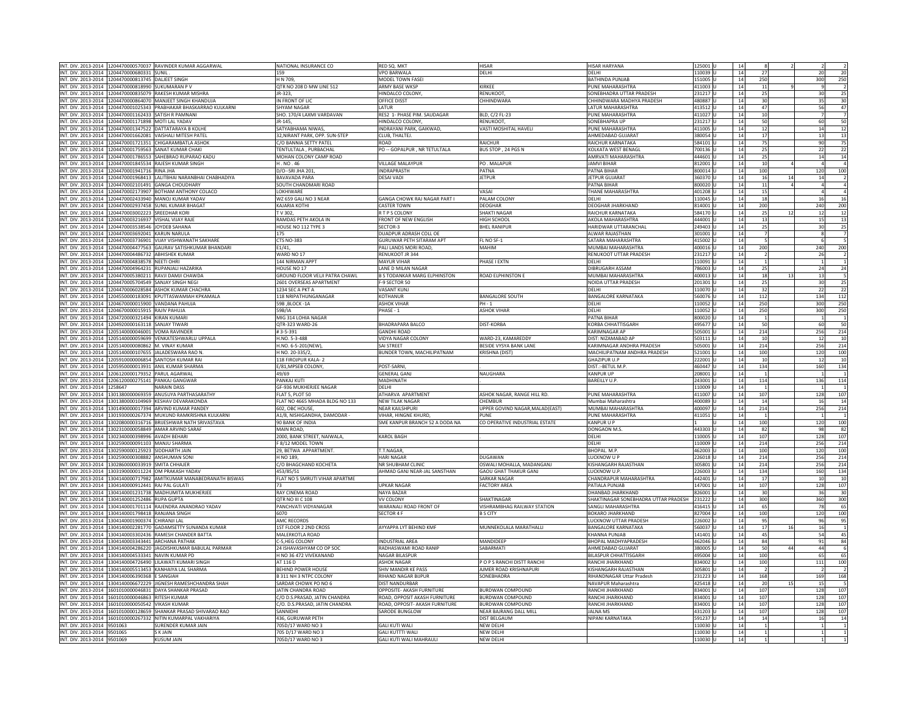| | | | | | | | | | | | | | |
|---|---|---|---|---|---|---|---|---|---|---|---|---|---|
| INT. DIV. 2013-2014 | 1204470000570037 | RAVINDER KUMAR AGGARWAL | NATIONAL INSURANCE CO | RED SQ. MKT | HISAR | HISAR HARYANA | 125001 | U | 14 | 8 | 2 | 2 | 2 |
| INT. DIV. 2013-2014 | 1204470000680331 | SUNIL . | 159 | VPO BARWALA | DELHI | DELHI | 110039 | U | 14 | 27 | | 20 | 20 |
| INT. DIV. 2013-2014 | 1204470000813745 | DALJEET SINGH | H N 709, | MODEL TOWN FASEI | | BATHINDA PUNJAB | 151005 | U | 14 | 250 | | 300 | 250 |
| INT. DIV. 2013-2014 | 1204470000818990 | SUKUMARAN P V | QTR NO 208 D MW LINE 512 | ARMY BASE WKSP | KIRKEE | PUNE MAHARASHTRA | 411003 | U | 14 | 11 | 9 | 9 | 2 |
| INT. DIV. 2013-2014 | 1204470000835079 | RAKESH KUMAR MISHRA | JR-323, | HINDALCO COLONY, | RENUKOOT, | SONEBHADRA UTTAR PRADESH | 231217 | U | 14 | 25 | | 30 | 25 |
| INT. DIV. 2013-2014 | 1204470000864070 | MANJEET SINGH KHANDUJA | IN FRONT OF LIC | OFFICE DISST | CHHINDWARA | CHHINDWARA MADHYA PRADESH | 480887 | U | 14 | 30 | | 35 | 30 |
| INT. DIV. 2013-2014 | 1204470001025343 | PRABHAKAR BHASKARRAO KULKARNI | SHYAM NAGAR | LATUR | | LATUR MAHARASHTRA | 413512 | U | 14 | 47 | | 56 | 47 |
| INT. DIV. 2013-2014 | 1204470001162433 | SATISH R PAMNANI | SHO. 170/4 LAXMI VARDAVAN | RES2 1- PHASE PIM. SAUDAGAR | BLD, C/2 FL-23 | PUNE MAHARASHTRA | 411027 | U | 14 | 10 | | 7 | 7 |
| INT. DIV. 2013-2014 | 1204470001171898 | MOTI LAL YADAV | JR-145, | HINDALCO COLONY, | RENUKOOT, | SONEBHAPRA UP | 231217 | U | 14 | 50 | | 60 | 50 |
| INT. DIV. 2013-2014 | 1204470001347522 | DATTATARAYA B KOLHE | SATYABHAMA NIWAS, | INDRAYANI PARK, GAIKWAD, | VASTI MOSHITAL HAVELI | PUNE MAHARASHTRA | 411005 | U | 14 | 12 | | 14 | 12 |
| INT. DIV. 2013-2014 | 1204470001662081 | VAISHALI MITESH PATEL | 32,NIRANT PARK, OPP. SUN-STEP | CLUB, THALTEJ. | | AHMEDABAD GUJARAT | 380054 | U | 14 | 17 | | 13 | 13 |
| INT. DIV. 2013-2014 | 1204470001721351 | CHIGARAMBATLA ASHOK | C/O BANNIA SETTY PATEL | ROAD | RAICHUR | RAICHUR KARNATAKA | 584101 | U | 14 | 75 | | 90 | 75 |
| INT. DIV. 2013-2014 | 1204470001759563 | SANAT KUMAR CHAKI | TENTULTALA , PURBACHAL | PO -- GOPALPUR , NR TETULTALA | BUS STOP , 24 PGS N | KOLKATA WEST BENAGL | 700136 | U | 14 | 25 | | 22 | 22 |
| INT. DIV. 2013-2014 | 1204470001786553 | SAHEBRAO RUPARAO KADU | MOHAN COLONY CAMP ROAD | | | AMRVATI MAHARASHTRA | 444601 | U | 14 | 25 | | 14 | 14 |
| INT. DIV. 2013-2014 | 1204470001845534 | RAJESH KUMAR SINGH | H . NO . 46 | VILLAGE MALAYPUR | PO . MALAPUR | JAMVI BIHAR | 812001 | U | 14 | 10 | 4 | 4 | 4 |
| INT. DIV. 2013-2014 | 1204470001941716 | RINA JHA | D/O--SRI JHA 201, | INDRAPRASTH | PATNA | PATNA BIHAR | 800014 | U | 14 | 100 | | 120 | 100 |
| INT. DIV. 2013-2014 | 1204470001968413 | LALITBHAI NARANBHAI CHABHADIYA | BAVAVADA PARA, | DESAI VADI | JETPUR | JETPUR GUJARAT | 360370 | U | 14 | 16 | 14 | 14 | 2 |
| INT. DIV. 2013-2014 | 1204470002101491 | GANGA CHOUDHARY | SOUTH CHANDMARI ROAD | | | PATNA BIHAR | 800020 | U | 14 | 11 | 4 | 4 | 4 |
| INT. DIV. 2013-2014 | 1204470002173907 | BOTHAM ANTHONY COLACO | LOKHIWARE | | VASAI | THANE MAHARASHTRA | 401208 | U | 14 | 15 | | 4 | 4 |
| INT. DIV. 2013-2014 | 1204470002433940 | MANOJ KUMAR YADAV | WZ 659 GALI NO 3 NEAR | GANGA CHOWK RAJ NAGAR PART I | PALAM COLONY | DELHI | 110045 | U | 14 | 18 | | 16 | 16 |
| INT. DIV. 2013-2014 | 1204470002937458 | SUNIL KUMAR BHAGAT | KAJARIA KOTHI | CASTER TOWN | DEOGHAR | DEOGHAR JHARKHAND | 814001 | U | 14 | 200 | | 240 | 200 |
| INT. DIV. 2013-2014 | 1204470003002223 | SREEDHAR KORI | T V 302, | R T P S COLONY | SHAKTI NAGAR | RAICHUR KARNATAKA | 584170 | U | 14 | 25 | 12 | 12 | 12 |
| INT. DIV. 2013-2014 | 1204470003216937 | VISHAL VIJAY RAJE | RAMDAS PETH AKOLA IN | FRONT OF NEW ENGLISH | HIGH SCHOOL | AKOLA MAHARASHTRA | 444001 | U | 14 | 13 | | 15 | 13 |
| INT. DIV. 2013-2014 | 1204470003538546 | JOYDEB SAHANA | HOUSE NO 112 TYPE 3 | SECTOR-3 | BHEL RANIPUR | HARIDWAR UTTARANCHAL | 249403 | U | 14 | 25 | | 30 | 25 |
| INT. DIV. 2013-2014 | 1204470003692041 | KARUN NARULA | 175 | DUADPUR ADRASH COLL OE | | ALWAR RAJASTHAN | 301001 | U | 14 | 7 | | 8 | 7 |
| INT. DIV. 2013-2014 | 1204470003736901 | VIJAY VISHWANATH SAKHARE | CTS NO-383 | GURUWAR PETH SITARAM APT | FL NO SF-1 | SATARA MAHARASHTRA | 415002 | U | 14 | 5 | | 6 | 5 |
| INT. DIV. 2013-2014 | 1204470004477563 | GAURAV SATISHKUMAR BHANDARI | E1/41, | PALI LANDS MORI ROAD, | MAHIM | MUMBAI MAHARASHTRA | 400016 | U | 14 | 200 | | 240 | 200 |
| INT. DIV. 2013-2014 | 1204470004486732 | ABHISHEK KUMAR | WARD NO 17 | RENUKOOT JR 344 | | RENUKOOT UTTAR PRADESH | 231217 | U | 14 | 2 | | 26 | 2 |
| INT. DIV. 2013-2014 | 1204470004838578 | NEETI OHRI | 144 NIRMAN APPT | MAYUR VIHAR | PHASE I EXTN | DELHI | 110091 | U | 14 | 1 | | 1 | 1 |
| INT. DIV. 2013-2014 | 1204470004964231 | RUPANJALI HAZARIKA | HOUSE NO 17 | LANE D MILAN NAGAR | | DIBRUGARH ASSAM | 786003 | U | 14 | 25 | | 24 | 24 |
| INT. DIV. 2013-2014 | 1204470005380211 | RAVJI DAMJI CHAWDA | GROUND FLOOR VELJI PATRA CHAWL | B S TODANKAR MARG ELPHINSTON | ROAD ELPHINSTON E | MUMBAI MAHARASHTRA | 400013 | U | 14 | 18 | 13 | 13 | 5 |
| INT. DIV. 2013-2014 | 1204470005704549 | SANJAY SINGH NEGI | 2601 OVERSEAS APARTMENT | F-9 SECTOR 50 | | NOIDA UTTAR PRADESH | 201301 | U | 14 | 25 | | 30 | 25 |
| INT. DIV. 2013-2014 | 1204470006028584 | ASHOK KUMAR CHACHRA | 1234 SEC A PKT A | VASANT KUNJ | | DELHI | 110070 | U | 14 | 32 | | 22 | 22 |
| INT. DIV. 2013-2014 | 1204550000183091 | KPUTTASWAMIAH KPKAMALA | 118 NRIPATHUNGANAGAR | KOTHANUR | BANGALORE SOUTH | BANGALORE KARNATAKA | 560076 | U | 14 | 112 | | 134 | 112 |
| INT. DIV. 2013-2014 | 1204670000015900 | VANDANA PAHUJA | 59B ,BLOCK -1A | ASHOK VIHAR | PH - 1 | DELHI | 110052 | U | 14 | 250 | | 300 | 250 |
| INT. DIV. 2013-2014 | 1204670000015915 | RAJIV PAHUJA | 59B/IA | PHASE - 1 | ASHOK VIHAR | DELHI | 110052 | U | 14 | 250 | | 300 | 250 |
| INT. DIV. 2013-2014 | 1204720000321494 | KIRAN KUMARI | MIG 314 LOHIA NAGAR | | | PATNA BIHAR | 800020 | U | 14 | 1 | | 1 | 1 |
| INT. DIV. 2013-2014 | 1204920000163118 | SANJAY TIWARI | QTR-323 WARD-26 | BHADRAPARA BALCO | DIST-KORBA | KORBA CHHATTISGARH | 495677 | U | 14 | 50 | | 60 | 50 |
| INT. DIV. 2013-2014 | 1205140000046001 | VOMA RAVINDER | # 3-5-391 | GANDHI ROAD | | KARIMNAGAR AP | 505001 | U | 14 | 214 | | 256 | 214 |
| INT. DIV. 2013-2014 | 1205140000059699 | VENKATESHWARLU UPPALA | H.NO. 5-3-488 | VIDYA NAGAR COLONY | WARD-23, KAMAREDDY | DIST: NIZAMABAD AP | 503111 | U | 14 | 10 | | 12 | 10 |
| INT. DIV. 2013-2014 | 1205140000080862 | M. VINAY KUMAR | H.NO. 6-5-201(NEW), | SAI STREET | BESIDE VYSYA BANK LANE | KARIMNAGAR ANDHRA PRADESH | 505001 | U | 14 | 214 | | 256 | 214 |
| INT. DIV. 2013-2014 | 1205140000107655 | JALADESWARA RAO N. | H NO. 20-335/2, | BUNDER TOWN, MACHILIPATNAM | KRISHNA (DIST) | MACHILIPATNAM ANDHRA PRADESH | 521001 | U | 14 | 100 | | 120 | 100 |
| INT. DIV. 2013-2014 | 1205910000006854 | SANTOSH KUMAR RAI | 118 FIROJPUR KALA- 2 | | | GHAZIPUR U.P | 222001 | U | 14 | 10 | | 12 | 10 |
| INT. DIV. 2013-2014 | 1205950000013931 | ANIL KUMAR SHARMA | E/81,MPSEB COLONY, | POST-SARNI, | | DIST.:-BETUL M.P. | 460447 | U | 14 | 134 | | 160 | 134 |
| INT. DIV. 2013-2014 | 1206120000179352 | PARUL AGARWAL | 49/69 | GENERAL GANJ | NAUGHARA | KANPUR UP | 208001 | U | 14 | 1 | | 1 | 1 |
| INT. DIV. 2013-2014 | 1206120000275141 | PANKAJ GANGWAR | PANKAJ KUTI | MADHINATH | | BAREILLY U.P. | 243001 | U | 14 | 114 | | 136 | 114 |
| INT. DIV. 2013-2014 | 1258647 | NARAIN DASS | GF-936 MUKHERJEE NAGAR | DELHI | | | 110009 | U | 14 | 1 | | 1 | 1 |
| INT. DIV. 2013-2014 | 1301380000069359 | ANUSUYA PARTHASARATHY | FLAT 5, PLOT 50 | ATHARVA APARTMENT | ASHOK NAGAR, RANGE HILL RD. | PUNE MAHARASHTRA | 411007 | U | 14 | 107 | | 128 | 107 |
| INT. DIV. 2013-2014 | 1301380000104969 | KESHAV DEVARAKONDA | FLAT NO 4665 MHADA BLDG NO 133 | NEW TILAK NAGAR | CHEMBUR | Mumbai Maharashtra | 400089 | U | 14 | 14 | | 16 | 14 |
| INT. DIV. 2013-2014 | 1301490000017394 | ARVIND KUMAR PANDEY | 602, OBC HOUSE, | NEAR KAILSHPURI | UPPER GOVIND NAGAR,MALAD(EAST) | MUMBAI MAHARASHTRA | 400097 | U | 14 | 214 | | 256 | 214 |
| INT. DIV. 2013-2014 | 1301930000267374 | MUKUND RAMKRISHNA KULKARNI | A1/8, NISHIGANDHA, DAMODAR - | VIHAR, HINGNE KHURD, | PUNE | PUNE MAHARASHTRA | 411051 | U | 14 | 1 | | 1 | 1 |
| INT. DIV. 2013-2014 | 1302080000316716 | BRIJESHWAR NATH SRIVASTAVA | 90 BANK OF INDIA | SME KANPUR BRANCH 52 A DODA NA | CO OPERATIVE INDUSTRIAL ESTATE | KANPUR U P | 1 | U | 14 | 100 | | 120 | 100 |
| INT. DIV. 2013-2014 | 1302310000058849 | AMAR ARVIND SARAF | MAIN ROAD, | | | DONGAON M.S. | 443303 | U | 14 | 82 | | 98 | 82 |
| INT. DIV. 2013-2014 | 1302340000398996 | AVADH BEHARI | 2000, BANK STREET, NAIWALA, | KAROL BAGH | | DELHI | 110005 | U | 14 | 107 | | 128 | 107 |
| INT. DIV. 2013-2014 | 1302590000091103 | MANJU SHARMA | F 8/12 MODEL TOWN | | | DELHI | 110009 | U | 14 | 214 | | 256 | 214 |
| INT. DIV. 2013-2014 | 1302590000125923 | SIDDHARTH JAIN | 29, BETWA APPARTMENT. | T.T.NAGAR, | | BHOPAL. M.P. | 462003 | U | 14 | 100 | | 120 | 100 |
| INT. DIV. 2013-2014 | 1302590000308882 | ANSHUMAN SONI | H NO 189, | HARI NAGAR | DUGAWAN | LUCKNOW U P | 226018 | U | 14 | 214 | | 256 | 214 |
| INT. DIV. 2013-2014 | 1302860000033919 | SMITA CHHAJER | C/O BHAGCHAND KOCHETA | NR SHUBHAM CLINIC | OSWALI MOHALLA, MADANGANJ | KISHANGARH RAJASTHAN | 305801 | U | 14 | 214 | | 256 | 214 |
| INT. DIV. 2013-2014 | 1303190000011224 | OM PRAKASH YADAV | 453/85/51 | AHMAD GANJ NEAR-JAL SANSTHAN | GAOU GHAT THAKUR GANJ | LUCKNOW U.P. | 226003 | U | 14 | 134 | | 160 | 134 |
| INT. DIV. 2013-2014 | 1304140000717982 | AMITKUMAR MANABEDRANATH BISWAS | FLAT NO 5 SMRUTI VIHAR APARTME | | SARKAR NAGAR | CHANDRAPUR MAHARASHTRA | 442401 | U | 14 | 17 | | 10 | 10 |
| INT. DIV. 2013-2014 | 1304140000912441 | RAJ PAL GULATI | 73 | UPKAR NAGAR | FACTORY AREA | PATIALA PUNJAB | 147001 | U | 14 | 107 | | 128 | 107 |
| INT. DIV. 2013-2014 | 1304140001231738 | MADHUMITA MUKHERJEE | RAY CINEMA ROAD | NAYA BAZAR | | DHANBAD JHARKHAND | 826001 | U | 14 | 30 | | 36 | 30 |
| INT. DIV. 2013-2014 | 1304140001252486 | RUPA GUPTA | QTR NO III C 108 | VV COLONY | SHAKTINAGAR | SHAKTINAGAR SONEBHADRA UTTAR PRADESH | 231222 | U | 14 | 300 | | 360 | 300 |
| INT. DIV. 2013-2014 | 1304140001701114 | RAJENDRA ANANDRAO YADAV | PANCHVATI VIDYANAGAR | WARANALI ROAD FRONT OF | VISHRAMBHAG RAILWAY STATION | SANGLI MAHARASHTRA | 416415 | U | 14 | 65 | | 78 | 65 |
| INT. DIV. 2013-2014 | 1304140001798418 | RANJANA SINGH | 6070 | SECTOR 4 F | B S CITY | BOKARO JHARKHAND | 827004 | U | 14 | 100 | | 120 | 100 |
| INT. DIV. 2013-2014 | 1304140001900374 | CHIRANJI LAL | AMC RECORDS | | | LUCKNOW UTTAR PRADESH | 226002 | U | 14 | 95 | | 96 | 95 |
| INT. DIV. 2013-2014 | 1304140002281770 | GADAMSETTY SUNANDA KUMAR | 1ST FLOOR 2 2ND CROSS | AYYAPPA LYT BEHIND KMF | MUNNEKOLALA MARATHALLI | BANGALORE KARNATAKA | 560037 | U | 14 | 17 | 16 | 16 | 1 |
| INT. DIV. 2013-2014 | 1304140003302436 | RAMESH CHANDER BATTA | MALERKOTLA ROAD | | | KHANNA PUNJAB | 141401 | U | 14 | 45 | | 54 | 45 |
| INT. DIV. 2013-2014 | 1304140003343441 | ARCHANA PATHAK | C-5,HEG COLONY | INDUSTRIAL AREA | MANDIDEEP | BHOPAL MADHYAPRADESH | 462046 | U | 14 | 84 | | 91 | 84 |
| INT. DIV. 2013-2014 | 1304140004286220 | JAGDISHKUMAR BABULAL PARMAR | 24 ISHAVASHYAM CO OP SOC | RADHASWAMI ROAD RANIP | SABARMATI | AHMEDABAD GUJARAT | 380005 | U | 14 | 50 | 44 | 44 | 6 |
| INT. DIV. 2013-2014 | 1304140004533341 | NAVIN KUMAR PD | H NO 36 472 VIVEKANAND | NAGAR BILASPUR | | BILASPUR CHHATTISGARH | 495004 | U | 14 | 100 | | 65 | 65 |
| INT. DIV. 2013-2014 | 1304140004726490 | LILAWATI KUMARI SINGH | AT 116 D | ASHOK NAGAR | P O P S RANCHI DISTT RANCHI | RANCHI JHARKHAND | 834002 | U | 14 | 100 | | 111 | 100 |
| INT. DIV. 2013-2014 | 1304140005513453 | KANHAIYA LAL SHARMA | BEHIND POWER HOUSE | SHIV MANDIR KE PASS | AJMER ROAD KRISHNAPURI | KISHANGARH RAJASTHAN | 305801 | U | 14 | 2 | | 2 | 2 |
| INT. DIV. 2013-2014 | 1304140006390368 | E SANGIAH | B 311 NH 3 NTPC COLONY | RIHAND NAGAR BIJPUR | SONEBHADRA | RIHANDNAGAR Uttar Pradesh | 231223 | U | 14 | 168 | | 169 | 168 |
| INT. DIV. 2013-2014 | 1304140006672229 | JIGNESH RAMESHCHANDRA SHAH | SARDAR CHOWK PO NO 6 | DIST NANDURBAR | | NAVAPUR Maharashtra | 425418 | U | 14 | 20 | 15 | 15 | 5 |
| INT. DIV. 2013-2014 | 1601010000046831 | DAYA SHANKAR PRASAD | JATIN CHANDRA ROAD | OPPOSITE- AKASH FURNITURE | BURDWAN COMPOUND | RANCHI JHARKHAND | 834001 | U | 14 | 107 | | 128 | 107 |
| INT. DIV. 2013-2014 | 1601010000046863 | RITESH KUMAR | C/O D.S.PRASAD, JATIN CHANDRA | ROAD, OPPOSIT AKASH FURNITURE | BURDWAN COMPOUND | RANCHI JHARKHAND | 834001 | U | 14 | 107 | | 128 | 107 |
| INT. DIV. 2013-2014 | 1601010000050542 | VIKASH KUMAR | C/O. D.S.PRASAD, JATIN CHANDRA | ROAD, OPPOSIT- AKASH FURNITURE | BURDWAN COMPOUND | RANCHI JHARKHAND | 834001 | U | 14 | 107 | | 128 | 107 |
| INT. DIV. 2013-2014 | 1601010000128659 | SHANKAR PRASAD SHIVARAO RAO | SANNIDHI | SARODE BUNGLOW | NEAR BAJRANG DALL MILL | JALNA MS | 431203 | U | 14 | 107 | | 128 | 107 |
| INT. DIV. 2013-2014 | 1601010000267332 | NITIN KUMARPAL VAKHARIYA | 436, GURUWAR PETH | | DIST BELGAUM | NIPANI KARNATAKA | 591237 | U | 14 | 14 | | 16 | 14 |
| INT. DIV. 2013-2014 | 9501063 | SURENDER KUMAR JAIN | 705D/17 WARD NO 3 | GALI KUTI WALI | NEW DELHI | | 110030 | U | 14 | 1 | | 1 | 1 |
| INT. DIV. 2013-2014 | 9501065 | S K JAIN | 705 D/17 WARD NO 3 | GALI KUTTTI WALI | NEW DELHI | | 110030 | U | 14 | 1 | | 1 | 1 |
| INT. DIV. 2013-2014 | 9501069 | KUSUM JAIN | 705D/17 WARD NO 3 | GALI KUTI WALI MAHRAULI | NEW DELHI | | 110030 | U | 14 | 1 | | 1 | 1 |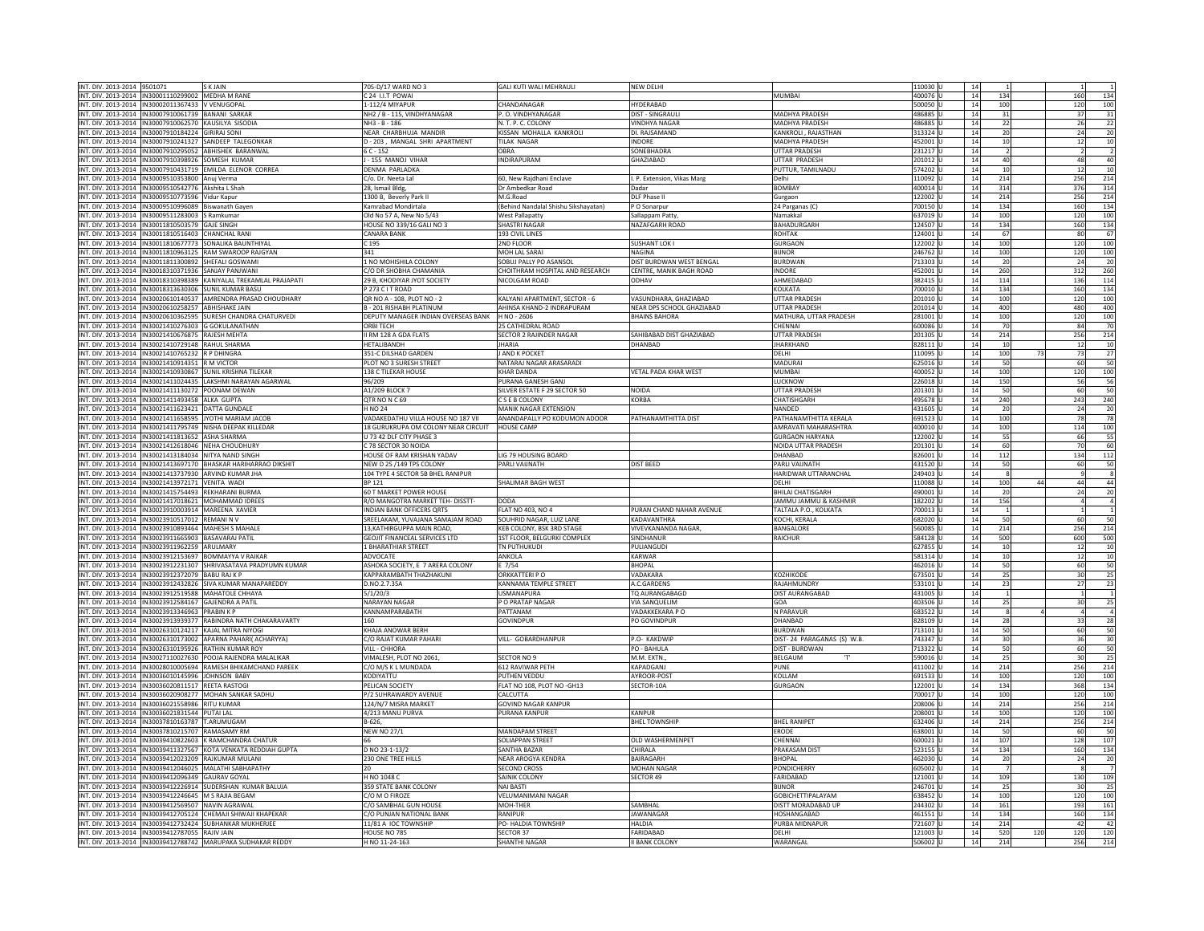| | | | | | | | | | | | | | |
|---|---|---|---|---|---|---|---|---|---|---|---|---|---|
| INT. DIV. 2013-2014 | 9501071 | S K JAIN | 70S-D/17 WARD NO 3 | GALI KUTI WALI MEHRAULI | NEW DELHI | | 110030 | U | 14 | 1 | | 1 | 1 |
| INT. DIV. 2013-2014 | IN30001110299002 | MEDHA M RANE | C 24 I.I.T POWAI | | | MUMBAI | 400076 | U | 14 | 134 | | 160 | 134 |
| INT. DIV. 2013-2014 | IN30002011367433 | V VENUGOPAL | 1-112/4 MIYAPUR | CHANDANAGAR | HYDERABAD | | 500050 | U | 14 | 100 | | 120 | 100 |
| INT. DIV. 2013-2014 | IN30007910061739 | BANANI SARKAR | NH2 / B - 115, VINDHYANAGAR | P. O. VINDHYANAGAR | DIST - SINGRAULI | MADHYA PRADESH | 486885 | U | 14 | 31 | | 37 | 31 |
| INT. DIV. 2013-2014 | IN30007910062570 | KAUSILYA SISODIA | NH3 - B - 186 | N. T. P. C. COLONY | VINDHYA NAGAR | MADHYA PRADESH | 486885 | U | 14 | 22 | | 26 | 22 |
| INT. DIV. 2013-2014 | IN30007910184224 | GIRIRAJ SONI | NEAR CHARBHUJA MANDIR | KISSAN MOHALLA KANKROLI | DI. RAJSAMAND | KANKROLI , RAJASTHAN | 313324 | U | 14 | 20 | | 24 | 20 |
| INT. DIV. 2013-2014 | IN30007910241327 | SANDEEP TALEGONKAR | D - 203 , MANGAL SHRI APARTMENT | TILAK NAGAR | INDORE | MADHYA PRADESH | 452001 | U | 14 | 10 | | 12 | 10 |
| INT. DIV. 2013-2014 | IN30007910295052 | ABHISHEK BARANWAL | 6 C - 152 | OBRA | SONEBHADRA | UTTAR PRADESH | 231217 | U | 14 | 2 | | 2 | 2 |
| INT. DIV. 2013-2014 | IN30007910398926 | SOMESH KUMAR | J - 155 MANOJ VIHAR | INDIRAPURAM | GHAZIABAD | UTTAR PRADESH | 201012 | U | 14 | 40 | | 48 | 40 |
| INT. DIV. 2013-2014 | IN30007910431719 | EMILDA ELENOR CORREA | DENMA PARLADKA | | | PUTTUR, TAMILNADU | 574202 | U | 14 | 10 | | 12 | 10 |
| INT. DIV. 2013-2014 | IN30009510353800 | Anuj Verma | C/o. Dr. Neeta Lal | 60, New Rajdhani Enclave | I. P. Extension, Vikas Marg | Delhi | 110092 | U | 14 | 214 | | 256 | 214 |
| INT. DIV. 2013-2014 | IN30009510542776 | Akshita L Shah | 28, Ismail Bldg, | Dr Ambedkar Road | Dadar | BOMBAY | 400014 | U | 14 | 314 | | 376 | 314 |
| INT. DIV. 2013-2014 | IN30009510773596 | Vidur Kapur | 1300 B, Beverly Park II | M.G.Road | DLF Phase II | Gurgaon | 122002 | U | 14 | 214 | | 256 | 214 |
| INT. DIV. 2013-2014 | IN30009510996089 | Biswanath Gayen | Kamrabad Mondirtala | (Behind Nandalal Shishu Sikshayatan) | P O Sonarpur | 24 Parganas (C) | 700150 | U | 14 | 134 | | 160 | 134 |
| INT. DIV. 2013-2014 | IN30009511283003 | S Ramkumar | Old No 57 A, New No 5/43 | West Pallapatty | Sallappam Patty, | Namakkal | 637019 | U | 14 | 100 | | 120 | 100 |
| INT. DIV. 2013-2014 | IN30011810503579 | GAJE SINGH | HOUSE NO 339/16 GALI NO 3 | SHASTRI NAGAR | NAZAFGARH ROAD | BAHADURGARH | 124507 | U | 14 | 134 | | 160 | 134 |
| INT. DIV. 2013-2014 | IN30011810516403 | CHANCHAL RANI | CANARA BANK | 193 CIVIL LINES | | ROHTAK | 124001 | U | 14 | 67 | | 80 | 67 |
| INT. DIV. 2013-2014 | IN30011810677773 | SONALIKA BAUNTHIYAL | C 195 | 2ND FLOOR | SUSHANT LOK I | GURGAON | 122002 | U | 14 | 100 | | 120 | 100 |
| INT. DIV. 2013-2014 | IN30011810963125 | RAM SWAROOP RAJGYAN | 341 | MOH LAL SARAI | NAGINA | BIJNOR | 246762 | U | 14 | 100 | | 120 | 100 |
| INT. DIV. 2013-2014 | IN30011811300892 | SHEFALI GOSWAMI | 1 NO MOHISHILA COLONY | SOBUJ PALLY PO ASANSOL | DIST BURDWAN WEST BENGAL | BURDWAN | 713303 | U | 14 | 20 | | 24 | 20 |
| INT. DIV. 2013-2014 | IN30018310371936 | SANJAY PANJWANI | C/O DR SHOBHA CHAMANIA | CHOITHRAM HOSPITAL AND RESEARCH | CENTRE, MANIK BAGH ROAD | INDORE | 452001 | U | 14 | 260 | | 312 | 260 |
| INT. DIV. 2013-2014 | IN30018310398389 | KANIYALAL TREKAMLAL PRAJAPATI | 29 B, KHODIYAR JYOT SOCIETY | NICOLGAM ROAD | ODHAV | AHMEDABAD | 382415 | U | 14 | 114 | | 136 | 114 |
| INT. DIV. 2013-2014 | IN30018313630306 | SUNIL KUMAR BASU | P 273 C I T ROAD | | | KOLKATA | 700010 | U | 14 | 134 | | 160 | 134 |
| INT. DIV. 2013-2014 | IN30020610140537 | AMRENDRA PRASAD CHOUDHARY | QR NO A - 108, PLOT NO - 2 | KALYANI APARTMENT, SECTOR - 6 | VASUNDHARA, GHAZIABAD | UTTAR PRADESH | 201010 | U | 14 | 100 | | 120 | 100 |
| INT. DIV. 2013-2014 | IN30020610258257 | ABHISHAKE JAIN | B - 201 RISHABH PLATINUM | AHINSA KHAND-2 INDRAPURAM | NEAR DPS SCHOOL GHAZIABAD | UTTAR PRADESH | 201014 | U | 14 | 400 | | 480 | 400 |
| INT. DIV. 2013-2014 | IN30020610362595 | SURESH CHANDRA CHATURVEDI | DEPUTY MANAGER INDIAN OVERSEAS BANK | H NO - 2606 | BHAINS BAHORA | MATHURA, UTTAR PRADESH | 281001 | U | 14 | 100 | | 120 | 100 |
| INT. DIV. 2013-2014 | IN30021410276303 | G GOKULANATHAN | ORBI TECH | 25 CATHEDRAL ROAD | | CHENNAI | 600086 | U | 14 | 70 | | 84 | 70 |
| INT. DIV. 2013-2014 | IN30021410676875 | RAJESH MEHTA | II RM 128 A GDA FLATS | SECTOR 2 RAJINDER NAGAR | SAHIBABAD DIST GHAZIABAD | UTTAR PRADESH | 201305 | U | 14 | 214 | | 256 | 214 |
| INT. DIV. 2013-2014 | IN30021410729148 | RAHUL SHARMA | HETALIBANDH | JHARIA | DHANBAD | JHARKHAND | 828111 | U | 14 | 10 | | 12 | 10 |
| INT. DIV. 2013-2014 | IN30021410765232 | R P DHINGRA | 351-C DILSHAD GARDEN | J AND K POCKET | | DELHI | 110095 | U | 14 | 100 | 73 | 73 | 27 |
| INT. DIV. 2013-2014 | IN30021410914351 | R M VICTOR | PLOT NO 3 SURESH STREET | NATARAJ NAGAR ARASARADI | | MADURAI | 625016 | U | 14 | 50 | | 60 | 50 |
| INT. DIV. 2013-2014 | IN30021410930867 | SUNIL KRISHNA TILEKAR | 138 C TILEKAR HOUSE | KHAR DANDA | VETAL PADA KHAR WEST | MUMBAI | 400052 | U | 14 | 100 | | 120 | 100 |
| INT. DIV. 2013-2014 | IN30021411024435 | LAKSHMI NARAYAN AGARWAL | 96/209 | PURANA GANESH GANJ | | LUCKNOW | 226018 | U | 14 | 150 | | 56 | 56 |
| INT. DIV. 2013-2014 | IN30021411130272 | POONAM DEWAN | A1/209 BLOCK 7 | SILVER ESTATE F 29 SECTOR 50 | NOIDA | UTTAR PRADESH | 201301 | U | 14 | 50 | | 60 | 50 |
| INT. DIV. 2013-2014 | IN30021411493458 | ALKA GUPTA | QTR NO N C 69 | C S E B COLONY | KORBA | CHATISHGARH | 495678 | U | 14 | 240 | | 243 | 240 |
| INT. DIV. 2013-2014 | IN30021411623421 | DATTA GUNDALE | H NO 24 | MANIK NAGAR EXTENSION | | NANDED | 431605 | U | 14 | 20 | | 24 | 20 |
| INT. DIV. 2013-2014 | IN30021411658595 | JYOTHI MARIAM JACOB | VADAKEDATHU VILLA HOUSE NO 187 VII | ANANDAPALLY PO KODUMON ADOOR | PATHANAMTHITTA DIST | PATHANAMTHITTA KERALA | 691523 | U | 14 | 100 | | 78 | 78 |
| INT. DIV. 2013-2014 | IN30021411795749 | NISHA DEEPAK KILLEDAR | 18 GURUKRUPA OM COLONY NEAR CIRCUIT | HOUSE CAMP | | AMRAVATI MAHARASHTRA | 400010 | U | 14 | 100 | | 114 | 100 |
| INT. DIV. 2013-2014 | IN30021411813652 | ASHA SHARMA | U 73 42 DLF CITY PHASE 3 | | | GURGAON HARYANA | 122002 | U | 14 | 55 | | 66 | 55 |
| INT. DIV. 2013-2014 | IN30021412618046 | NEHA CHOUDHURY | C 78 SECTOR 30 NOIDA | | | NOIDA UTTAR PRADESH | 201301 | U | 14 | 60 | | 70 | 60 |
| INT. DIV. 2013-2014 | IN30021413184034 | NITYA NAND SINGH | HOUSE OF RAM KRISHAN YADAV | LIG 79 HOUSING BOARD | | DHANBAD | 826001 | U | 14 | 112 | | 134 | 112 |
| INT. DIV. 2013-2014 | IN30021413697170 | BHASKAR HARIHARRAO DIKSHIT | NEW D 25 /149 TPS COLONY | PARLI VAIJNATH | DIST BEED | PARLI VAIJNATH | 431520 | U | 14 | 50 | | 60 | 50 |
| INT. DIV. 2013-2014 | IN30021413737930 | ARVIND KUMAR JHA | 104 TYPE 4 SECTOR 5B BHEL RANIPUR | | | HARIDWAR UTTARANCHAL | 249403 | U | 14 | 8 | | 9 | 8 |
| INT. DIV. 2013-2014 | IN30021413972171 | VENITA WADI | BP 121 | SHALIMAR BAGH WEST | | DELHI | 110088 | U | 14 | 100 | 44 | 44 | 44 |
| INT. DIV. 2013-2014 | IN30021415754493 | REKHARANI BURMA | 60 T MARKET POWER HOUSE | | | BHILAI CHATISGARH | 490001 | U | 14 | 20 | | 24 | 20 |
| INT. DIV. 2013-2014 | IN30021417018621 | MOHAMMAD IDREES | R/O MANGOTRA MARKET TEH- DISSTT- | DODA | | JAMMU JAMMU & KASHMIR | 182202 | U | 14 | 156 | | 4 | 4 |
| INT. DIV. 2013-2014 | IN30023910003914 | MAREENA XAVIER | INDIAN BANK OFFICERS QRTS | FLAT NO 403, NO 4 | PURAN CHAND NAHAR AVENUE | TALTALA P.O., KOLKATA | 700013 | U | 14 | 1 | | 1 | 1 |
| INT. DIV. 2013-2014 | IN30023910517012 | REMANI N V | SREELAKAM, YUVAJANA SAMAJAM ROAD | SOUHRID NAGAR, LUIZ LANE | KADAVANTHRA | KOCHI, KERALA | 682020 | U | 14 | 50 | | 60 | 50 |
| INT. DIV. 2013-2014 | IN30023910893464 | MAHESH S MAHALE | 13,KATHIRGUPPA MAIN ROAD, | KEB COLONY, BSK 3RD STAGE | VIVEVKANANDA NAGAR, | BANGALORE | 560085 | U | 14 | 214 | | 256 | 214 |
| INT. DIV. 2013-2014 | IN30023911665903 | BASAVARAJ PATIL | GEOJIT FINANCEAL SERVICES LTD | 1ST FLOOR, BELGURKI COMPLEX | SINDHANUR | RAICHUR | 584128 | U | 14 | 500 | | 600 | 500 |
| INT. DIV. 2013-2014 | IN30023911962259 | ARULMARY | 1 BHARATHIAR STREET | TN PUTHUKUDI | PULIANGUDI | | 627855 | U | 14 | 10 | | 12 | 10 |
| INT. DIV. 2013-2014 | IN30023912153697 | BOMMAYYA V RAIKAR | ADVOCATE | ANKOLA | KARWAR | | 581314 | U | 14 | 10 | | 12 | 10 |
| INT. DIV. 2013-2014 | IN30023912231307 | SHRIVASATAVA PRADYUMN KUMAR | ASHOKA SOCIETY, E 7 ARERA COLONY | E 7/54 | BHOPAL | | 462016 | U | 14 | 50 | | 60 | 50 |
| INT. DIV. 2013-2014 | IN30023912372079 | BABU RAJ K P | KAPPARAMBATH THAZHAKUNI | ORKKATTERI P O | VADAKARA | KOZHIKODE | 673501 | U | 14 | 25 | | 30 | 25 |
| INT. DIV. 2013-2014 | IN30023912432826 | SIVA KUMAR MANAPAREDDY | D.NO.2.7.35A | KANNAMA TEMPLE STREET | A.C.GARDENS | RAJAHMUNDRY | 533101 | U | 14 | 23 | | 27 | 23 |
| INT. DIV. 2013-2014 | IN30023912519588 | MAHATOLE CHHAYA | 5/1/20/3 | USMANAPURA | TQ AURANGABAGD | DIST AURANGABAD | 431005 | U | 14 | 1 | | 1 | 1 |
| INT. DIV. 2013-2014 | IN30023912584167 | GAJENDRA A PATIL | NARAYAN NAGAR | P O PRATAP NAGAR | VIA SANQUELIM | GOA | 403506 | U | 14 | 25 | | 30 | 25 |
| INT. DIV. 2013-2014 | IN30023913346963 | PRABIN K P | KANNAMPARABATH | PATTANAM | VADAKKEKARA P O | N PARAVUR | 683522 | U | 14 | 8 | 4 | 4 | 4 |
| INT. DIV. 2013-2014 | IN30023913939377 | RABINDRA NATH CHAKARAVARTY | 160 | GOVINDPUR | PO GOVINDPUR | DHANBAD | 828109 | U | 14 | 28 | | 33 | 28 |
| INT. DIV. 2013-2014 | IN30026310124217 | KAJAL MITRA NIYOGI | KHAJA ANOWAR BERH | | | BURDWAN | 713101 | U | 14 | 50 | | 60 | 50 |
| INT. DIV. 2013-2014 | IN30026310173002 | APARNA PAHARI( ACHARYYA) | C/O RAJAT KUMAR PAHARI | VILL- GOBARDHANPUR | P.O- KAKDWIP | DIST- 24 PARAGANAS (S) W.B. | 743347 | U | 14 | 30 | | 36 | 30 |
| INT. DIV. 2013-2014 | IN30026310195926 | RATHIN KUMAR ROY | VILL - CHHORA | | PO - BAHULA | DIST - BURDWAN | 713322 | U | 14 | 50 | | 60 | 50 |
| INT. DIV. 2013-2014 | IN30027110027630 | POOJA RAJENDRA MALALIKAR | VIMALESH, PLOT NO 2061, | SECTOR NO 9 | M.M. EXTN., | BELGAUM 'T' | 590016 | U | 14 | 25 | | 30 | 25 |
| INT. DIV. 2013-2014 | IN30028010005694 | RAMESH BHIKAMCHAND PAREEK | C/O M/S K L MUNDADA | 612 RAVIWAR PETH | KAPADGANJ | PUNE | 411002 | U | 14 | 214 | | 256 | 214 |
| INT. DIV. 2013-2014 | IN30036010145996 | JOHNSON BABY | KODIYATTU | PUTHEN VEDDU | AYROOR-POST | KOLLAM | 691533 | U | 14 | 100 | | 120 | 100 |
| INT. DIV. 2013-2014 | IN30036020811517 | REETA RASTOGI | PELICAN SOCIETY | FLAT NO 108, PLOT NO -GH13 | SECTOR-10A | GURGAON | 122001 | U | 14 | 134 | | 368 | 134 |
| INT. DIV. 2013-2014 | IN30036020908277 | MOHAN SANKAR SADHU | P/2 SUHRAWARDY AVENUE | CALCUTTA | | | 700017 | U | 14 | 100 | | 120 | 100 |
| INT. DIV. 2013-2014 | IN30036021558986 | RITU KUMAR | 124/N/7 MISRA MARKET | GOVIND NAGAR KANPUR | | | 208006 | U | 14 | 214 | | 256 | 214 |
| INT. DIV. 2013-2014 | IN30036021831544 | PUTAI LAL | 4/213 MANU PURVA | PURANA KANPUR | KANPUR | | 208001 | U | 14 | 100 | | 120 | 100 |
| INT. DIV. 2013-2014 | IN30037810163787 | T.ARUMUGAM | B-626, | | BHEL TOWNSHIP | BHEL RANIPET | 632406 | U | 14 | 214 | | 256 | 214 |
| INT. DIV. 2013-2014 | IN30037810215707 | RAMASAMY RM | NEW NO 27/1 | MANDAPAM STREET | | ERODE | 638001 | U | 14 | 50 | | 60 | 50 |
| INT. DIV. 2013-2014 | IN30039410822603 | K RAMCHANDRA CHATUR | 66 | SOLIAPPAN STREET | OLD WASHERMENPET | CHENNAI | 600021 | U | 14 | 107 | | 128 | 107 |
| INT. DIV. 2013-2014 | IN30039411327567 | KOTA VENKATA REDDIAH GUPTA | D NO 23-1-13/2 | SANTHA BAZAR | CHIRALA | PRAKASAM DIST | 523155 | U | 14 | 134 | | 160 | 134 |
| INT. DIV. 2013-2014 | IN30039412023209 | RAJKUMAR MULANI | 230 ONE TREE HILLS | NEAR AROGYA KENDRA | BAIRAGARH | BHOPAL | 462030 | U | 14 | 20 | | 24 | 20 |
| INT. DIV. 2013-2014 | IN30039412046025 | MALATHI SABHAPATHY | 20 | SECOND CROSS | MOHAN NAGAR | PONDICHERRY | 605002 | U | 14 | 7 | | 8 | 7 |
| INT. DIV. 2013-2014 | IN30039412096349 | GAURAV GOYAL | H NO 1048 C | SAINIK COLONY | SECTOR 49 | FARIDABAD | 121001 | U | 14 | 109 | | 130 | 109 |
| INT. DIV. 2013-2014 | IN30039412226914 | SUDERSHAN KUMAR BALUJA | 359 STATE BANK COLONY | NAI BASTI | | BIJNOR | 246701 | U | 14 | 25 | | 30 | 25 |
| INT. DIV. 2013-2014 | IN30039412246645 | M S RAJIA BEGAM | C/O M O FIROZE | VELUMANIMANI NAGAR | | GOBICHETTIPALAYAM | 638452 | U | 14 | 100 | | 120 | 100 |
| INT. DIV. 2013-2014 | IN30039412569507 | NAVIN AGRAWAL | C/O SAMBHAL GUN HOUSE | MOH-THER | SAMBHAL | DISTT MORADABAD UP | 244302 | U | 14 | 161 | | 193 | 161 |
| INT. DIV. 2013-2014 | IN30039412705124 | CHEMAJI SHIWAJI KHAPEKAR | C/O PUNJAN NATIONAL BANK | RANIPUR | JAWANAGAR | HOSHANGABAD | 461551 | U | 14 | 134 | | 160 | 134 |
| INT. DIV. 2013-2014 | IN30039412732424 | SUBHANKAR MUKHERJEE | 11/81 A IOC TOWNSHIP | PO- HALDIA TOWNSHIP | HALDIA | PURBA MIDNAPUR | 721607 | U | 14 | 214 | | 42 | 42 |
| INT. DIV. 2013-2014 | IN30039412787055 | RAJIV JAIN | HOUSE NO 785 | SECTOR 37 | FARIDABAD | DELHI | 121003 | U | 14 | 520 | 120 | 120 | 120 |
| INT. DIV. 2013-2014 | IN30039412788742 | MARUPAKA SUDHAKAR REDDY | H NO 11-24-163 | SHANTHI NAGAR | II BANK COLONY | WARANGAL | 506002 | U | 14 | 214 | | 256 | 214 |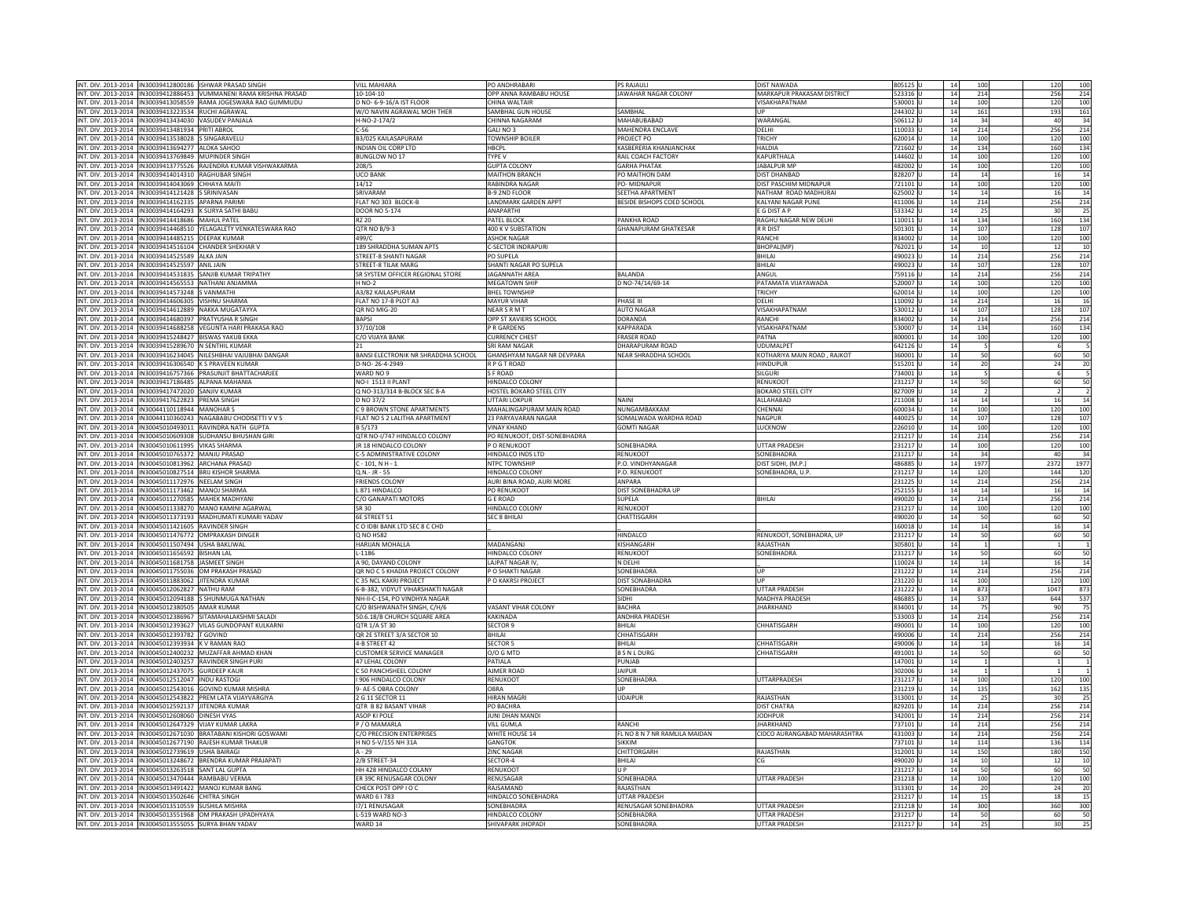| | | | | | | | | | | | | |
|---|---|---|---|---|---|---|---|---|---|---|---|---|
| INT. DIV. 2013-2014 | IN30039412800186 | ISHWAR PRASAD SINGH | VILL MAHIARA | PO ANDHRABARI | PS RAJAULI | DIST NAWADA | 805125 | U | 14 | 100 | 120 | 100 |
| INT. DIV. 2013-2014 | IN30039412886453 | VUMMANENI RAMA KRISHNA PRASAD | 10-104-10 | OPP ANNA RAMBABU HOUSE | JAWAHAR NAGAR COLONY | MARKAPUR PRAKASAM DISTRICT | 523316 | U | 14 | 214 | 256 | 214 |
| INT. DIV. 2013-2014 | IN30039413058559 | RAMA JOGESWARA RAO GUMMUDU | D NO- 6-9-16/A IST FLOOR | CHINA WALTAIR | | VISAKHAPATNAM | 530001 | U | 14 | 100 | 120 | 100 |
| INT. DIV. 2013-2014 | IN30039413223534 | RUCHI AGRAWAL | W/O NAVIN AGRAWAL MOH THER | SAMBHAL GUN HOUSE | SAMBHAL | UP | 244302 | U | 14 | 161 | 193 | 161 |
| INT. DIV. 2013-2014 | IN30039413434030 | VASUDEV PANJALA | H-NO-2-174/2 | CHINNA NAGARAM | MAHABUBABAD | WARANGAL | 506112 | U | 14 | 34 | 40 | 34 |
| INT. DIV. 2013-2014 | IN30039413481934 | PRITI ABROL | C-56 | GALI NO 3 | MAHENDRA ENCLAVE | DELHI | 110033 | U | 14 | 214 | 256 | 214 |
| INT. DIV. 2013-2014 | IN30039413538028 | S SINGARAVELU | B3/025 KAILASAPURAM | TOWNSHIP BOILER | PROJECT PO | TRICHY | 620014 | U | 14 | 100 | 120 | 100 |
| INT. DIV. 2013-2014 | IN30039413694277 | ALOKA SAHOO | INDIAN OIL CORP LTD | HBCPL | KASBERERIA KHANJANCHAK | HALDIA | 721602 | U | 14 | 134 | 160 | 134 |
| INT. DIV. 2013-2014 | IN30039413769849 | MUPINDER SINGH | BUNGLOW NO 17 | TYPE V | RAIL COACH FACTORY | KAPURTHALA | 144602 | U | 14 | 100 | 120 | 100 |
| INT. DIV. 2013-2014 | IN30039413775526 | RAJENDRA KUMAR VISHWAKARMA | 208/5 | GUPTA COLONY | GARHA PHATAK | JABALPUR MP | 482002 | U | 14 | 100 | 120 | 100 |
| INT. DIV. 2013-2014 | IN30039414014310 | RAGHUBAR SINGH | UCO BANK | MAITHON BRANCH | PO MAITHON DAM | DIST DHANBAD | 828207 | U | 14 | 14 | 16 | 14 |
| INT. DIV. 2013-2014 | IN30039414043069 | CHHAYA MAITI | 14/12 | RABINDRA NAGAR | PO- MIDNAPUR | DIST PASCHIM MIDNAPUR | 721101 | U | 14 | 100 | 120 | 100 |
| INT. DIV. 2013-2014 | IN30039414121428 | S SRINIVASAN | SRIVARAM | B-9 2ND FLOOR | SEETHA APARTMENT | NATHAM ROAD MADHURAI | 625002 | U | 14 | 14 | 16 | 14 |
| INT. DIV. 2013-2014 | IN30039414162335 | APARNA PARIMI | FLAT NO 303 BLOCK-B | LANDMARK GARDEN APPT | BESIDE BISHOPS COED SCHOOL | KALYANI NAGAR PUNE | 411006 | U | 14 | 214 | 256 | 214 |
| INT. DIV. 2013-2014 | IN30039414164293 | K SURYA SATHI BABU | DOOR NO 5-174 | ANAPARTHI | | E G DIST A P | 533342 | U | 14 | 25 | 30 | 25 |
| INT. DIV. 2013-2014 | IN30039414418686 | MAHUL PATEL | RZ 20 | PATEL BLOCK | PANKHA ROAD | RAGHU NAGAR NEW DELHI | 110011 | U | 14 | 134 | 160 | 134 |
| INT. DIV. 2013-2014 | IN30039414468510 | YELAGALETY VENKATESWARA RAO | QTR NO B/9-3 | 400 K V SUBSTATION | GHANAPURAM GHATKESAR | R R DIST | 501301 | U | 14 | 107 | 128 | 107 |
| INT. DIV. 2013-2014 | IN30039414485215 | DEEPAK KUMAR | 499/C | ASHOK NAGAR | | RANCHI | 834002 | U | 14 | 100 | 120 | 100 |
| INT. DIV. 2013-2014 | IN30039414516104 | CHANDER SHEKHAR V | 189 SHRADDHA SUMAN APTS | C-SECTOR INDRAPURI | | BHOPAL(MP) | 762021 | U | 14 | 10 | 12 | 10 |
| INT. DIV. 2013-2014 | IN30039414525589 | ALKA JAIN | STREET-8 SHANTI NAGAR | PO SUPELA | | BHILAI | 490023 | U | 14 | 214 | 256 | 214 |
| INT. DIV. 2013-2014 | IN30039414525597 | ANIL JAIN | STREET-8 TILAK MARG | SHANTI NAGAR PO SUPELA | | BHILAI | 490023 | U | 14 | 107 | 128 | 107 |
| INT. DIV. 2013-2014 | IN30039414531835 | SANJIB KUMAR TRIPATHY | SR SYSTEM OFFICER REGIONAL STORE | JAGANNATH AREA | BALANDA | ANGUL | 759116 | U | 14 | 214 | 256 | 214 |
| INT. DIV. 2013-2014 | IN30039414565553 | NATHANI ANJAMMA | H NO-2 | MEGATOWN SHIP | D NO-74/14/69-14 | PATAMATA VIJAYAWADA | 520007 | U | 14 | 100 | 120 | 100 |
| INT. DIV. 2013-2014 | IN30039414573248 | S VANMATHI | A3/82 KAILASPURAM | BHEL TOWNSHIP | | TRICHY | 620014 | U | 14 | 100 | 120 | 100 |
| INT. DIV. 2013-2014 | IN30039414606305 | VISHNU SHARMA | FLAT NO 17-B PLOT A3 | MAYUR VIHAR | PHASE III | DELHI | 110092 | U | 14 | 214 | 16 | 16 |
| INT. DIV. 2013-2014 | IN30039414612889 | NAKKA MUGATAYYA | QR NO MIG-20 | NEAR S R M T | AUTO NAGAR | VISAKHAPATNAM | 530012 | U | 14 | 107 | 128 | 107 |
| INT. DIV. 2013-2014 | IN30039414680397 | PRATYUSHA R SINGH | BAPSI | OPP ST XAVIERS SCHOOL | DORANDA | RANCHI | 834002 | U | 14 | 214 | 256 | 214 |
| INT. DIV. 2013-2014 | IN30039414688258 | VEGUNTA HARI PRAKASA RAO | 37/10/108 | P R GARDENS | KAPPARADA | VISAKHAPATNAM | 530007 | U | 14 | 134 | 160 | 134 |
| INT. DIV. 2013-2014 | IN30039415248427 | BISWAS YAKUB EKKA | C/O VIJAYA BANK | CURRENCY CHEST | FRASER ROAD | PATNA | 800001 | U | 14 | 100 | 120 | 100 |
| INT. DIV. 2013-2014 | IN30039415289670 | N SENTHIL KUMAR | 21 | SRI RAM NAGAR | DHARAPURAM ROAD | UDUMALPET | 642126 | U | 14 | 5 | 6 | 5 |
| INT. DIV. 2013-2014 | IN30039416234045 | NILESHBHAI VAJUBHAI DANGAR | BANSI ELECTRONIK NR SHRADDHA SCHOOL | GHANSHYAM NAGAR NR DEVPARA | NEAR SHRADDHA SCHOOL | KOTHARIYA MAIN ROAD , RAJKOT | 360001 | U | 14 | 50 | 60 | 50 |
| INT. DIV. 2013-2014 | IN30039416306540 | K S PRAVEEN KUMAR | D-NO- 26-4-2949 | R P G T ROAD | | HINDUPUR | 515201 | U | 14 | 20 | 24 | 20 |
| INT. DIV. 2013-2014 | IN30039416757366 | PRASUNJIT BHATTACHARJEE | WARD NO 9 | S F ROAD | | SILGURI | 734001 | U | 14 | 5 | 6 | 5 |
| INT. DIV. 2013-2014 | IN30039417186485 | ALPANA MAHANIA | NO-I 1513 II PLANT | HINDALCO COLONY | | RENUKOOT | 231217 | U | 14 | 50 | 60 | 50 |
| INT. DIV. 2013-2014 | IN30039417472020 | SANJIV KUMAR | Q NO-313/314 B-BLOCK SEC 8-A | HOSTEL BOKARO STEEL CITY | | BOKARO STEEL CITY | 827009 | U | 14 | 2 | 2 | 2 |
| INT. DIV. 2013-2014 | IN30039417622823 | PREMA SINGH | D NO 37/2 | UTTARI LOKPUR | NAINI | ALLAHABAD | 211008 | U | 14 | 14 | 16 | 14 |
| INT. DIV. 2013-2014 | IN30044110118944 | MANOHAR S | C 9 BROWN STONE APARTMENTS | MAHALINGAPURAM MAIN ROAD | NUNGAMBAKKAM | CHENNAI | 600034 | U | 14 | 100 | 120 | 100 |
| INT. DIV. 2013-2014 | IN30044110360243 | NAGABABU CHODISETTI V V S | FLAT NO S 2 LALITHA APARTMENT | 23 PARYAVARAN NAGAR | SOMALWADA WARDHA ROAD | NAGPUR | 440025 | U | 14 | 107 | 128 | 107 |
| INT. DIV. 2013-2014 | IN30045010493011 | RAVINDRA NATH GUPTA | B 5/173 | VINAY KHAND | GOMTI NAGAR | LUCKNOW | 226010 | U | 14 | 100 | 120 | 100 |
| INT. DIV. 2013-2014 | IN30045010609308 | SUDHANSU BHUSHAN GIRI | QTR NO-I/747 HINDALCO COLONY | PO RENUKOOT, DIST-SONEBHADRA | | | 231217 | U | 14 | 214 | 256 | 214 |
| INT. DIV. 2013-2014 | IN30045010611995 | VIKAS SHARMA | JR 18 HINDALCO COLONY | P O RENUKOOT | SONEBHADRA | UTTAR PRADESH | 231217 | U | 14 | 100 | 120 | 100 |
| INT. DIV. 2013-2014 | IN30045010765372 | MANJU PRASAD | C-5 ADMINISTRATIVE COLONY | HINDALCO INDS LTD | RENUKOOT | SONEBHADRA | 231217 | U | 14 | 34 | 40 | 34 |
| INT. DIV. 2013-2014 | IN30045010813962 | ARCHANA PRASAD | C - 101, N H - 1 | NTPC TOWNSHIP | P.O. VINDHYANAGAR | DIST SIDHI, (M.P.) | 486885 | U | 14 | 1977 | 2372 | 1977 |
| INT. DIV. 2013-2014 | IN30045010827514 | BRIJ KISHOR SHARMA | Q.N.- JR - 55 | HINDALCO COLONY | P.O. RENUKOOT | SONEBHADRA, U.P. | 231217 | U | 14 | 120 | 144 | 120 |
| INT. DIV. 2013-2014 | IN30045011172976 | NEELAM SINGH | FRIENDS COLONY | AURI BINA ROAD, AURI MORE | ANPARA | | 231225 | U | 14 | 214 | 256 | 214 |
| INT. DIV. 2013-2014 | IN30045011173462 | MANOJ SHARMA | L 871 HINDALCO | PO RENUKOOT | DIST SONEBHADRA UP | | 252155 | U | 14 | 14 | 16 | 14 |
| INT. DIV. 2013-2014 | IN30045011270585 | MAHEK MADHYANI | C/O GANAPATI MOTORS | G E ROAD | SUPELA | BHILAI | 490020 | U | 14 | 214 | 256 | 214 |
| INT. DIV. 2013-2014 | IN30045011338270 | MANO KAMINI AGARWAL | SR 30 | HINDALCO COLONY | RENUKOOT | | 231217 | U | 14 | 100 | 120 | 100 |
| INT. DIV. 2013-2014 | IN30045011373193 | MADHUMATI KUMARI YADAV | 6E STREET 51 | SEC 8 BHILAI | CHATTISGARH | | 490020 | U | 14 | 50 | 60 | 50 |
| INT. DIV. 2013-2014 | IN30045011421605 | RAVINDER SINGH | C O IDBI BANK LTD SEC 8 C CHD | | | | 160018 | U | 14 | 14 | 16 | 14 |
| INT. DIV. 2013-2014 | IN30045011476772 | OMPRAKASH DINGER | Q NO H582 | | HINDALCO | RENUKOOT, SONEBHADRA, UP | 231217 | U | 14 | 50 | 60 | 50 |
| INT. DIV. 2013-2014 | IN30045011507494 | USHA BAKLIWAL | HARIJAN MOHALLA | MADANGANJ | KISHANGARH | RAJASTHAN | 305801 | U | 14 | 1 | 1 | 1 |
| INT. DIV. 2013-2014 | IN30045011656592 | BISHAN LAL | L-1186 | HINDALCO COLONY | RENUKOOT | SONEBHADRA | 231217 | U | 14 | 50 | 60 | 50 |
| INT. DIV. 2013-2014 | IN30045011681758 | JASMEET SINGH | A 90, DAYAND COLONY | LAJPAT NAGAR IV, | N DELHI | | 110024 | U | 14 | 14 | 16 | 14 |
| INT. DIV. 2013-2014 | IN30045011755036 | OM PRAKASH PRASAD | QR NO C 5 KHADIA PROJECT COLONY | P O SHAKTI NAGAR | SONEBHADRA | UP | 231222 | U | 14 | 214 | 256 | 214 |
| INT. DIV. 2013-2014 | IN30045011883062 | JITENDRA KUMAR | C 35 NCL KAKRI PROJECT | P O KAKRSI PROJECT | DIST SONABHADRA | UP | 231220 | U | 14 | 100 | 120 | 100 |
| INT. DIV. 2013-2014 | IN30045012062827 | NATHU RAM | 6-B-382, VIDYUT VIHARSHAKTI NAGAR | | SONEBHADRA | UTTAR PRADESH | 231222 | U | 14 | 873 | 1047 | 873 |
| INT. DIV. 2013-2014 | IN30045012094188 | S SHUNMUGA NATHAN | NH-II-C-154, PO VINDHYA NAGAR | | SIDHI | MADHYA PRADESH | 486885 | U | 14 | 537 | 644 | 537 |
| INT. DIV. 2013-2014 | IN30045012380505 | AMAR KUMAR | C/O BISHWANATH SINGH, C/H/6 | VASANT VIHAR COLONY | BACHRA | JHARKHAND | 834001 | U | 14 | 75 | 90 | 75 |
| INT. DIV. 2013-2014 | IN30045012386967 | SITAMAHALAKSHMI SALADI | 50.6.18/B CHURCH SQUARE AREA | KAKINADA | ANDHRA PRADESH | | 533003 | U | 14 | 214 | 256 | 214 |
| INT. DIV. 2013-2014 | IN30045012393627 | VILAS GUNDOPANT KULKARNI | QTR 1/A ST 30 | SECTOR 9 | BHILAI | CHHATISGARH | 490001 | U | 14 | 100 | 120 | 100 |
| INT. DIV. 2013-2014 | IN30045012393782 | T GOVIND | QR 2E STREET 3/A SECTOR 10 | BHILAI | CHHATISGARH | | 490006 | U | 14 | 214 | 256 | 214 |
| INT. DIV. 2013-2014 | IN30045012393934 | K V RAMAN RAO | 4-B STREET 42 | SECTOR 5 | BHILAI | CHHATISGARH | 490006 | U | 14 | 14 | 16 | 14 |
| INT. DIV. 2013-2014 | IN30045012400232 | MUZAFFAR AHMAD KHAN | CUSTOMER SERVICE MANAGER | O/O G MTD | B S N L DURG | CHHATISGARH | 491001 | U | 14 | 50 | 60 | 50 |
| INT. DIV. 2013-2014 | IN30045012403257 | RAVINDER SINGH PURI | 47 LEHAL COLONY | PATIALA | PUNJAB | | 147001 | U | 14 | 1 | 1 | 1 |
| INT. DIV. 2013-2014 | IN30045012437075 | GURDEEP KAUR | C 50 PANCHSHEEL COLONY | AJMER ROAD | JAIPUR | | 302006 | U | 14 | 1 | 1 | 1 |
| INT. DIV. 2013-2014 | IN30045012512047 | INDU RASTOGI | I 906 HINDALCO COLONY | RENUKOOT | SONEBHADRA | UTTARPRADESH | 231217 | U | 14 | 100 | 120 | 100 |
| INT. DIV. 2013-2014 | IN30045012543016 | GOVIND KUMAR MISHRA | 9- AE-5 OBRA COLONY | OBRA | UP | | 231219 | U | 14 | 135 | 162 | 135 |
| INT. DIV. 2013-2014 | IN30045012543822 | PREM LATA VIJAYVARGIYA | 2 G 11 SECTOR 11 | HIRAN MAGRI | UDAIPUR | RAJASTHAN | 313001 | U | 14 | 25 | 30 | 25 |
| INT. DIV. 2013-2014 | IN30045012592137 | JITENDRA KUMAR | QTR B 82 BASANT VIHAR | PO BACHRA | | DIST CHATRA | 829201 | U | 14 | 214 | 256 | 214 |
| INT. DIV. 2013-2014 | IN30045012608060 | DINESH VYAS | ASOP KI POLE | JUNI DHAN MANDI | | JODHPUR | 342001 | U | 14 | 214 | 256 | 214 |
| INT. DIV. 2013-2014 | IN30045012647329 | VIJAY KUMAR LAKRA | P / O MAMARLA | VILL GUMLA | RANCHI | JHARKHAND | 737101 | U | 14 | 214 | 256 | 214 |
| INT. DIV. 2013-2014 | IN30045012671030 | BRATABANI KISHORI GOSWAMI | C/O PRECISION ENTERPRISES | WHITE HOUSE 14 | FL NO 8 N 7 NR RAMLILA MAIDAN | CIDCO AURANGABAD MAHARASHTRA | 431003 | U | 14 | 214 | 256 | 214 |
| INT. DIV. 2013-2014 | IN30045012677190 | RAJESH KUMAR THAKUR | H NO S-V/155 NH 31A | GANGTOK | SIKKIM | | 737101 | U | 14 | 114 | 136 | 114 |
| INT. DIV. 2013-2014 | IN30045012739619 | USHA BAIRAGI | A - 29 | ZINC NAGAR | CHITTORGARH | RAJASTHAN | 312001 | U | 14 | 150 | 180 | 150 |
| INT. DIV. 2013-2014 | IN30045013248672 | BRENDRA KUMAR PRAJAPATI | 2/B STREET-34 | SECTOR-4 | BHILAI | CG | 490020 | U | 14 | 10 | 12 | 10 |
| INT. DIV. 2013-2014 | IN30045013263518 | SANT LAL GUPTA | HH 428 HINDALCO COLANY | RENUKOOT | U P | | 231217 | U | 14 | 50 | 60 | 50 |
| INT. DIV. 2013-2014 | IN30045013470444 | RAMBABU VERMA | ER 39C RENUSAGAR COLONY | RENUSAGAR | SONEBHADRA | UTTAR PRADESH | 231218 | U | 14 | 100 | 120 | 100 |
| INT. DIV. 2013-2014 | IN30045013491422 | MANOJ KUMAR BANG | CHECK POST OPP I O C | RAJSAMAND | RAJASTHAN | | 313301 | U | 14 | 20 | 24 | 20 |
| INT. DIV. 2013-2014 | IN30045013502646 | CHITRA SINGH | WARD 6 I 783 | HINDALCO SONEBHADRA | UTTAR PRADESH | | 231217 | U | 14 | 15 | 18 | 15 |
| INT. DIV. 2013-2014 | IN30045013510559 | SUSHILA MISHRA | I7/1 RENUSAGAR | SONEBHADRA | RENUSAGAR SONEBHADRA | UTTAR PRADESH | 231218 | U | 14 | 300 | 360 | 300 |
| INT. DIV. 2013-2014 | IN30045013551968 | OM PRAKASH UPADHYAYA | L-519 WARD NO-3 | HINDALCO COLONY | SONEBHADRA | UTTAR PRADESH | 231217 | U | 14 | 50 | 60 | 50 |
| INT. DIV. 2013-2014 | IN30045013555055 | SURYA BHAN YADAV | WARD 14 | SHIVAPARK JHOPADI | SONEBHADRA | UTTAR PRADESH | 231217 | U | 14 | 25 | 30 | 25 |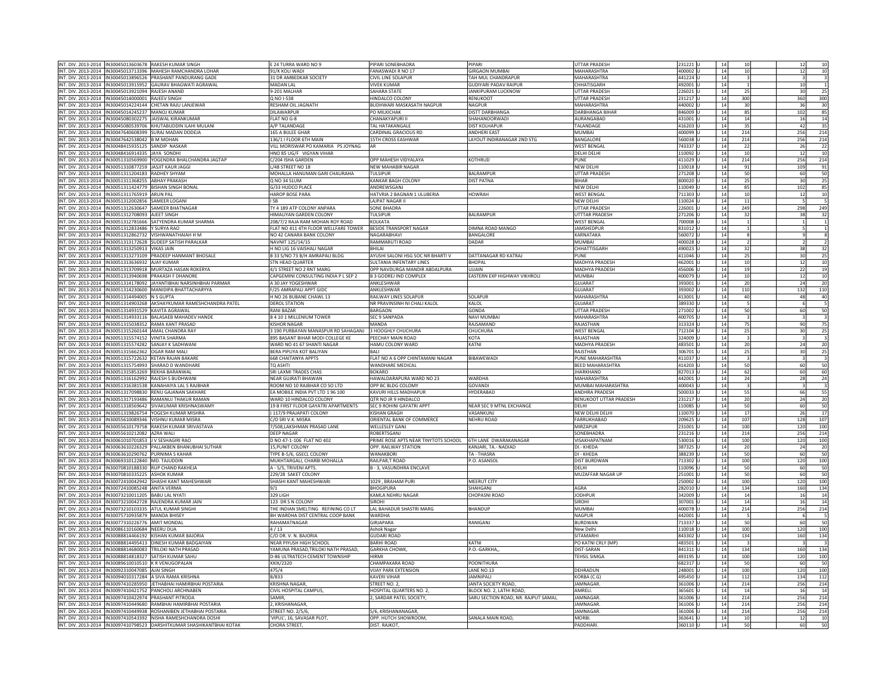| | | | | | | | | | | | | |
|---|---|---|---|---|---|---|---|---|---|---|---|---|
| INT. DIV. 2013-2014 | IN30045013603678 | RAKESH KUMAR SINGH | E 24 TURRA WARD NO 9 | PIPARI SONEBHADRA | PIPARI | UTTAR PRADESH | 231221 | U | 14 | 10 | 12 | 10 |
| INT. DIV. 2013-2014 | IN30045013713396 | MAHESH RAMCHANDRA LOHAR | 91/K KOLI WADI | FANASWADI R NO 17 | GIRGAON MUMBAI | MAHARASHTRA | 400002 | U | 14 | 10 | 12 | 10 |
| INT. DIV. 2013-2014 | IN30045013896526 | PRASHANT PANDURANG GADE | 31 DR AMBEDKAR SOCIETY | CIVIL LINE SOLAPUR | TAH MUL CHANDRAPUR | MAHARASHTRA | 441224 | U | 14 | 3 | 3 | 3 |
| INT. DIV. 2013-2014 | IN30045013915952 | GAURAV BHAGWATI AGRAWAL | MADAN LAL | VIVEK KUMAR | GUDIYARI PADAV RAIPUR | CHHATISGARH | 492001 | U | 14 | 1 | 10 | 1 |
| INT. DIV. 2013-2014 | IN30045013921094 | RAJESH ANAND | 9-201 MALHAR | SAHARA STATE | JANKIPURAM LUCKNOW | UTTAR PRADESH | 226021 | U | 14 | 25 | 30 | 25 |
| INT. DIV. 2013-2014 | IN30045014000001 | RAJEEV SINGH | Q NO I-538 | HINDALCO COLONY | RENUKOOT | UTTAR PRADESH | 231217 | U | 14 | 300 | 360 | 300 |
| INT. DIV. 2013-2014 | IN30045014224144 | CHETAN RAJU LANJEWAR | RESHAM OIL JAGNATH | BUDHWARI MASKASATH NAGPUR | NAGPUR | MAHARASHTRA | 440002 | U | 14 | 30 | 36 | 30 |
| INT. DIV. 2013-2014 | IN30045014245237 | MANOJ KUMAR | DILAWARPUR | PO MILKICHAK | DISTT DARBHANGA | DARBHANGA BIHAR | 846009 | U | 14 | 85 | 102 | 85 |
| INT. DIV. 2013-2014 | IN30045080302275 | JAISWAL KIRANKUMAR | FLAT NO G-8 | CHANAKYAPURI II | SHAHANOORWADI | AURANGABAD | 431001 | U | 14 | 14 | 16 | 14 |
| INT. DIV. 2013-2014 | IN30045080539706 | KHUTABUDDIN ILAHI MULANI | A/P TALANDAGE | TAL HATAKANGALE | DIST KOLHAPUR | TALANDAGE | 416203 | U | 14 | 35 | 42 | 35 |
| INT. DIV. 2013-2014 | IN30047640608399 | SURAJ MADAN DODEJA | 165 A BIJLEE GHAR | CARDINAL GRACIOUS RD | ANDHERI EAST | MUMBAI | 400099 | U | 14 | 214 | 256 | 214 |
| INT. DIV. 2013-2014 | IN30047642538042 | B M MOHAN | 136/1 I FLOOR 6TH MAIN | 15TH CROSS EASHWAR | LAYOUT INDIRANAGAR 2ND STG | BANGALORE | 560038 | U | 14 | 214 | 256 | 214 |
| INT. DIV. 2013-2014 | IN30048415935125 | SANDIP NASKAR | VILL MORISWAR PO KAMARIA PS JOYNAG | AR | | WEST BENGAL | 743337 | U | 14 | 22 | 26 | 22 |
| INT. DIV. 2013-2014 | IN30048416914335 | JAYA SONDHI | HNO 85 UG/F VIGYAN VIHAR | | | DELHI DELHI | 110092 | U | 14 | 10 | 12 | 10 |
| INT. DIV. 2013-2014 | IN30051310569900 | YOGENDRA BHALCHANDRA JAGTAP | C/204 ISHA GARDEN | OPP MAHESH VIDYALAYA | KOTHRUD | PUNE | 411029 | U | 14 | 214 | 256 | 214 |
| INT. DIV. 2013-2014 | IN30051310877259 | JASJIT KAUR JAGGI | L/48 STREET NO 18 | NEW MAHABIR NAGAR | | NEW DELHI | 110018 | U | 14 | 91 | 109 | 91 |
| INT. DIV. 2013-2014 | IN30051311204183 | RADHEY SHYAM | MOHALLA HANUMAN GARI CHAURAHA | TULSIPUR | BALRAMPUR | UTTAR PRADESH | 271208 | U | 14 | 50 | 60 | 50 |
| INT. DIV. 2013-2014 | IN30051311368255 | ABHAY PRAKASH | Q NO 34 SLUM | KANKAR BAGH COLONY | DIST PATNA | BIHAR | 800020 | U | 14 | 25 | 30 | 25 |
| INT. DIV. 2013-2014 | IN30051311424779 | BISHAN SINGH BONAL | G/33 HUDCO PLACE | ANDREWSGANJ | | NEW DELHI | 110049 | U | 14 | 85 | 102 | 85 |
| INT. DIV. 2013-2014 | IN30051311765919 | ARUN PAL | HAROP BOSE PARA | HATVRIA 2 BAGNAN 1 ULUBERIA | HOWRAH | WEST BENGAL | 711303 | U | 14 | 10 | 12 | 10 |
| INT. DIV. 2013-2014 | IN30051312002856 | SAMEER LOGANI | I 5B | LAJPAT NAGAR II | | NEW DELHI | 110024 | U | 14 | 11 | 5 | 5 |
| INT. DIV. 2013-2014 | IN30051312630647 | SAMEER BHATNAGAR | TY 4 189 ATP COLONY ANPARA | SONE BHADRA | | UTTAR PRADESH | 226001 | U | 14 | 249 | 298 | 249 |
| INT. DIV. 2013-2014 | IN30051312708093 | AJEET SINGH | HIMALIYAN GARDEN COLONY | TULSIPUR | BALRAMPUR | UTTTAR PRADESH | 271206 | U | 14 | 32 | 38 | 32 |
| INT. DIV. 2013-2014 | IN30051312781666 | SATYENDRA KUMAR SHARMA | 208/7/2 RAJA RAM MOHAN ROY ROAD | KOLKATA | | WEST BENGAL | 700008 | U | 14 | 1 | 1 | 1 |
| INT. DIV. 2013-2014 | IN30051312833486 | Y SURYA RAO | FLAT NO 411 4TH FLOOR WELLFARE TOWER | BESIDE TRANSPORT NAGAR | DIMNA ROAD MANGO | JAMSHEDPUR | 831012 | U | 14 | 1 | 5 | 1 |
| INT. DIV. 2013-2014 | IN30051312862732 | VISHWANATHAIAH H M | NO 42 CANARA BANK COLONY | NAGARABHAVI | BANGALORE | KARNATAKA | 560072 | U | 14 | 8 | 9 | 8 |
| INT. DIV. 2013-2014 | IN30051313172628 | SUDEEP SATISH PARALKAR | NAVNIT 125/14/15 | RAMMARUTI ROAD | DADAR | MUMBAI | 400028 | U | 14 | 2 | 2 | 2 |
| INT. DIV. 2013-2014 | IN30051313250913 | VIKAS JAIN | H NO LIG 16 VAISHALI NAGAR | BHILAI | | CHHATTISGARH | 490023 | U | 14 | 32 | 38 | 32 |
| INT. DIV. 2013-2014 | IN30051313273109 | PRADEEP HANMANT BHOSALE | B 33 S/NO 73 B/H AMRAPALI BLDG | AYUSHI SALONI HSG SOC NR BHARTI V | DATTANAGAR RD KATRAJ | PUNE | 411046 | U | 14 | 25 | 30 | 25 |
| INT. DIV. 2013-2014 | IN30051313636932 | AJAY KUMAR | STN HEAD QUARTER | SULTANIA INFENTARY LINES | BHOPAL | MADHYA PRADESH | 462001 | U | 14 | 10 | 12 | 10 |
| INT. DIV. 2013-2014 | IN30051313709918 | MURTAZA HASAN ROKERYA | 4/1 STREET NO 2 RNT MARG | OPP NAVDURGA MANDIR ABDALPURA | UJJAIN | MADHYA PRADESH | 456006 | U | 14 | 19 | 22 | 19 |
| INT. DIV. 2013-2014 | IN30051313940698 | PRAKASH F DHANORE | CAPGEMINI CONSULTING INDIA P L SEP 2 | B 3 GODREJ IND COMPLEX | EASTERN EXP HIGHWAY VIKHROLI | MUMBAI | 400079 | U | 14 | 10 | 12 | 10 |
| INT. DIV. 2013-2014 | IN30051314178092 | JAYANTIBHAI NARSINHBHAI PARMAR | A 30 JAY YOGESHWAR | ANKLESHWAR | | GUJARAT | 393001 | U | 14 | 20 | 24 | 20 |
| INT. DIV. 2013-2014 | IN30051314230600 | MANIDIPA BHATTACHARYYA | F/25 AMRAPALI APPT GIDC | ANKLESHWAR | | GUJARAT | 393002 | U | 14 | 110 | 132 | 110 |
| INT. DIV. 2013-2014 | IN30051314494005 | N S GUPTA | H NO 26 BUBANE CHAWL 13 | RAILWAY LINES SOLAPUR | SOLAPUR | MAHARASHTRA | 413001 | U | 14 | 40 | 48 | 40 |
| INT. DIV. 2013-2014 | IN30051314903268 | AKSHAYKUMAR RAMESHCHANDRA PATEL | DEROL STATION | NR PRAVINSINH NI CHALI KALOL | KALOL | GUJARAT | 389330 | U | 14 | 5 | 6 | 5 |
| INT. DIV. 2013-2014 | IN30051314931529 | KAVITA AGRAWAL | RANI BAZAR | BARGAON | GONDA | UTTAR PRADESH | 271002 | U | 14 | 50 | 60 | 50 |
| INT. DIV. 2013-2014 | IN30051314933116 | BALASAEB MAHADEV HANDE | B 4 10 1 MILLENIUM TOWER | SEC 9 SANPADA | NAVI MUMBAI | MAHARASHTRA | 400705 | U | 14 | 3 | 3 | 3 |
| INT. DIV. 2013-2014 | IN30051315038352 | RAMA KANT PRASAD | KISHOR NAGAR | MANDA | RAJSAMAND | RAJASTHAN | 313324 | U | 14 | 75 | 90 | 75 |
| INT. DIV. 2013-2014 | IN30051315260144 | AMAL CHANDRA RAY | 3 190 PURBAYAN MANASPUR RD SAHAGANJ | 3 HOOGHLY CHUCHURA | CHUCHURA | WEST BENGAL | 712104 | U | 14 | 25 | 30 | 25 |
| INT. DIV. 2013-2014 | IN30051315574152 | VINITA SHARMA | 895 BASANT BIHAR MODI COLLEGE KE | PEECHAY MAIN ROAD | KOTA | RAJASTHAN | 324009 | U | 14 | 3 | 3 | 3 |
| INT. DIV. 2013-2014 | IN30051315574282 | SANJAY K SADHWANI | WARD NO 41 67 SHANTI NAGAR | HAMU COLONY WARD | KATNI | MADHYA PRADESH | 483501 | U | 14 | 20 | 24 | 20 |
| INT. DIV. 2013-2014 | IN30051315662362 | OGAR RAM MALI | BERA PIPLIYA KOT BALIYAN | BALI | | RAJSTHAN | 306701 | U | 14 | 25 | 30 | 25 |
| INT. DIV. 2013-2014 | IN30051315722632 | KETAN RAJAN BAKARE | 668 CHAITANYA APPTS | FLAT NO A 6 OPP CHINTAMANI NAGAR | BIBAWEWADI | PUNE MAHARASHTRA | 411037 | U | 14 | 3 | 3 | 3 |
| INT. DIV. 2013-2014 | IN30051315754993 | SHARAD D WANDHARE | TQ ASHTI | WANDHARE MEDICAL | | BEED MAHARASHTRA | 414203 | U | 14 | 50 | 60 | 50 |
| INT. DIV. 2013-2014 | IN30051315853269 | REKHA BARANWAL | SRI LAXMI TRADES CHAS | BOKARO | | JHARKHAND | 827013 | U | 14 | 62 | 60 | 60 |
| INT. DIV. 2013-2014 | IN30051316162992 | RAJESH S BUDHWANI | NEAR GUJRATI BHAWAN | HAWALDARAPURA WARD NO 23 | WARDHA | MAHARASHTRA | 442001 | U | 14 | 24 | 28 | 24 |
| INT. DIV. 2013-2014 | IN30051316381538 | KANAHAIYA LAL S RAJBHAR | ROOM NO 10 RAJBHAR CO SO LTD | OPP BC BLDG COLOMY | GOVANDI | MUMBAI MAHARASHTRA | 400043 | U | 14 | 3 | 3 | 3 |
| INT. DIV. 2013-2014 | IN30051317098830 | RENU GAJANAN SAKHARE | EA MOBILE INDIA PVT LTD 1 96 100 | KAVURI HILLS MADHAPUR | HYDERABAD | ANDHRA PRADESH | 500033 | U | 14 | 55 | 66 | 55 |
| INT. DIV. 2013-2014 | IN30051317193486 | RAMANUJ THAKUR RAMAN | WARD 10 HINDALCO COLONY | QTR NO JR 9 HINDALCO | | RENUKOOT UTTAR PRADESH | 231217 | U | 14 | 20 | 24 | 20 |
| INT. DIV. 2013-2014 | IN30051318569642 | SIVAKUMAR KRISHNASWAMY | 19 B FIRST FLOOR GAYATRI APARTMENTS | SEC 9 ROHINI GAYATRI APPT | NEAR SEC 9 MTNL EXCHANGE | DELHI | 110085 | U | 14 | 50 | 60 | 50 |
| INT. DIV. 2013-2014 | IN30051319826754 | YOGESH KUMAR MISHRA | J 117/9 PRAJAPATI COLONY | KISHAN GRAGH | VASANKUNJ | NEW DELHI DELHI | 110070 | U | 14 | 17 | 26 | 17 |
| INT. DIV. 2013-2014 | IN30055610089346 | VISHNU KUMAR MISRA | C/O SRI V.K. MISRA | ORIENTAL BANK OF COMMERCE | NEHRU ROAD | FARRUKHABAD | 209625 | U | 14 | 107 | 128 | 107 |
| INT. DIV. 2013-2014 | IN30055610179758 | RAKESH KUMAR SRIVASTAVA | 7/508,LAKSHMAN PRASAD LANE | WELLESLEY GANJ | | MIRZAPUR | 231001 | U | 14 | 100 | 120 | 100 |
| INT. DIV. 2013-2014 | IN30055610212082 | AZRA WALI | DEEP NAGAR | ROBERTSGANJ | | SONEBHADRA | 231216 | U | 14 | 214 | 256 | 214 |
| INT. DIV. 2013-2014 | IN30061010701853 | J V SESHAGIRI RAO | D NO 47-1-106 FLAT NO 402 | PRIME ROSE APTS NEAR TINYTOTS SCHOOL | 6TH LANE DWARAKANAGAR | VISAKHAPATNAM | 530016 | U | 14 | 100 | 120 | 100 |
| INT. DIV. 2013-2014 | IN30063610226329 | PALLAKBEN BHANUBHAI SUTHAR | 15,PUNIT COLONY | OPP. RAILWAY STATION | KANJARI, TA.- NADIAD | DI.- KHEDA | 387325 | U | 14 | 20 | 24 | 20 |
| INT. DIV. 2013-2014 | IN30063610290762 | PURNIMA S KAHAR | TYPE B-5/6, GSECL COLONY | WANAKBORI | TA - THASRA | DI - KHEDA | 388239 | U | 14 | 50 | 60 | 50 |
| INT. DIV. 2013-2014 | IN30069310122840 | MD. TAJUDDIN | MUKHTARGALI, CHARBI MOHALLA | RAILPAR,T ROAD | P.O. ASANSOL | DIST BURDWAN | 713302 | U | 14 | 100 | 120 | 100 |
| INT. DIV. 2013-2014 | IN30070810188330 | RUP CHAND RAKHEJA | A - 5/5, TRIVENI APTS. | B - 3, VASUNDHRA ENCLAVE | | DELHI | 110096 | U | 14 | 50 | 60 | 50 |
| INT. DIV. 2013-2014 | IN30070810335225 | ASHOK KUMAR | 229/28 SAKET COLONY | | | MUZAFFAR NAGAR UP | 251001 | U | 14 | 50 | 60 | 50 |
| INT. DIV. 2013-2014 | IN30072410042942 | SHASHI KANT MAHESHWARI | SHASHI KANT MAHESHWARI | 1029 , BRAHAM PURI | MEERUT CITY | | 250002 | U | 14 | 100 | 120 | 100 |
| INT. DIV. 2013-2014 | IN30072410085248 | ANITA VERMA | 9/1 | BHOGIPURA | SHAHGANJ | AGRA | 282010 | U | 14 | 134 | 160 | 134 |
| INT. DIV. 2013-2014 | IN30073210011205 | BABU LAL NYATI | 329 LIGH | KAMLA NEHRU NAGAR | CHOPASNI ROAD | JODHPUR | 342009 | U | 14 | 14 | 16 | 14 |
| INT. DIV. 2013-2014 | IN30073210042728 | RAJENDRA KUMAR JAIN | 123 DR S N COLONY | SIROHI | | SIROHI | 307001 | U | 14 | 14 | 16 | 14 |
| INT. DIV. 2013-2014 | IN30073210103335 | ATUL KUMAR SINGHI | THE INDIAN SMELTING REFINING CO LT | LAL BAHADUR SHASTRI MARG | BHANDUP | MUMBAI | 400078 | U | 14 | 214 | 256 | 214 |
| INT. DIV. 2013-2014 | IN30075710935879 | MANDA BHISEY | BH WARDHA DIST CENTRAL COOP BANK | WARDHA | | NAGPUR | 442001 | U | 14 | 5 | 6 | 5 |
| INT. DIV. 2013-2014 | IN30077310226776 | AMIT MONDAL | RAHAMATNAGAR | GIRJAPARA | RANIGANJ | BURDWAN | 713337 | U | 14 | 50 | 60 | 50 |
| INT. DIV. 2013-2014 | IN30086110160684 | NEERU DUA | 4 / 13 | Ashok Nagar | | New Delhi | 110018 | U | 14 | 100 | 120 | 100 |
| INT. DIV. 2013-2014 | IN30088814466192 | KISHAN KUMAR BAJORIA | C/O DR. V. N. BAJORIA | GUDARI ROAD | | SITAMARHI | 843302 | U | 14 | 134 | 160 | 134 |
| INT. DIV. 2013-2014 | IN30088814495413 | DINESH KUMAR BADGAIYAN | NEAR PIYUSH HIGH SCHOOL | BARHI ROAD | KATNI | PO KATNI CRLY (MP) | 483501 | U | 14 | 3 | 3 | 3 |
| INT. DIV. 2013-2014 | IN30088814680083 | TRILOKI NATH PRASAD | YAMUNA PRASAD,TRILOKI NATH PRASAD, | GARKHA CHOWK, | P.O.-GARKHA,, | DIST-SARAN | 841311 | U | 14 | 134 | 160 | 134 |
| INT. DIV. 2013-2014 | IN30088814818327 | SATISH KUMAR SAHU | D-86 ULTRATECH CEMENT TOWNSHIP | HIRMI | | TEHSIL SIMGA | 493195 | U | 14 | 100 | 120 | 100 |
| INT. DIV. 2013-2014 | IN30089610010510 | K R VENUGOPALAN | XXIX/2320 | CHAMPAKARA ROAD | POONITHURA | | 682317 | U | 14 | 50 | 60 | 50 |
| INT. DIV. 2013-2014 | IN30092310047085 | AJAI SINGH | 475/4 | VIJAY PARK EXTENSION | LANE NO.13 | DEHRADUN | 248001 | U | 14 | 100 | 120 | 100 |
| INT. DIV. 2013-2014 | IN30094010317284 | A SIVA RAMA KRISHNA | B/833 | KAVERI VIHAR | JAMNIPALI | KORBA (C.G) | 495450 | U | 14 | 112 | 134 | 112 |
| INT. DIV. 2013-2014 | IN30097410285950 | JETHABHAI HAMIRBHAI POSTARIA | KRISHNA NAGAR, | STREET NO. 2, | JANTA SOCIETY ROAD, | JAMNAGAR. | 361006 | U | 14 | 214 | 256 | 214 |
| INT. DIV. 2013-2014 | IN30097410421752 | PANCHOLI ARCHNABEN | CIVIL HOSPITAL CAMPUS, | HOSPITAL QUARTERS NO. 2, | BLOCK NO. 2, LATHI ROAD, | AMRELI. | 365601 | U | 14 | 14 | 16 | 14 |
| INT. DIV. 2013-2014 | IN30097410422974 | PRASHANT PITRODA | SAMIR, | 2, SARDAR PATEL SOCIETY, | SARU SECTION ROAD, NR. RAJPUT SAMAJ, | JAMNAGAR. | 361006 | U | 14 | 214 | 256 | 214 |
| INT. DIV. 2013-2014 | IN30097410449680 | RAMBHAI HAMIRBHAI POSTARIA | 2, KRISHANAGAR, | | | JAMNAGAR. | 361006 | U | 14 | 214 | 256 | 214 |
| INT. DIV. 2013-2014 | IN30097410449938 | ROSHANIBEN JETHABHAI POSTARIA | STREET NO. 2/5/6, | 5/6, KRISHANANAGAR, | | JAMNAGAR. | 361006 | U | 14 | 214 | 256 | 214 |
| INT. DIV. 2013-2014 | IN30097410543392 | NISHA RAMESHCHANDRA DOSHI | 'VIPUL', 16, SAVASAR PLOT, | OPP. HUTCH SHOWROOM, | SANALA MAIN ROAD, | MORBI. | 363641 | U | 14 | 10 | 12 | 10 |
| INT. DIV. 2013-2014 | IN30097410798523 | DARSHITKUMAR SHASHIKANTBHAI KOTAK | CHORA STREET, | DIST. RAJKOT, | | PADDHARI. | 360110 | U | 14 | 50 | 60 | 50 |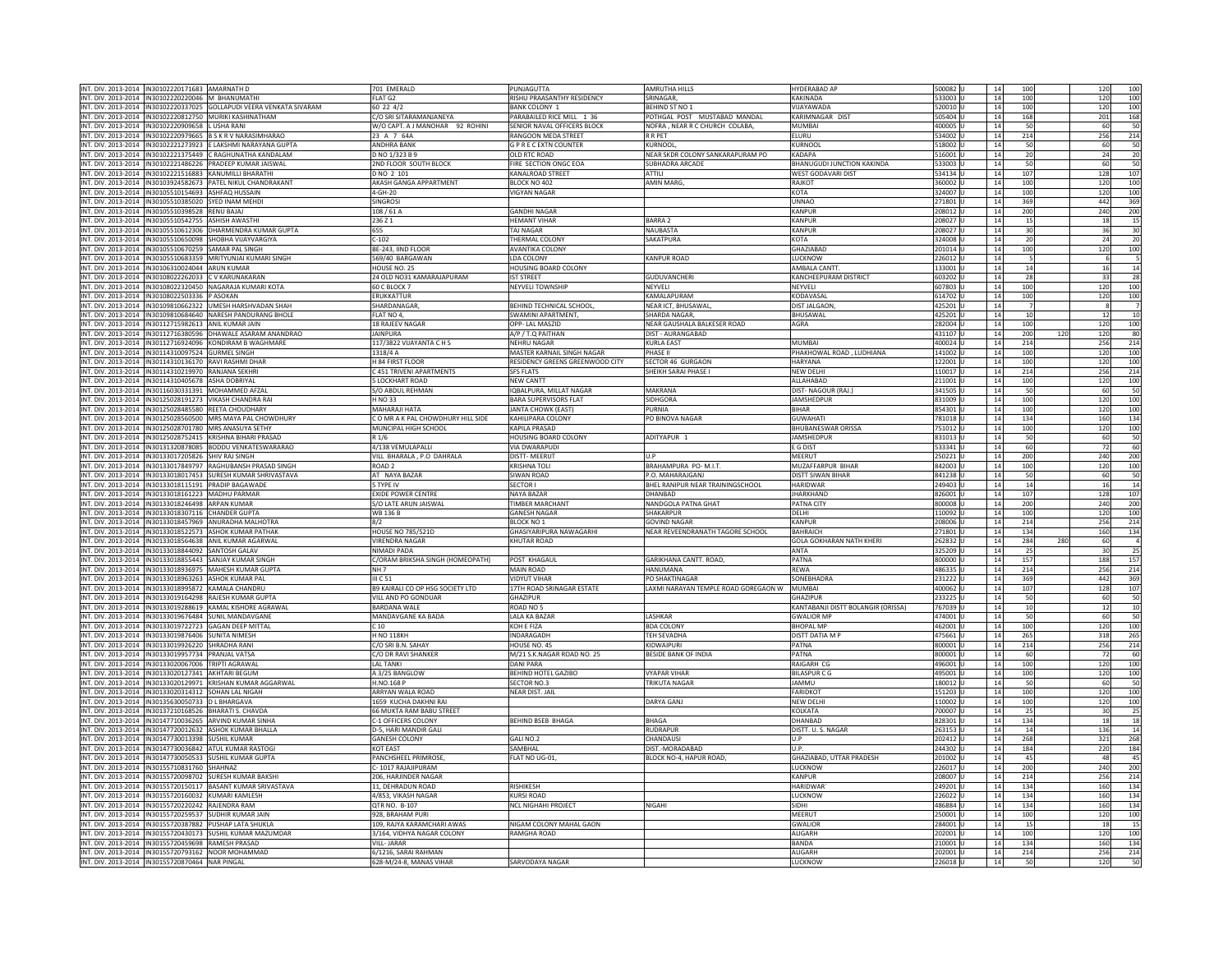| | | | | | | | | | | | | | |
|---|---|---|---|---|---|---|---|---|---|---|---|---|---|
| INT. DIV. 2013-2014 | IN30102220171683 | AMARNATH D | 701 EMERALD | PUNJAGUTTA | AMRUTHA HILLS | HYDERABAD AP | 500082 | U | 14 | 100 | | 120 | 100 |
| INT. DIV. 2013-2014 | IN30102220220046 | M BHANUMATHI | FLAT G2 | RISHU PRAASANTHY RESIDENCY | SRINAGAR, | KAKINADA | 533003 | U | 14 | 100 | | 120 | 100 |
| INT. DIV. 2013-2014 | IN30102220337025 | GOLLAPUDI VEERA VENKATA SIVARAM | 60 22 4/2 | BANK COLONY 1 | BEHIND ST NO 1 | VIJAYAWADA | 520010 | U | 14 | 100 | | 120 | 100 |
| INT. DIV. 2013-2014 | IN30102220812750 | MURIKI KASHINATHAM | C/O SRI SITARAMANJANEYA | PARABAILED RICE MILL 1 36 | POTHGAL POST MUSTABAD MANDAL | KARIMNAGAR DIST | 505404 | U | 14 | 168 | | 201 | 168 |
| INT. DIV. 2013-2014 | IN30102220909658 | L USHA RANI | W/O CAPT. A J MANOHAR 92 ROHINI | SENIOR NAVAL OFFICERS BLOCK | NOFRA , NEAR R C CHURCH COLABA, | MUMBAI | 400005 | U | 14 | 50 | | 60 | 50 |
| INT. DIV. 2013-2014 | IN30102220979665 | B S K R V NARASIMHARAO | 23 A 7 64A | RANGOON MEDA STREET | R R PET | ELURU | 534002 | U | 14 | 214 | | 256 | 214 |
| INT. DIV. 2013-2014 | IN30102221273923 | E LAKSHMI NARAYANA GUPTA | ANDHRA BANK | G P R E C EXTN COUNTER | KURNOOL, | KURNOOL | 518002 | U | 14 | 50 | | 60 | 50 |
| INT. DIV. 2013-2014 | IN30102221375449 | C RAGHUNATHA KANDALAM | D NO 1/323 B 9 | OLD RTC ROAD | NEAR SKDR COLONY SANKARAPURAM PO | KADAPA | 516001 | U | 14 | 20 | | 24 | 20 |
| INT. DIV. 2013-2014 | IN30102221486226 | PRADEEP KUMAR JAISWAL | 2ND FLOOR SOUTH BLOCK | FIRE SECTION ONGC EOA | SUBHADRA ARCADE | BHANUGUDI JUNCTION KAKINDA | 533003 | U | 14 | 50 | | 60 | 50 |
| INT. DIV. 2013-2014 | IN30102221516883 | KANUMILLI BHARATHI | D NO 2 101 | KANALROAD STREET | ATTILI | WEST GODAVARI DIST | 534134 | U | 14 | 107 | | 128 | 107 |
| INT. DIV. 2013-2014 | IN30103924582673 | PATEL NIKUL CHANDRAKANT | AKASH GANGA APPARTMENT | BLOCK NO 402 | AMIN MARG, | RAJKOT | 360002 | U | 14 | 100 | | 120 | 100 |
| INT. DIV. 2013-2014 | IN30105510154693 | ASHFAQ HUSSAIN | 4-GH-20 | VIGYAN NAGAR | | KOTA | 324007 | U | 14 | 100 | | 120 | 100 |
| INT. DIV. 2013-2014 | IN30105510385020 | SYED INAM MEHDI | SINGROSI | | | UNNAO | 271801 | U | 14 | 369 | | 442 | 369 |
| INT. DIV. 2013-2014 | IN30105510398528 | RENU BAJAJ | 108 / 61 A | GANDHI NAGAR | | KANPUR | 208012 | U | 14 | 200 | | 240 | 200 |
| INT. DIV. 2013-2014 | IN30105510542755 | ASHISH AWASTHI | 236 Z 1 | HEMANT VIHAR | BARRA 2 | KANPUR | 208027 | U | 14 | 15 | | 18 | 15 |
| INT. DIV. 2013-2014 | IN30105510612306 | DHARMENDRA KUMAR GUPTA | 65S | TAJ NAGAR | NAUBASTA | KANPUR | 208027 | U | 14 | 30 | | 36 | 30 |
| INT. DIV. 2013-2014 | IN30105510650098 | SHOBHA VIJAYVARGIYA | C-102 | THERMAL COLONY | SAKATPURA | KOTA | 324008 | U | 14 | 20 | | 24 | 20 |
| INT. DIV. 2013-2014 | IN30105510670259 | SAMAR PAL SINGH | BE-243, IIND FLOOR | AVANTIKA COLONY | | GHAZIABAD | 201014 | U | 14 | 100 | | 120 | 100 |
| INT. DIV. 2013-2014 | IN30105510683359 | MRITYUNJAI KUMARI SINGH | 569/40 BARGAWAN | LDA COLONY | KANPUR ROAD | LUCKNOW | 226012 | U | 14 | 5 | | 6 | 5 |
| INT. DIV. 2013-2014 | IN30106310024044 | ARUN KUMAR | HOUSE NO. 25 | HOUSING BOARD COLONY | | AMBALA CANTT. | 133001 | U | 14 | 14 | | 16 | 14 |
| INT. DIV. 2013-2014 | IN30108022262033 | C V KARUNAKARAN | 24 OLD NO31 KAMARAJAPURAM | IST STREET | GUDUVANCHERI | KANCHEEPURAM DISTRICT | 603202 | U | 14 | 28 | | 33 | 28 |
| INT. DIV. 2013-2014 | IN30108022320450 | NAGARAJA KUMARI KOTA | 60 C BLOCK 7 | NEYVELI TOWNSHIP | NEYVELI | NEYVELI | 607803 | U | 14 | 100 | | 120 | 100 |
| INT. DIV. 2013-2014 | IN30108022503336 | P ASOKAN | ERUKKATTUR | | KAMALAPURAM | KODAVASAL | 614702 | U | 14 | 100 | | 120 | 100 |
| INT. DIV. 2013-2014 | IN30109810662322 | UMESH HARSHVADAN SHAH | SHARDANAGAR, | BEHIND TECHNICAL SCHOOL, | NEAR ICT, BHUSAWAL, | DIST JALGAON, | 425201 | U | 14 | 7 | | 8 | 7 |
| INT. DIV. 2013-2014 | IN30109810684640 | NARESH PANDURANG BHOLE | FLAT NO 4, | SWAMINI APARTMENT, | SHARDA NAGAR, | BHUSAWAL | 425201 | U | 14 | 10 | | 12 | 10 |
| INT. DIV. 2013-2014 | IN30112715982613 | ANIL KUMAR JAIN | 18 RAJEEV NAGAR | OPP- LAL MASZID | NEAR GAUSHALA BALKESER ROAD | AGRA | 282004 | U | 14 | 100 | | 120 | 100 |
| INT. DIV. 2013-2014 | IN30112716380596 | DHAWALE ASARAM ANANDRAO | JAINPURA | A/P / T.Q PAITHAN | DIST - AURANGABAD | | 431107 | U | 14 | 200 | 120 | 120 | 80 |
| INT. DIV. 2013-2014 | IN30112716924096 | KONDIRAM B WAGHMARE | 117/3822 VIJAYANTA C H S | NEHRU NAGAR | KURLA EAST | MUMBAI | 400024 | U | 14 | 214 | | 256 | 214 |
| INT. DIV. 2013-2014 | IN30114310097524 | GURMEL SINGH | 1318/4 A | MASTER KARNAIL SINGH NAGAR | PHASE II | PHAKHOWAL ROAD , LUDHIANA | 141002 | U | 14 | 100 | | 120 | 100 |
| INT. DIV. 2013-2014 | IN30114310136170 | RAVI RASHMI DHAR | H 84 FIRST FLOOR | RESIDENCY GREENS GREENWOOD CITY | SECTOR 46 GURGAON | HARYANA | 122001 | U | 14 | 100 | | 120 | 100 |
| INT. DIV. 2013-2014 | IN30114310219970 | RANJANA SEKHRI | C 451 TRIVENI APARTMENTS | SFS FLATS | SHEIKH SARAI PHASE I | NEW DELHI | 110017 | U | 14 | 214 | | 256 | 214 |
| INT. DIV. 2013-2014 | IN30114310405678 | ASHA DOBRIYAL | 5 LOCKHART ROAD | NEW CANTT | | ALLAHABAD | 211001 | U | 14 | 100 | | 120 | 100 |
| INT. DIV. 2013-2014 | IN30116030331391 | MOHAMMED AFZAL | S/O ABDUL REHMAN | IQBALPURA, MILLAT NAGAR | MAKRANA | DIST- NAGOUR (RAJ.) | 341505 | U | 14 | 50 | | 60 | 50 |
| INT. DIV. 2013-2014 | IN30125028191273 | VIKASH CHANDRA RAI | H NO 33 | BARA SUPERVISORS FLAT | SIDHGORA | JAMSHEDPUR | 831009 | U | 14 | 100 | | 120 | 100 |
| INT. DIV. 2013-2014 | IN30125028485580 | REETA CHOUDHARY | MAHARAJI HATA | JANTA CHOWK (EAST) | PURNIA | BIHAR | 854301 | U | 14 | 100 | | 120 | 100 |
| INT. DIV. 2013-2014 | IN30125028560500 | MRS MAYA PAL CHOWDHURY | C O MR A K PAL CHOWDHURY HILL SIDE | KAHILIPARA COLONY | PO BINOVA NAGAR | GUWAHATI | 781018 | U | 14 | 134 | | 160 | 134 |
| INT. DIV. 2013-2014 | IN30125028701780 | MRS ANASUYA SETHY | MUNCIPAL HIGH SCHOOL | KAPILA PRASAD | | BHUBANESWAR ORISSA | 751012 | U | 14 | 100 | | 120 | 100 |
| INT. DIV. 2013-2014 | IN30125028752415 | KRISHNA BIHARI PRASAD | R 1/6 | HOUSING BOARD COLONY | ADITYAPUR 1 | JAMSHEDPUR | 831013 | U | 14 | 50 | | 60 | 50 |
| INT. DIV. 2013-2014 | IN30131320787085 | BODDU VENKATESWARARAO | 4/138 VEMULAPALLI | VIA DWARAPUDI | | E G DIST | 533341 | U | 14 | 60 | | 72 | 60 |
| INT. DIV. 2013-2014 | IN30133017205826 | SHIV RAJ SINGH | VILL BHARALA , P.O DAHRALA | DISTT- MEERUT | U.P | MEERUT | 250221 | U | 14 | 200 | | 240 | 200 |
| INT. DIV. 2013-2014 | IN30133017849797 | RAGHUBANSH PRASAD SINGH | ROAD 2 | KRISHNA TOLI | BRAHAMPURA PO- M.I.T. | MUZAFFARPUR BIHAR | 842003 | U | 14 | 100 | | 120 | 100 |
| INT. DIV. 2013-2014 | IN30133018017453 | SURESH KUMAR SHRIVASTAVA | AT NAYA BAZAR | SIWAN ROAD | P.O. MAHARAJGANJ | DISTT SIWAN BIHAR | 841238 | U | 14 | 50 | | 60 | 50 |
| INT. DIV. 2013-2014 | IN30133018115191 | PRADIP BAGAWADE | 5 TYPE IV | SECTOR I | BHEL RANIPUR NEAR TRAININGSCHOOL | HARIDWAR | 249403 | U | 14 | 14 | | 16 | 14 |
| INT. DIV. 2013-2014 | IN30133018161223 | MADHU PARMAR | EXIDE POWER CENTRE | NAYA BAZAR | DHANBAD | JHARKHAND | 826001 | U | 14 | 107 | | 128 | 107 |
| INT. DIV. 2013-2014 | IN30133018246498 | ARPAN KUMAR | S/O LATE ARUN JAISWAL | TIMBER MARCHANT | NANDGOLA PATNA GHAT | PATNA CITY | 800008 | U | 14 | 200 | | 240 | 200 |
| INT. DIV. 2013-2014 | IN30133018307116 | CHANDER GUPTA | WB 136 B | GANESH NAGAR | SHAKARPUR | DELHI | 110092 | U | 14 | 100 | | 120 | 100 |
| INT. DIV. 2013-2014 | IN30133018457969 | ANURADHA MALHOTRA | 8/2 | BLOCK NO 1 | GOVIND NAGAR | KANPUR | 208006 | U | 14 | 214 | | 256 | 214 |
| INT. DIV. 2013-2014 | IN30133018522573 | ASHOK KUMAR PATHAK | HOUSE NO 785/521D | GHASIYARIPURA NAWAGARHI | NEAR REVEENDRANATH TAGORE SCHOOL | BAHRAICH | 271801 | U | 14 | 134 | | 160 | 134 |
| INT. DIV. 2013-2014 | IN30133018564638 | ANIL KUMAR AGARWAL | VIRENDRA NAGAR | KHUTAR ROAD | | GOLA GOKHARAN NATH KHERI | 262832 | U | 14 | 284 | 280 | 60 | 4 |
| INT. DIV. 2013-2014 | IN30133018844092 | SANTOSH GALAV | NIMADI PADA | | | ANTA | 325209 | U | 14 | 25 | | 30 | 25 |
| INT. DIV. 2013-2014 | IN30133018855443 | SANJAY KUMAR SINGH | C/ORAM BRIKSHA SINGH (HOMEOPATH) | POST KHAGAUL | GARIKHANA CANTT. ROAD, | PATNA | 800000 | U | 14 | 157 | | 188 | 157 |
| INT. DIV. 2013-2014 | IN30133018936975 | MAHESH KUMAR GUPTA | NH 7 | MAIN ROAD | HANUMANA | REWA | 486335 | U | 14 | 214 | | 256 | 214 |
| INT. DIV. 2013-2014 | IN30133018963263 | ASHOK KUMAR PAL | III C 51 | VIDYUT VIHAR | PO SHAKTINAGAR | SONEBHADRA | 231222 | U | 14 | 369 | | 442 | 369 |
| INT. DIV. 2013-2014 | IN30133018995872 | KAMALA CHANDRU | B9 KAIRALI CO OP HSG SOCIETY LTD | 17TH ROAD SRINAGAR ESTATE | LAXMI NARAYAN TEMPLE ROAD GOREGAON W | MUMBAI | 400062 | U | 14 | 107 | | 128 | 107 |
| INT. DIV. 2013-2014 | IN30133019164298 | RAJESH KUMAR GUPTA | VILL AND PO GONDUAR | GHAZIPUR | | GHAZIPUR | 233225 | U | 14 | 50 | | 60 | 50 |
| INT. DIV. 2013-2014 | IN30133019288619 | KAMAL KISHORE AGRAWAL | BARDANA WALE | ROAD NO 5 | | KANTABANJI DISTT BOLANGIR (ORISSA) | 767039 | U | 14 | 10 | | 12 | 10 |
| INT. DIV. 2013-2014 | IN30133019676484 | SUNIL MANDAVGANE | MANDAVGANE KA BADA | LALA KA BAZAR | LASHKAR | GWALIOR MP | 474001 | U | 14 | 50 | | 60 | 50 |
| INT. DIV. 2013-2014 | IN30133019722723 | GAGAN DEEP MITTAL | C 10 | KOH E FIZA | BDA COLONY | BHOPAL MP | 462001 | U | 14 | 100 | | 120 | 100 |
| INT. DIV. 2013-2014 | IN30133019876406 | SUNITA NIMESH | H NO 118KH | INDARAGADH | TEH SEVADHA | DISTT DATIA M P | 475661 | U | 14 | 265 | | 318 | 265 |
| INT. DIV. 2013-2014 | IN30133019926220 | SHRADHA RANI | C/O SRI B.N. SAHAY | HOUSE NO. 45 | KIDWAIPURI | PATNA | 800001 | U | 14 | 214 | | 256 | 214 |
| INT. DIV. 2013-2014 | IN30133019957734 | PRANJAL VATSA | C/O DR RAVI SHANKER | M/21 S.K.NAGAR ROAD NO. 25 | BESIDE BANK OF INDIA | PATNA | 800001 | U | 14 | 60 | | 72 | 60 |
| INT. DIV. 2013-2014 | IN30133020067006 | TRIPTI AGRAWAL | LAL TANKI | DANI PARA | | RAIGARH CG | 496001 | U | 14 | 100 | | 120 | 100 |
| INT. DIV. 2013-2014 | IN30133020127341 | AKHTARI BEGUM | A 3/25 BANGLOW | BEHIND HOTEL GAZIBO | VYAPAR VIHAR | BILASPUR C G | 495001 | U | 14 | 100 | | 120 | 100 |
| INT. DIV. 2013-2014 | IN30133020129971 | KRISHAN KUMAR AGGARWAL | H.NO.168 P | SECTOR NO.3 | TRIKUTA NAGAR | JAMMU | 180012 | U | 14 | 50 | | 60 | 50 |
| INT. DIV. 2013-2014 | IN30133020314312 | SOHAN LAL NIGAH | ARRYAN WALA ROAD | NEAR DIST. JAIL | | FARIDKOT | 151203 | U | 14 | 100 | | 120 | 100 |
| INT. DIV. 2013-2014 | IN30135630050733 | D L BHARGAVA | 1659 KUCHA DAKHNI RAI | | DARYA GANJ | NEW DELHI | 110002 | U | 14 | 100 | | 120 | 100 |
| INT. DIV. 2013-2014 | IN30137210168526 | BHARATI S. CHAVDA | 66 MUKTA RAM BABU STREET | | | KOLKATA | 700007 | U | 14 | 25 | | 30 | 25 |
| INT. DIV. 2013-2014 | IN30147710036265 | ARVIND KUMAR SINHA | C-1 OFFICERS COLONY | BEHIND BSEB BHAGA | BHAGA | DHANBAD | 828301 | U | 14 | 134 | | 18 | 18 |
| INT. DIV. 2013-2014 | IN30147720012632 | ASHOK KUMAR BHALLA | D-5, HARI MANDIR GALI | | RUDRAPUR | DISTT. U. S. NAGAR | 263153 | U | 14 | 14 | | 136 | 14 |
| INT. DIV. 2013-2014 | IN30147730013398 | SUSHIL KUMAR | GANESH COLONY | GALI NO.2 | CHANDAUSI | U.P | 202412 | U | 14 | 268 | | 321 | 268 |
| INT. DIV. 2013-2014 | IN30147730036842 | ATUL KUMAR RASTOGI | KOT EAST | SAMBHAL | DIST.-MORADABAD | U.P. | 244302 | U | 14 | 184 | | 220 | 184 |
| INT. DIV. 2013-2014 | IN30147730050533 | SUSHIL KUMAR GUPTA | PANCHSHEEL PRIMROSE, | FLAT NO UG-01, | BLOCK NO-4, HAPUR ROAD, | GHAZIABAD, UTTAR PRADESH | 201002 | U | 14 | 45 | | 48 | 45 |
| INT. DIV. 2013-2014 | IN30155710831760 | SHAHNAZ | C- 1017 RAJAJIPURAM | | | LUCKNOW | 226017 | U | 14 | 200 | | 240 | 200 |
| INT. DIV. 2013-2014 | IN30155720098702 | SURESH KUMAR BAKSHI | 206, HARJINDER NAGAR | | | KANPUR | 208007 | U | 14 | 214 | | 256 | 214 |
| INT. DIV. 2013-2014 | IN30155720150117 | BASANT KUMAR SRIVASTAVA | 11, DEHRADUN ROAD | RISHIKESH | | HARIDWAR` | 249201 | U | 14 | 134 | | 160 | 134 |
| INT. DIV. 2013-2014 | IN30155720160032 | KUMARI KAMLESH | 4/853, VIKASH NAGAR | KURSI ROAD | | LUCKNOW | 226022 | U | 14 | 134 | | 160 | 134 |
| INT. DIV. 2013-2014 | IN30155720220242 | RAJENDRA RAM | QTR NO. B-107 | NCL NIGHAHI PROJECT | NIGAHI | SIDHI | 486884 | U | 14 | 134 | | 160 | 134 |
| INT. DIV. 2013-2014 | IN30155720259537 | SUDHIR KUMAR JAIN | 928, BRAHAM PURI | | | MEERUT | 250001 | U | 14 | 100 | | 120 | 100 |
| INT. DIV. 2013-2014 | IN30155720387882 | PUSHAP LATA SHUKLA | 109, RAJYA KARAMCHARI AWAS | NIGAM COLONY MAHAL GAON | | GWALIOR | 284001 | U | 14 | 15 | | 18 | 15 |
| INT. DIV. 2013-2014 | IN30155720430173 | SUSHIL KUMAR MAZUMDAR | 3/164, VIDHYA NAGAR COLONY | RAMGHA ROAD | | ALIGARH | 202001 | U | 14 | 100 | | 120 | 100 |
| INT. DIV. 2013-2014 | IN30155720459698 | RAMESH PRASAD | VILL- JARAR | | | BANDA | 210001 | U | 14 | 134 | | 160 | 134 |
| INT. DIV. 2013-2014 | IN30155720793162 | NOOR MOHAMMAD | 6/1216, SARAI RAHMAN | | | ALIGARH | 202001 | U | 14 | 214 | | 256 | 214 |
| INT. DIV. 2013-2014 | IN30155720870464 | NAR PINGAL | 628-M/24-8, MANAS VIHAR | SARVODAYA NAGAR | | LUCKNOW | 226018 | U | 14 | 50 | | 120 | 50 |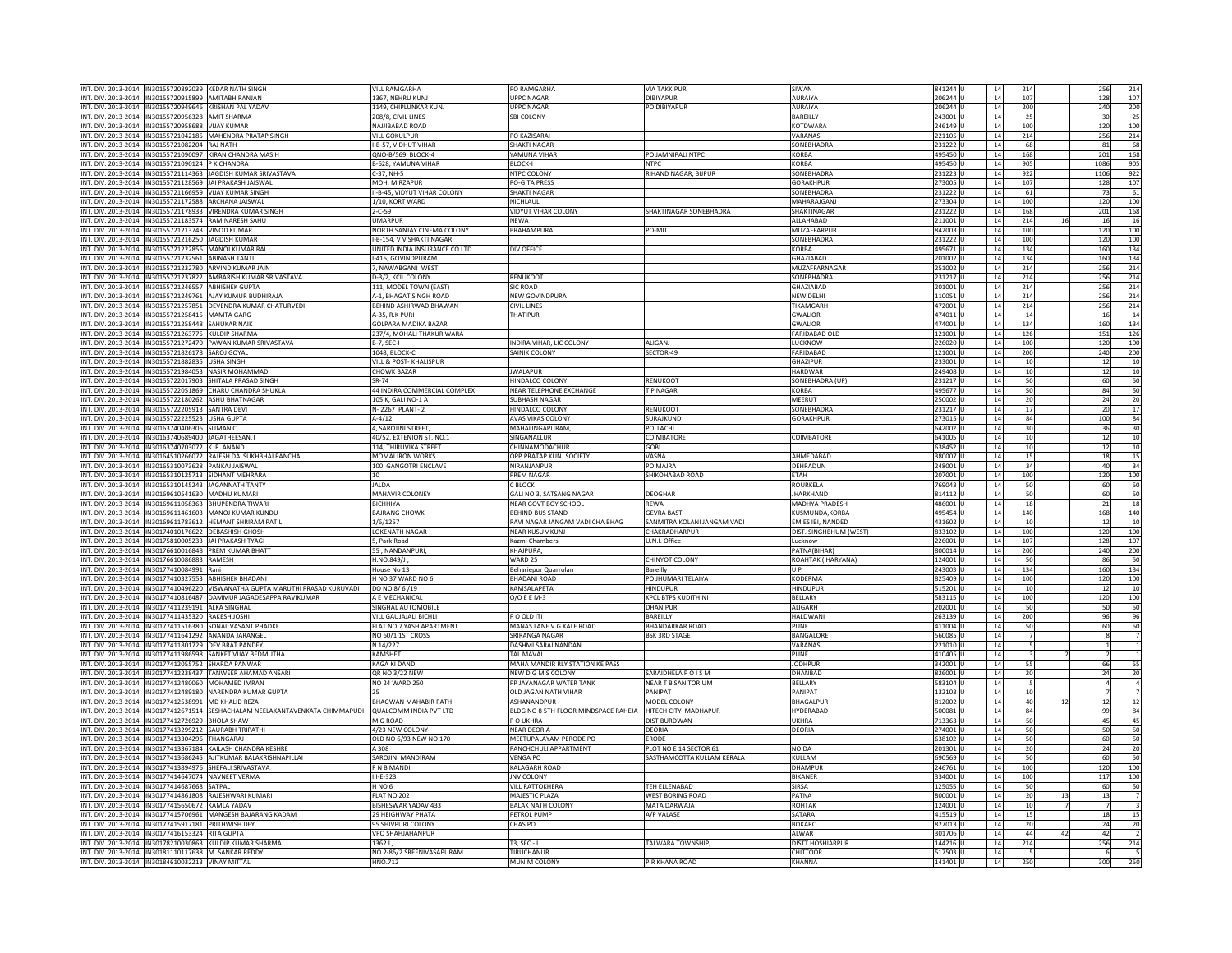| | | | | | | | | | | | | | |
|---|---|---|---|---|---|---|---|---|---|---|---|---|---|
| INT. DIV. 2013-2014 | IN30155720892039 | KEDAR NATH SINGH | VILL RAMGARHA | PO RAMGARHA | VIA TAKKIPUR | SIWAN | 841244 | U | 14 | 214 | | 256 | 214 |
| INT. DIV. 2013-2014 | IN30155720915899 | AMITABH RANJAN | 1367, NEHRU KUNJ | UPPC NAGAR | DIBIYAPUR | AURAIYA | 206244 | U | 14 | 107 | | 128 | 107 |
| INT. DIV. 2013-2014 | IN30155720949646 | KRISHAN PAL YADAV | 1149, CHIPLUNKAR KUNJ | UPPC NAGAR | PO DIBIYAPUR | AURAIYA | 206244 | U | 14 | 200 | | 240 | 200 |
| INT. DIV. 2013-2014 | IN30155720956328 | AMIT SHARMA | 208/8, CIVIL LINES | SBI COLONY | | BAREILLY | 243001 | U | 14 | 25 | | 30 | 25 |
| INT. DIV. 2013-2014 | IN30155720958688 | VIJAY KUMAR | NAJIBABAD ROAD | | | KOTDWARA | 246149 | U | 14 | 100 | | 120 | 100 |
| INT. DIV. 2013-2014 | IN30155721042185 | MAHENDRA PRATAP SINGH | VILL GOKULPUR | PO KAZISARAI | | VARANASI | 221105 | U | 14 | 214 | | 256 | 214 |
| INT. DIV. 2013-2014 | IN30155721082204 | RAJ NATH | II-B-57, VIDHUT VIHAR | SHAKTI NAGAR | | SONEBHADRA | 231222 | U | 14 | 68 | | 81 | 68 |
| INT. DIV. 2013-2014 | IN30155721090097 | KIRAN CHANDRA MASIH | QNO-B/569, BLOCK-4 | YAMUNA VIHAR | PO JAMNIPALI NTPC | KORBA | 495450 | U | 14 | 168 | | 201 | 168 |
| INT. DIV. 2013-2014 | IN30155721090124 | P K CHANDRA | B-628, YAMUNA VIHAR | BLOCK-I | NTPC | KORBA | 495450 | U | 14 | 905 | | 1086 | 905 |
| INT. DIV. 2013-2014 | IN30155721114363 | JAGDISH KUMAR SRIVASTAVA | C-37, NH-5 | NTPC COLONY | RIHAND NAGAR, BIJPUR | SONEBHADRA | 231223 | U | 14 | 922 | | 1106 | 922 |
| INT. DIV. 2013-2014 | IN30155721128569 | JAI PRAKASH JAISWAL | MOH. MIRZAPUR | PO-GITA PRESS | | GORAKHPUR | 273005 | U | 14 | 107 | | 128 | 107 |
| INT. DIV. 2013-2014 | IN30155721166959 | VIJAY KUMAR SINGH | II-B-45, VIDYUT VIHAR COLONY | SHAKTI NAGAR | | SONEBHADRA | 231222 | U | 14 | 61 | | 73 | 61 |
| INT. DIV. 2013-2014 | IN30155721172588 | ARCHANA JAISWAL | 1/10, KORT WARD | NICHLAUL | | MAHARAJGANJ | 273304 | U | 14 | 100 | | 120 | 100 |
| INT. DIV. 2013-2014 | IN30155721178933 | VIRENDRA KUMAR SINGH | 2-C-59 | VIDYUT VIHAR COLONY | SHAKTINAGAR SONEBHADRA | SHAKTINAGAR | 231222 | U | 14 | 168 | | 201 | 168 |
| INT. DIV. 2013-2014 | IN30155721183574 | RAM NARESH SAHU | UMARPUR | NEWA | | ALLAHABAD | 211001 | U | 14 | 214 | 16 | 16 | 16 |
| INT. DIV. 2013-2014 | IN30155721213743 | VINOD KUMAR | NORTH SANJAY CINEMA COLONY | BRAHAMPURA | PO-MIT | MUZAFFARPUR | 842003 | U | 14 | 100 | | 120 | 100 |
| INT. DIV. 2013-2014 | IN30155721216250 | JAGDISH KUMAR | I-B-154, V V SHAKTI NAGAR | | | SONEBHADRA | 231222 | U | 14 | 100 | | 120 | 100 |
| INT. DIV. 2013-2014 | IN30155721222856 | MANOJ KUMAR RAI | UNITED INDIA INSURANCE CO LTD | DIV OFFICE | | KORBA | 495671 | U | 14 | 134 | | 160 | 134 |
| INT. DIV. 2013-2014 | IN30155721232561 | ABINASH TANTI | I-415, GOVINDPURAM | | | GHAZIABAD | 201002 | U | 14 | 134 | | 160 | 134 |
| INT. DIV. 2013-2014 | IN30155721232780 | ARVIND KUMAR JAIN | 7, NAWABGANJ WEST | | | MUZAFFARNAGAR | 251002 | U | 14 | 214 | | 256 | 214 |
| INT. DIV. 2013-2014 | IN30155721237822 | AMBARISH KUMAR SRIVASTAVA | D-3/2, KCIL COLONY | RENUKOOT | | SONEBHADRA | 231217 | U | 14 | 214 | | 256 | 214 |
| INT. DIV. 2013-2014 | IN30155721246557 | ABHISHEK GUPTA | 111, MODEL TOWN (EAST) | SIC ROAD | | GHAZIABAD | 201001 | U | 14 | 214 | | 256 | 214 |
| INT. DIV. 2013-2014 | IN30155721249761 | AJAY KUMUR BUDHIRAJA | A-1, BHAGAT SINGH ROAD | NEW GOVINDPURA | | NEW DELHI | 110051 | U | 14 | 214 | | 256 | 214 |
| INT. DIV. 2013-2014 | IN30155721257851 | DEVENDRA KUMAR CHATURVEDI | BEHIND ASHIRWAD BHAWAN | CIVIL LINES | | TIKAMGARH | 472001 | U | 14 | 214 | | 256 | 214 |
| INT. DIV. 2013-2014 | IN30155721258415 | MAMTA GARG | A-35, R.K PURI | THATIPUR | | GWALIOR | 474011 | U | 14 | 14 | | 16 | 14 |
| INT. DIV. 2013-2014 | IN30155721258448 | SAHUKAR NAIK | GOLPARA MADIKA BAZAR | | | GWALIOR | 474001 | U | 14 | 134 | | 160 | 134 |
| INT. DIV. 2013-2014 | IN30155721263775 | KULDIP SHARMA | 237/4, MOHALI THAKUR WARA | | | FARIDABAD OLD | 121001 | U | 14 | 126 | | 151 | 126 |
| INT. DIV. 2013-2014 | IN30155721272470 | PAWAN KUMAR SRIVASTAVA | B-7, SEC-I | INDIRA VIHAR, LIC COLONY | ALIGANJ | LUCKNOW | 226020 | U | 14 | 100 | | 120 | 100 |
| INT. DIV. 2013-2014 | IN30155721826178 | SAROJ GOYAL | 1048, BLOCK-C | SAINIK COLONY | SECTOR-49 | FARIDABAD | 121001 | U | 14 | 200 | | 240 | 200 |
| INT. DIV. 2013-2014 | IN30155721882835 | USHA SINGH | VILL & POST- KHALISPUR | | | GHAZIPUR | 233001 | U | 14 | 10 | | 12 | 10 |
| INT. DIV. 2013-2014 | IN30155721984053 | NASIR MOHAMMAD | CHOWK BAZAR | JWALAPUR | | HARDWAR | 249408 | U | 14 | 10 | | 12 | 10 |
| INT. DIV. 2013-2014 | IN30155722017903 | SHITALA PRASAD SINGH | SR-74 | HINDALCO COLONY | RENUKOOT | SONEBHADRA (UP) | 231217 | U | 14 | 50 | | 60 | 50 |
| INT. DIV. 2013-2014 | IN30155722051869 | CHARU CHANDRA SHUKLA | 44 INDIRA COMMERCIAL COMPLEX | NEAR TELEPHONE EXCHANGE | T P NAGAR | KORBA | 495677 | U | 14 | 50 | | 84 | 50 |
| INT. DIV. 2013-2014 | IN30155722180262 | ASHU BHATNAGAR | 105 K, GALI NO-1 A | SUBHASH NAGAR | | MEERUT | 250002 | U | 14 | 20 | | 24 | 20 |
| INT. DIV. 2013-2014 | IN30155722205913 | SANTRA DEVI | N- 2267 PLANT- 2 | HINDALCO COLONY | RENUKOOT | SONEBHADRA | 231217 | U | 14 | 17 | | 20 | 17 |
| INT. DIV. 2013-2014 | IN30155722225523 | USHA GUPTA | A-4/12 | AVAS VIKAS COLONY | SURAJKUND | GORAKHPUR | 273015 | U | 14 | 84 | | 100 | 84 |
| INT. DIV. 2013-2014 | IN30163740406306 | SUMAN C | 4, SAROJINI STREET, | MAHALINGAPURAM, | POLLACHI | | 642002 | U | 14 | 30 | | 36 | 30 |
| INT. DIV. 2013-2014 | IN30163740689400 | JAGATHEESAN.T | 40/52, EXTENION ST. NO.1 | SINGANALLUR | COIMBATORE | COIMBATORE | 641005 | U | 14 | 10 | | 12 | 10 |
| INT. DIV. 2013-2014 | IN30163740703072 | K R ANAND | 114, THIRUVIKA STREET | CHINNAMODACHUR | GOBI | | 638452 | U | 14 | 10 | | 12 | 10 |
| INT. DIV. 2013-2014 | IN30164510266072 | RAJESH DALSUKHBHAI PANCHAL | MOMAI IRON WORKS | OPP.PRATAP KUNJ SOCIETY | VASNA | AHMEDABAD | 380007 | U | 14 | 15 | | 18 | 15 |
| INT. DIV. 2013-2014 | IN30165310073628 | PANKAJ JAISWAL | 100 GANGOTRI ENCLAVE | NIRANJANPUR | PO MAJRA | DEHRADUN | 248001 | U | 14 | 34 | | 40 | 34 |
| INT. DIV. 2013-2014 | IN30165310125713 | SIDHANT MEHRARA | 10 | PREM NAGAR | SHIKOHABAD ROAD | ETAH | 207001 | U | 14 | 100 | | 120 | 100 |
| INT. DIV. 2013-2014 | IN30165310145243 | JAGANNATH TANTY | JALDA | C BLOCK | | ROURKELA | 769043 | U | 14 | 50 | | 60 | 50 |
| INT. DIV. 2013-2014 | IN30169610541630 | MADHU KUMARI | MAHAVIR COLONEY | GALI NO 3, SATSANG NAGAR | DEOGHAR | JHARKHAND | 814112 | U | 14 | 50 | | 60 | 50 |
| INT. DIV. 2013-2014 | IN30169611058363 | BHUPENDRA TIWARI | BICHHIYA | NEAR GOVT BOY SCHOOL | REWA | MADHYA PRADESH | 486001 | U | 14 | 18 | | 21 | 18 |
| INT. DIV. 2013-2014 | IN30169611461603 | MANOJ KUMAR KUNDU | BAJRANG CHOWK | BEHIND BUS STAND | GEVRA BASTI | KUSMUNDA,KORBA | 495454 | U | 14 | 140 | | 168 | 140 |
| INT. DIV. 2013-2014 | IN30169611783612 | HEMANT SHRIRAM PATIL | 1/6/1257 | RAVI NAGAR JANGAM VADI CHA BHAG | SANMITRA KOLANI JANGAM VADI | EM ES IBI, NANDED | 431602 | U | 14 | 10 | | 12 | 10 |
| INT. DIV. 2013-2014 | IN30174010176622 | DEBASHISH GHOSH | LOKENATH NAGAR | NEAR KUSUMKUNJ | CHAKRADHARPUR | DIST. SINGHBHUM (WEST) | 833102 | U | 14 | 100 | | 120 | 100 |
| INT. DIV. 2013-2014 | IN30175810005233 | JAI PRAKASH TYAGI | 5, Park Road | Kazmi Chambers | U.N.I. Office | Lucknow | 226001 | U | 14 | 107 | | 128 | 107 |
| INT. DIV. 2013-2014 | IN30176610016848 | PREM KUMAR BHATT | 55 , NANDANPURI, | KHAJPURA, | | PATNA(BIHAR) | 800014 | U | 14 | 200 | | 240 | 200 |
| INT. DIV. 2013-2014 | IN30176610086883 | RAMESH | H.NO.849/J , | WARD 25 | CHINYOT COLONY | ROAHTAK ( HARYANA) | 124001 | U | 14 | 50 | | 86 | 50 |
| INT. DIV. 2013-2014 | IN30177410084991 | Rani | House No 13 | Behariepur Quarrolan | Bareilly | U P | 243003 | U | 14 | 134 | | 160 | 134 |
| INT. DIV. 2013-2014 | IN30177410327553 | ABHISHEK BHADANI | H NO 37 WARD NO 6 | BHADANI ROAD | PO JHUMARI TELAIYA | KODERMA | 825409 | U | 14 | 100 | | 120 | 100 |
| INT. DIV. 2013-2014 | IN30177410496220 | VISWANATHA GUPTA MARUTHI PRASAD KURUVADI | DO NO 8/ 6 /19 | KAMSALAPETA | HINDUPUR | HINDUPUR | 515201 | U | 14 | 10 | | 12 | 10 |
| INT. DIV. 2013-2014 | IN30177410816487 | DAMMUR JAGADESAPPA RAVIKUMAR | A E MECHANICAL | O/O E E M-3 | KPCL BTPS KUDITHINI | BELLARY | 583115 | U | 14 | 100 | | 120 | 100 |
| INT. DIV. 2013-2014 | IN30177411239191 | ALKA SINGHAL | SINGHAL AUTOMOBILE | | DHANIPUR | ALIGARH | 202001 | U | 14 | 50 | | 50 | 50 |
| INT. DIV. 2013-2014 | IN30177411435320 | RAKESH JOSHI | VILL GAUJAJALI BICHLI | P O OLD ITI | BAREILLY | HALDWANI | 263139 | U | 14 | 200 | | 96 | 96 |
| INT. DIV. 2013-2014 | IN30177411516380 | SONAL VASANT PHADKE | FLAT NO 7 YASH APARTMENT | MANAS LANE V G KALE ROAD | BHANDARKAR ROAD | PUNE | 411004 | U | 14 | 50 | | 60 | 50 |
| INT. DIV. 2013-2014 | IN30177411641292 | ANANDA JARANGEL | NO 60/1 1ST CROSS | SRIRANGA NAGAR | BSK 3RD STAGE | BANGALORE | 560085 | U | 14 | 7 | | 8 | 7 |
| INT. DIV. 2013-2014 | IN30177411801729 | DEV BRAT PANDEY | N 14/227 | DASHMI SARAI NANDAN | | VARANASI | 221010 | U | 14 | 5 | | 1 | 1 |
| INT. DIV. 2013-2014 | IN30177411986598 | SANKET VIJAY BEDMUTHA | KAMSHET | TAL MAVAL | | PUNE | 410405 | U | 14 | 3 | 2 | 2 | 1 |
| INT. DIV. 2013-2014 | IN30177412055752 | SHARDA PANWAR | KAGA KI DANDI | MAHA MANDIR RLY STATION KE PASS | | JODHPUR | 342001 | U | 14 | 55 | | 66 | 55 |
| INT. DIV. 2013-2014 | IN30177412238437 | TANWEER AHAMAD ANSARI | QR NO 3/22 NEW | NEW D G M S COLONY | SARAIDHELA P O I S M | DHANBAD | 826001 | U | 14 | 20 | | 24 | 20 |
| INT. DIV. 2013-2014 | IN30177412480060 | MOHAMED IMRAN | NO 24 WARD 250 | PP JAYANAGAR WATER TANK | NEAR T B SANITORIUM | BELLARY | 583104 | U | 14 | 5 | | 4 | 4 |
| INT. DIV. 2013-2014 | IN30177412489180 | NARENDRA KUMAR GUPTA | 25 | OLD JAGAN NATH VIHAR | PANIPAT | PANIPAT | 132103 | U | 14 | 10 | | 7 | 7 |
| INT. DIV. 2013-2014 | IN30177412538991 | MD KHALID REZA | BHAGWAN MAHABIR PATH | ASHANANDPUR | MODEL COLONY | BHAGALPUR | 812002 | U | 14 | 40 | 12 | 12 | 12 |
| INT. DIV. 2013-2014 | IN30177412671514 | SESHACHALAM NEELAKANTAVENKATA CHIMMAPUDI | QUALCOMM INDIA PVT LTD | BLDG NO 8 5TH FLOOR MINDSPACE RAHEJA | HITECH CITY MADHAPUR | HYDERABAD | 500081 | U | 14 | 84 | | 99 | 84 |
| INT. DIV. 2013-2014 | IN30177412726929 | BHOLA SHAW | M G ROAD | P O UKHRA | DIST BURDWAN | UKHRA | 713363 | U | 14 | 50 | | 45 | 45 |
| INT. DIV. 2013-2014 | IN30177413299212 | SAURABH TRIPATHI | 4/23 NEW COLONY | NEAR DEORIA | DEORIA | DEORIA | 274001 | U | 14 | 50 | | 50 | 50 |
| INT. DIV. 2013-2014 | IN30177413304296 | THANGARAJ | OLD NO 6/93 NEW NO 170 | MEETUPALAYAM PERODE PO | ERODE | | 638102 | U | 14 | 50 | | 60 | 50 |
| INT. DIV. 2013-2014 | IN30177413367184 | KAILASH CHANDRA KESHRE | A 308 | PANCHCHULI APPARTMENT | PLOT NO E 14 SECTOR 61 | NOIDA | 201301 | U | 14 | 20 | | 24 | 20 |
| INT. DIV. 2013-2014 | IN30177413686245 | AJITKUMAR BALAKRISHNAPILLAI | SAROJINI MANDIRAM | VENGA PO | SASTHAMCOTTA KULLAM KERALA | KULLAM | 690569 | U | 14 | 50 | | 60 | 50 |
| INT. DIV. 2013-2014 | IN30177413894976 | SHEFALI SRIVASTAVA | P N B MANDI | KALAGARH ROAD | | DHAMPUR | 246761 | U | 14 | 100 | | 120 | 100 |
| INT. DIV. 2013-2014 | IN30177414647074 | NAVNEET VERMA | III-E-323 | JNV COLONY | | BIKANER | 334001 | U | 14 | 100 | | 117 | 100 |
| INT. DIV. 2013-2014 | IN30177414687668 | SATPAL | H NO 6 | VILL RATTOKHERA | TEH ELLENABAD | SIRSA | 125055 | U | 14 | 50 | | 60 | 50 |
| INT. DIV. 2013-2014 | IN30177414861808 | RAJESHWARI KUMARI | FLAT NO 202 | MAJESTIC PLAZA | WEST BORING ROAD | PATNA | 800001 | U | 14 | 20 | 13 | 13 | 7 |
| INT. DIV. 2013-2014 | IN30177415650672 | KAMLA YADAV | BISHESWAR YADAV 433 | BALAK NATH COLONY | MATA DARWAJA | ROHTAK | 124001 | U | 14 | 10 | 7 | 7 | 3 |
| INT. DIV. 2013-2014 | IN30177415706961 | MANGESH BAJARANG KADAM | 29 HEIGHWAY PHATA | PETROL PUMP | A/P VALASE | SATARA | 415519 | U | 14 | 15 | | 18 | 15 |
| INT. DIV. 2013-2014 | IN30177415917181 | PRITHWISH DEY | 95 SHIVPURI COLONY | CHAS PO | | BOKARO | 827013 | U | 14 | 20 | | 24 | 20 |
| INT. DIV. 2013-2014 | IN30177416153324 | RITA GUPTA | VPO SHAHJAHANPUR | | | ALWAR | 301706 | U | 14 | 44 | 42 | 42 | 2 |
| INT. DIV. 2013-2014 | IN30178210030863 | KULDIP KUMAR SHARMA | 1362 L, | T3, SEC - I | TALWARA TOWNSHIP, | DISTT HOSHIARPUR. | 144216 | U | 14 | 214 | | 256 | 214 |
| INT. DIV. 2013-2014 | IN30181110117638 | M. SANKAR REDDY | NO 2-85/2 SREENIVASAPURAM | TIRUCHANUR | | CHITTOOR | 517503 | U | 14 | 5 | | 6 | 5 |
| INT. DIV. 2013-2014 | IN30184610032213 | VINAY MITTAL | HNO.712 | MUNIM COLONY | PIR KHANA ROAD | KHANNA | 141401 | U | 14 | 250 | | 300 | 250 |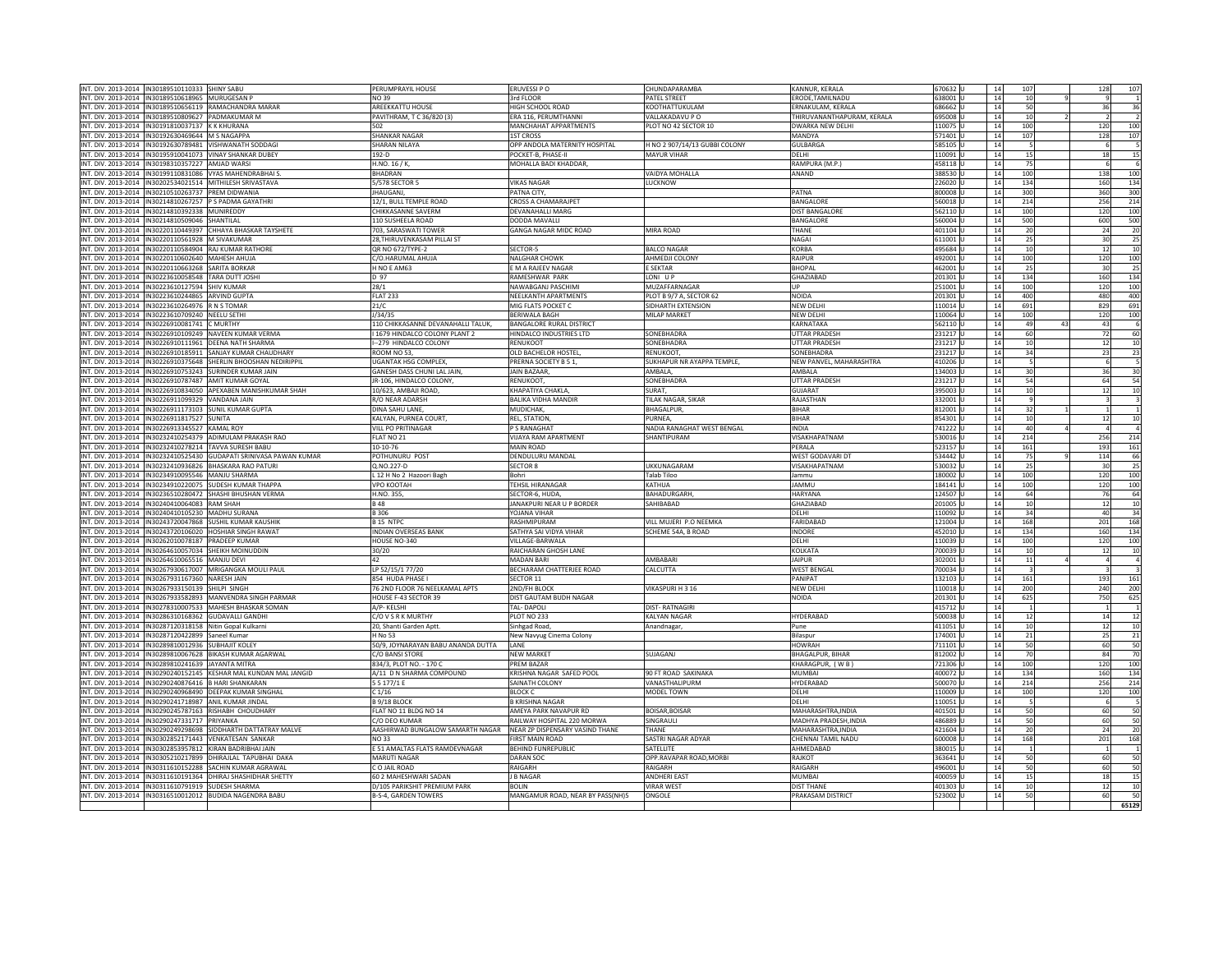| | | | | | | | | | | | | | |
|---|---|---|---|---|---|---|---|---|---|---|---|---|---|
| INT. DIV. 2013-2014 | IN30189510110333 | SHINY SABU | PERUMPRAYIL HOUSE | ERUVESSI P O | CHUNDAPARAMBA | KANNUR, KERALA | 670632 | U | 14 | 107 | | 128 | 107 |
| INT. DIV. 2013-2014 | IN30189510118965 | MURUGESAN P | NO 39 | 3rd FLOOR | PATEL STREET | ERODE,TAMILNADU | 638001 | U | 14 | 10 | 9 | 9 | 1 |
| INT. DIV. 2013-2014 | IN30189510656119 | RAMACHANDRA MARAR | AREEKKATTU HOUSE | HIGH SCHOOL ROAD | KOOTHATTUKULAM | ERNAKULAM, KERALA | 686662 | U | 14 | 50 | | 36 | 36 |
| INT. DIV. 2013-2014 | IN30189510809627 | PADMAKUMAR M | PAVITHRAM, T C 36/820 (3) | ERA 116, PERUMTHANNI | VALLAKADAVU P O | THIRUVANANTHAPURAM, KERALA | 695008 | U | 14 | 10 | 2 | 2 | 2 |
| INT. DIV. 2013-2014 | IN30191810037137 | K K KHURANA | 502 | MANCHAHAT APPARTMENTS | PLOT NO 42 SECTOR 10 | DWARKA NEW DELHI | 110075 | U | 14 | 100 | | 120 | 100 |
| INT. DIV. 2013-2014 | IN30192630469644 | M S NAGAPPA | SHANKAR NAGAR | 1ST CROSS | | MANDYA | 571401 | U | 14 | 107 | | 128 | 107 |
| INT. DIV. 2013-2014 | IN30192630789481 | VISHWANATH SODDAGI | SHARAN NILAYA | OPP ANDOLA MATERNITY HOSPITAL | H NO 2 907/14/13 GUBBI COLONY | GULBARGA | 585105 | U | 14 | 5 | | 6 | 5 |
| INT. DIV. 2013-2014 | IN30195910041073 | VINAY SHANKAR DUBEY | 192-D | POCKET-B, PHASE-II | MAYUR VIHAR | DELHI | 110091 | U | 14 | 15 | | 18 | 15 |
| INT. DIV. 2013-2014 | IN30198310357227 | AMJAD WARSI | H.NO. 16 / K, | MOHALLA BADI KHADDAR, | | RAMPURA (M.P.) | 458118 | U | 14 | 75 | | 6 | 6 |
| INT. DIV. 2013-2014 | IN30199110831086 | VYAS MAHENDRABHAI S. | BHADRAN | | VAIDYA MOHALLA | ANAND | 388530 | U | 14 | 100 | | 138 | 100 |
| INT. DIV. 2013-2014 | IN30202534021514 | MITHILESH SRIVASTAVA | 5/578 SECTOR 5 | VIKAS NAGAR | LUCKNOW | | 226020 | U | 14 | 134 | | 160 | 134 |
| INT. DIV. 2013-2014 | IN30210510263737 | PREM DIDWANIA | JHAUGANJ, | PATNA CITY, | | PATNA | 800008 | U | 14 | 300 | | 360 | 300 |
| INT. DIV. 2013-2014 | IN30214810267257 | P S PADMA GAYATHRI | 12/1, BULL TEMPLE ROAD | CROSS A CHAMARAJPET | | BANGALORE | 560018 | U | 14 | 214 | | 256 | 214 |
| INT. DIV. 2013-2014 | IN30214810392338 | MUNIREDDY | CHIKKASANNE SAVERM | DEVANAHALLI MARG | | DIST BANGALORE | 562110 | U | 14 | 100 | | 120 | 100 |
| INT. DIV. 2013-2014 | IN30214810509046 | SHANTILAL | 110 SUSHEELA ROAD | DODDA MAVALLI | | BANGALORE | 560004 | U | 14 | 500 | | 600 | 500 |
| INT. DIV. 2013-2014 | IN30220110449397 | CHHAYA BHASKAR TAYSHETE | 703, SARASWATI TOWER | GANGA NAGAR MIDC ROAD | MIRA ROAD | THANE | 401104 | U | 14 | 20 | | 24 | 20 |
| INT. DIV. 2013-2014 | IN30220110561928 | M SIVAKUMAR | 28,THIRUVENKASAM PILLAI ST | | | NAGAI | 611001 | U | 14 | 25 | | 30 | 25 |
| INT. DIV. 2013-2014 | IN30220110584904 | RAJ KUMAR RATHORE | QR NO 672/TYPE-2 | SECTOR-5 | BALCO NAGAR | KORBA | 495684 | U | 14 | 10 | | 12 | 10 |
| INT. DIV. 2013-2014 | IN30220110602640 | MAHESH AHUJA | C/O.HARUMAL AHUJA | NALGHAR CHOWK | AHMEDJI COLONY | RAIPUR | 492001 | U | 14 | 100 | | 120 | 100 |
| INT. DIV. 2013-2014 | IN30220110663268 | SARITA BORKAR | H NO E AM63 | E M A RAJEEV NAGAR | E SEKTAR | BHOPAL | 462001 | U | 14 | 25 | | 30 | 25 |
| INT. DIV. 2013-2014 | IN30223610058548 | TARA DUTT JOSHI | D 97 | RAMESHWAR PARK | LONI U P | GHAZIABAD | 201301 | U | 14 | 134 | | 160 | 134 |
| INT. DIV. 2013-2014 | IN30223610127594 | SHIV KUMAR | 28/1 | NAWABGANJ PASCHIMI | MUZAFFARNAGAR | UP | 251001 | U | 14 | 100 | | 120 | 100 |
| INT. DIV. 2013-2014 | IN30223610244865 | ARVIND GUPTA | FLAT 233 | NEELKANTH APARTMENTS | PLOT B 9/7 A, SECTOR 62 | NOIDA | 201301 | U | 14 | 400 | | 480 | 400 |
| INT. DIV. 2013-2014 | IN30223610264976 | R N S TOMAR | 21/C | MIG FLATS POCKET C | SIDHARTH EXTENSION | NEW DELHI | 110014 | U | 14 | 691 | | 829 | 691 |
| INT. DIV. 2013-2014 | IN30223610709240 | NEELU SETHI | J/34/35 | BERIWALA BAGH | MILAP MARKET | NEW DELHI | 110064 | U | 14 | 100 | | 120 | 100 |
| INT. DIV. 2013-2014 | IN30226910081741 | C MURTHY | 110 CHIKKASANNE DEVANAHALLI TALUK, | BANGALORE RURAL DISTRICT | | KARNATAKA | 562110 | U | 14 | 49 | 43 | 43 | 6 |
| INT. DIV. 2013-2014 | IN30226910109249 | NAVEEN KUMAR VERMA | I 1679 HINDALCO COLONY PLANT 2 | HINDALCO INDUSTRIES LTD | SONEBHADRA | UTTAR PRADESH | 231217 | U | 14 | 60 | | 72 | 60 |
| INT. DIV. 2013-2014 | IN30226910111961 | DEENA NATH SHARMA | I--279 HINDALCO COLONY | RENUKOOT | SONEBHADRA | UTTAR PRADESH | 231217 | U | 14 | 10 | | 12 | 10 |
| INT. DIV. 2013-2014 | IN30226910185911 | SANJAY KUMAR CHAUDHARY | ROOM NO 53, | OLD BACHELOR HOSTEL, | RENUKOOT, | SONEBHADRA | 231217 | U | 14 | 34 | | 23 | 23 |
| INT. DIV. 2013-2014 | IN30226910375648 | SHERLIN BHOOSHAN NEDIRIPPIL | UGANTAK HSG COMPLEX, | PRERNA SOCIETY B 5 1, | SUKHAPUR NR AYAPPA TEMPLE, | NEW PANVEL, MAHARASHTRA | 410206 | U | 14 | 5 | | 6 | 5 |
| INT. DIV. 2013-2014 | IN30226910753243 | SURINDER KUMAR JAIN | GANESH DASS CHUNI LAL JAIN, | JAIN BAZAAR, | AMBALA, | AMBALA | 134003 | U | 14 | 30 | | 36 | 30 |
| INT. DIV. 2013-2014 | IN30226910787487 | AMIT KUMAR GOYAL | JR-106, HINDALCO COLONY, | RENUKOOT, | SONEBHADRA | UTTAR PRADESH | 231217 | U | 14 | 54 | | 64 | 54 |
| INT. DIV. 2013-2014 | IN30226910834050 | APEXABEN MANISHKUMAR SHAH | 10/623, AMBAJI ROAD, | KHAPATIYA CHAKLA, | SURAT, | GUJARAT | 395003 | U | 14 | 10 | | 12 | 10 |
| INT. DIV. 2013-2014 | IN30226911099329 | VANDANA JAIN | R/O NEAR ADARSH | BALIKA VIDHA MANDIR | TILAK NAGAR, SIKAR | RAJASTHAN | 332001 | U | 14 | 9 | | 3 | 3 |
| INT. DIV. 2013-2014 | IN30226911173103 | SUNIL KUMAR GUPTA | DINA SAHU LANE, | MUDICHAK, | BHAGALPUR, | BIHAR | 812001 | U | 14 | 32 | 1 | 1 | 1 |
| INT. DIV. 2013-2014 | IN30226911817527 | SUNITA | KALYAN, PURNEA COURT, | REL. STATION, | PURNEA, | BIHAR | 854301 | U | 14 | 10 | | 12 | 10 |
| INT. DIV. 2013-2014 | IN30226913345527 | KAMAL ROY | VILL PO PRITINAGAR | P S RANAGHAT | NADIA RANAGHAT WEST BENGAL | INDIA | 741222 | U | 14 | 40 | 4 | 4 | 4 |
| INT. DIV. 2013-2014 | IN30232410254379 | ADIMULAM PRAKASH RAO | FLAT NO 21 | VIJAYA RAM APARTMENT | SHANTIPURAM | VISAKHAPATNAM | 530016 | U | 14 | 214 | | 256 | 214 |
| INT. DIV. 2013-2014 | IN30232410278214 | TAVVA SURESH BABU | 10-10-76 | MAIN ROAD | | PERALA | 523157 | U | 14 | 161 | | 193 | 161 |
| INT. DIV. 2013-2014 | IN30232410525430 | GUDAPATI SRINIVASA PAWAN KUMAR | POTHUNURU POST | DENDULURU MANDAL | | WEST GODAVARI DT | 534442 | U | 14 | 75 | 9 | 114 | 66 |
| INT. DIV. 2013-2014 | IN30232410936826 | BHASKARA RAO PATURI | Q.NO.227-D | SECTOR 8 | UKKUNAGARAM | VISAKHAPATNAM | 530032 | U | 14 | 25 | | 30 | 25 |
| INT. DIV. 2013-2014 | IN30234910095546 | MANJU SHARMA | L 12 H No 2 Hazoori Bagh | Bohri | Talab Tiloo | Jammu | 180002 | U | 14 | 100 | | 120 | 100 |
| INT. DIV. 2013-2014 | IN30234910220075 | SUDESH KUMAR THAPPA | VPO KOOTAH | TEHSIL HIRANAGAR | KATHUA | JAMMU | 184141 | U | 14 | 100 | | 120 | 100 |
| INT. DIV. 2013-2014 | IN30236510280472 | SHASHI BHUSHAN VERMA | H.NO. 355, | SECTOR-6, HUDA, | BAHADURGARH, | HARYANA | 124507 | U | 14 | 64 | | 76 | 64 |
| INT. DIV. 2013-2014 | IN30240410064083 | RAM SHAH | B 48 | JANAKPURI NEAR U P BORDER | SAHIBABAD | GHAZIABAD | 201005 | U | 14 | 10 | | 12 | 10 |
| INT. DIV. 2013-2014 | IN30240410105230 | MADHU SURANA | B 306 | YOJANA VIHAR | | DELHI | 110092 | U | 14 | 34 | | 40 | 34 |
| INT. DIV. 2013-2014 | IN30243720047868 | SUSHIL KUMAR KAUSHIK | B 15 NTPC | RASHMIPURAM | VILL MUJERI P.O NEEMKA | FARIDABAD | 121004 | U | 14 | 168 | | 201 | 168 |
| INT. DIV. 2013-2014 | IN30243720106020 | HOSHIAR SINGH RAWAT | INDIAN OVERSEAS BANK | SATHYA SAI VIDYA VIHAR | SCHEME 54A, B ROAD | INDORE | 452010 | U | 14 | 134 | | 160 | 134 |
| INT. DIV. 2013-2014 | IN30262010078187 | PRADEEP KUMAR | HOUSE NO-340 | VILLAGE-BARWALA | | DELHI | 110039 | U | 14 | 100 | | 120 | 100 |
| INT. DIV. 2013-2014 | IN30264610057034 | SHEIKH MOINUDDIN | 30/20 | RAICHARAN GHOSH LANE | | KOLKATA | 700039 | U | 14 | 10 | | 12 | 10 |
| INT. DIV. 2013-2014 | IN30264610065516 | MANJU DEVI | 42 | MADAN BARI | AMBABARI | JAIPUR | 302001 | U | 14 | 11 | 4 | 4 | 4 |
| INT. DIV. 2013-2014 | IN30267930617007 | MRIGANGKA MOULI PAUL | LP 52/15/1 77/20 | BECHARAM CHATTERJEE ROAD | CALCUTTA | WEST BENGAL | 700034 | U | 14 | 3 | | 3 | 3 |
| INT. DIV. 2013-2014 | IN30267931167360 | NARESH JAIN | 854 HUDA PHASE I | SECTOR 11 | | PANIPAT | 132103 | U | 14 | 161 | | 193 | 161 |
| INT. DIV. 2013-2014 | IN30267933150139 | SHILPI SINGH | 76 2ND FLOOR 76 NEELKAMAL APTS | 2ND/FH BLOCK | VIKASPURI H 3 16 | NEW DELHI | 110018 | U | 14 | 200 | | 240 | 200 |
| INT. DIV. 2013-2014 | IN30267933582893 | MANVENDRA SINGH PARMAR | HOUSE F-43 SECTOR 39 | DIST GAUTAM BUDH NAGAR | | NOIDA | 201301 | U | 14 | 625 | | 750 | 625 |
| INT. DIV. 2013-2014 | IN30278310007533 | MAHESH BHASKAR SOMAN | A/P- KELSHI | TAL- DAPOLI | DIST- RATNAGIRI | | 415712 | U | 14 | 1 | | 1 | 1 |
| INT. DIV. 2013-2014 | IN30286310168362 | GUDAVALLI GANDHI | C/O V S R K MURTHY | PLOT NO 233 | KALYAN NAGAR | HYDERABAD | 500038 | U | 14 | 12 | | 14 | 12 |
| INT. DIV. 2013-2014 | IN30287120318158 | Nitin Gopal Kulkarni | 20, Shanti Garden Aptt. | Sinhgad Road, | Anandnagar, | Pune | 411051 | U | 14 | 10 | | 12 | 10 |
| INT. DIV. 2013-2014 | IN30287120422899 | Saneel Kumar | H No 53 | New Navyug Cinema Colony | | Bilaspur | 174001 | U | 14 | 21 | | 25 | 21 |
| INT. DIV. 2013-2014 | IN30289810012936 | SUBHAJIT KOLEY | 50/9, JOYNARAYAN BABU ANANDA DUTTA | LANE | | HOWRAH | 711101 | U | 14 | 50 | | 60 | 50 |
| INT. DIV. 2013-2014 | IN30289810067628 | BIKASH KUMAR AGARWAL | C/O BANSI STORE | NEW MARKET | SUJAGANJ | BHAGALPUR, BIHAR | 812002 | U | 14 | 70 | | 84 | 70 |
| INT. DIV. 2013-2014 | IN30289810241639 | JAYANTA MITRA | 834/3, PLOT NO. - 170 C | PREM BAZAR | | KHARAGPUR, (W B) | 721306 | U | 14 | 100 | | 120 | 100 |
| INT. DIV. 2013-2014 | IN30290240152145 | KESHAR MAL KUNDAN MAL JANGID | A/11 D N SHARMA COMPOUND | KRISHNA NAGAR SAFED POOL | 90 FT ROAD SAKINAKA | MUMBAI | 400072 | U | 14 | 134 | | 160 | 134 |
| INT. DIV. 2013-2014 | IN30290240876416 | B HARI SHANKARAN | 5 5 177/1 E | SAINATH COLONY | VANASTHALIPURM | HYDERABAD | 500070 | U | 14 | 214 | | 256 | 214 |
| INT. DIV. 2013-2014 | IN30290240968490 | DEEPAK KUMAR SINGHAL | C 1/16 | BLOCK C | MODEL TOWN | DELHI | 110009 | U | 14 | 100 | | 120 | 100 |
| INT. DIV. 2013-2014 | IN30290241718987 | ANIL KUMAR JINDAL | B 9/18 BLOCK | B KRISHNA NAGAR | | DELHI | 110051 | U | 14 | 5 | | 6 | 5 |
| INT. DIV. 2013-2014 | IN30290245787163 | RISHABH CHOUDHARY | FLAT NO 11 BLDG NO 14 | AMEYA PARK NAVAPUR RD | BOISAR,BOISAR | MAHARASHTRA,INDIA | 401501 | U | 14 | 50 | | 60 | 50 |
| INT. DIV. 2013-2014 | IN30290247331717 | PRIYANKA | C/O DEO KUMAR | RAILWAY HOSPITAL 220 MORWA | SINGRAULI | MADHYA PRADESH,INDIA | 486889 | U | 14 | 50 | | 60 | 50 |
| INT. DIV. 2013-2014 | IN30290249298698 | SIDDHARTH DATTATRAY MALVE | AASHIRWAD BUNGALOW SAMARTH NAGAR | NEAR ZP DISPENSARY VASIND THANE | THANE | MAHARASHTRA,INDIA | 421604 | U | 14 | 20 | | 24 | 20 |
| INT. DIV. 2013-2014 | IN30302852171443 | VENKATESAN SANKAR | NO 33 | FIRST MAIN ROAD | SASTRI NAGAR ADYAR | CHENNAI TAMIL NADU | 600008 | U | 14 | 168 | | 201 | 168 |
| INT. DIV. 2013-2014 | IN30302853957812 | KIRAN BADRIBHAI JAIN | E 51 AMALTAS FLATS RAMDEVNAGAR | BEHIND FUNREPUBLIC | SATELLITE | AHMEDABAD | 380015 | U | 14 | 1 | | 1 | 1 |
| INT. DIV. 2013-2014 | IN30305210217899 | DHIRAJLAL TAPUBHAI DAKA | MARUTI NAGAR | DARAN SOC | OPP.RAVAPAR ROAD,MORBI | RAJKOT | 363641 | U | 14 | 50 | | 60 | 50 |
| INT. DIV. 2013-2014 | IN30311610152288 | SACHIN KUMAR AGRAWAL | C O JAIL ROAD | RAIGARH | | RAIGARH | 496001 | U | 14 | 50 | | 60 | 50 |
| INT. DIV. 2013-2014 | IN30311610191364 | DHIRAJ SHASHIDHAR SHETTY | 60 2 MAHESHWARI SADAN | J B NAGAR | ANDHERI EAST | MUMBAI | 400059 | U | 14 | 15 | | 18 | 15 |
| INT. DIV. 2013-2014 | IN30311610791919 | SUDESH SHARMA | D/105 PARIKSHIT PREMIUM PARK | BOLIN | VIRAR WEST | DIST THANE | 401303 | U | 14 | 10 | | 12 | 10 |
| INT. DIV. 2013-2014 | IN30316510012012 | BUDIDA NAGENDRA BABU | B-5-4, GARDEN TOWERS | MANGAMUR ROAD, NEAR BY PASS(NH)5 | ONGOLE | PRAKASAM DISTRICT | 523002 | U | 14 | 50 | | 60 | 50 |
| | | | | | | | | | | | | | **65129** |